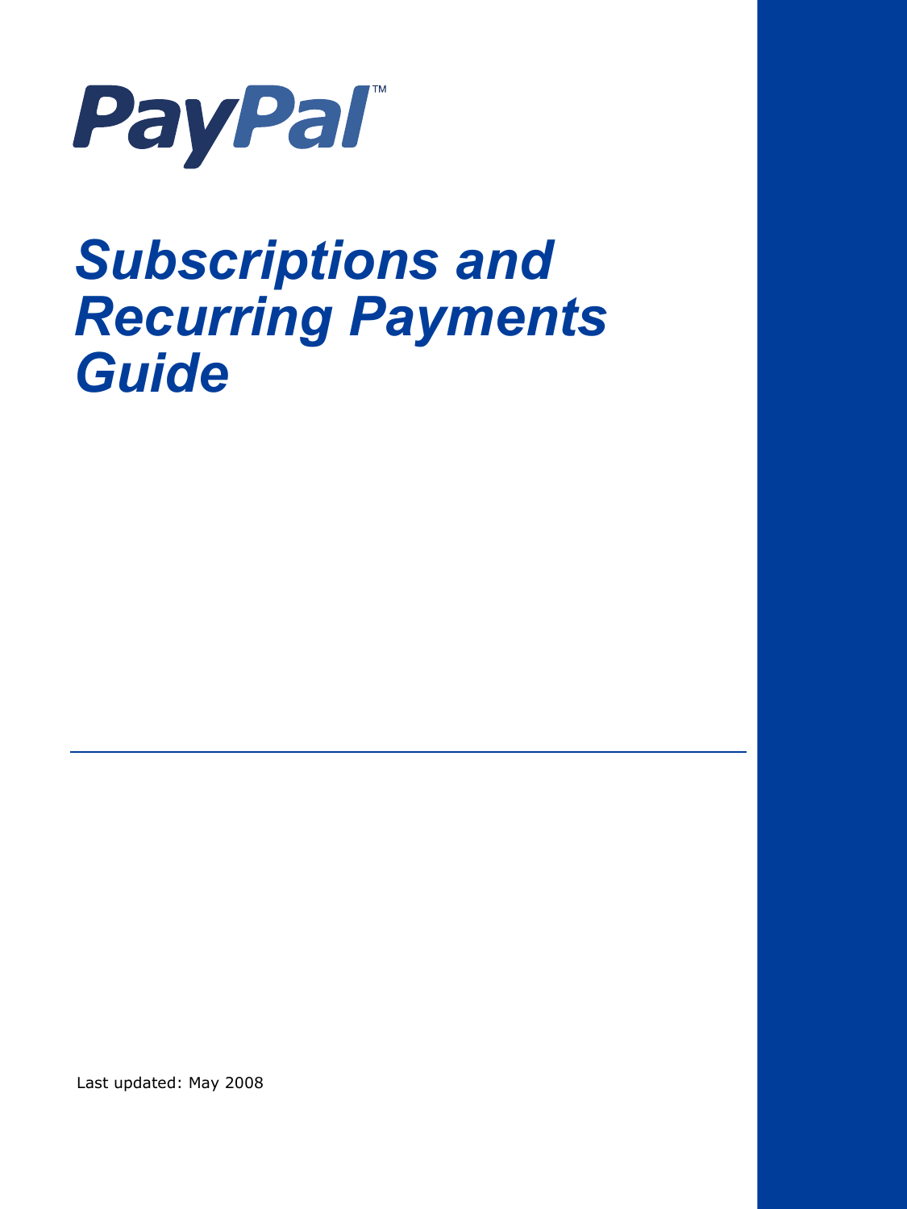PayPal™

# *Subscriptions and Recurring Payments Guide*

Last updated: May 2008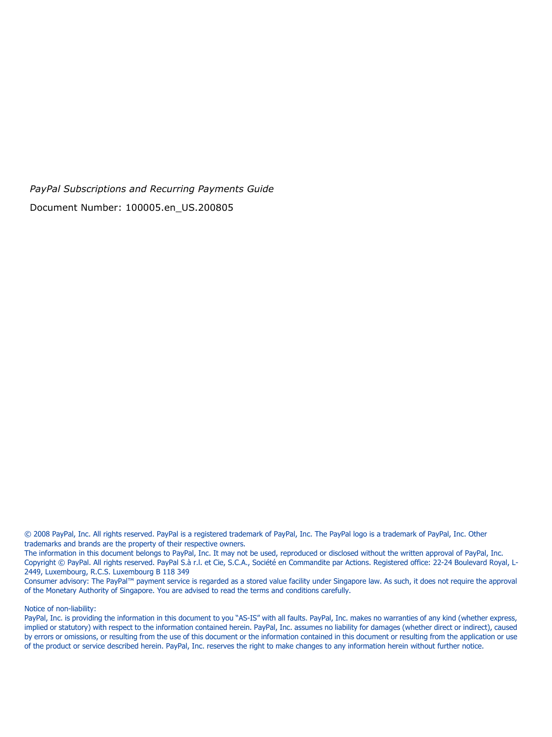*PayPal Subscriptions and Recurring Payments Guide*

Document Number: 100005.en_US.200805

© 2008 PayPal, Inc. All rights reserved. PayPal is a registered trademark of PayPal, Inc. The PayPal logo is a trademark of PayPal, Inc. Other trademarks and brands are the property of their respective owners.
The information in this document belongs to PayPal, Inc. It may not be used, reproduced or disclosed without the written approval of PayPal, Inc.
Copyright © PayPal. All rights reserved. PayPal S.à r.l. et Cie, S.C.A., Société en Commandite par Actions. Registered office: 22-24 Boulevard Royal, L-2449, Luxembourg, R.C.S. Luxembourg B 118 349
Consumer advisory: The PayPal™ payment service is regarded as a stored value facility under Singapore law. As such, it does not require the approval of the Monetary Authority of Singapore. You are advised to read the terms and conditions carefully.

Notice of non-liability:
PayPal, Inc. is providing the information in this document to you "AS-IS" with all faults. PayPal, Inc. makes no warranties of any kind (whether express, implied or statutory) with respect to the information contained herein. PayPal, Inc. assumes no liability for damages (whether direct or indirect), caused by errors or omissions, or resulting from the use of this document or the information contained in this document or resulting from the application or use of the product or service described herein. PayPal, Inc. reserves the right to make changes to any information herein without further notice.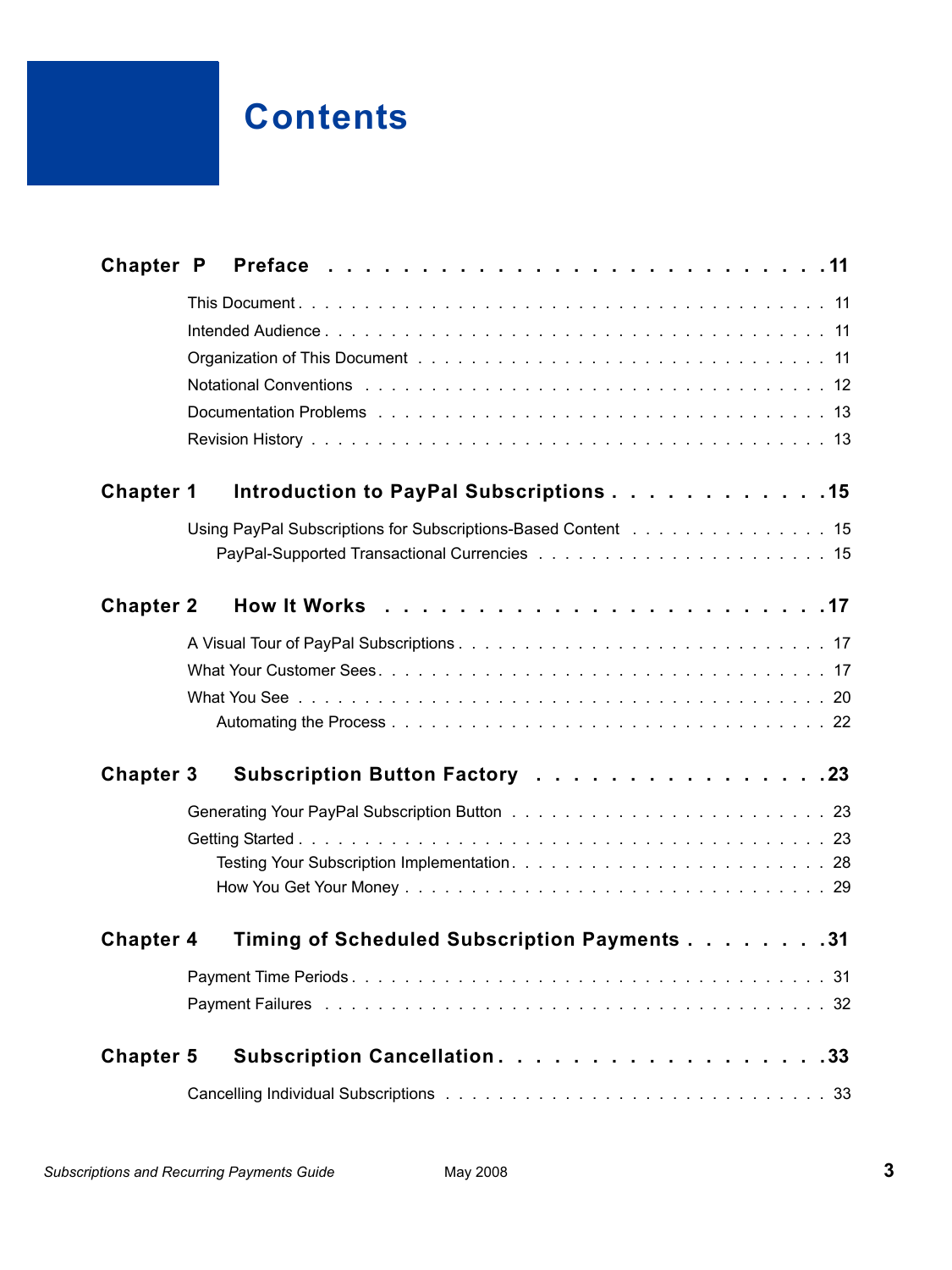# Contents

**Chapter P Preface . . . . . . . . . . . . . . . . . . . . . . . . . 11**

- This Document . . . . . . . . . . . . . . . . . . . . . . . . . . . . . 11
- Intended Audience . . . . . . . . . . . . . . . . . . . . . . . . . . . 11
- Organization of This Document . . . . . . . . . . . . . . . . . . . . . 11
- Notational Conventions . . . . . . . . . . . . . . . . . . . . . . . . 12
- Documentation Problems . . . . . . . . . . . . . . . . . . . . . . . . 13
- Revision History . . . . . . . . . . . . . . . . . . . . . . . . . . . 13

**Chapter 1 Introduction to PayPal Subscriptions . . . . . . . . . . . 15**

- Using PayPal Subscriptions for Subscriptions-Based Content . . . . . . . 15
  - PayPal-Supported Transactional Currencies . . . . . . . . . . . . . . 15

**Chapter 2 How It Works . . . . . . . . . . . . . . . . . . . . . . . 17**

- A Visual Tour of PayPal Subscriptions . . . . . . . . . . . . . . . . . 17
- What Your Customer Sees . . . . . . . . . . . . . . . . . . . . . . . . 17
- What You See . . . . . . . . . . . . . . . . . . . . . . . . . . . . . 20
  - Automating the Process . . . . . . . . . . . . . . . . . . . . . . . 22

**Chapter 3 Subscription Button Factory . . . . . . . . . . . . . . . . 23**

- Generating Your PayPal Subscription Button . . . . . . . . . . . . . . . 23
- Getting Started . . . . . . . . . . . . . . . . . . . . . . . . . . . . 23
  - Testing Your Subscription Implementation . . . . . . . . . . . . . . . 28
  - How You Get Your Money . . . . . . . . . . . . . . . . . . . . . . . 29

**Chapter 4 Timing of Scheduled Subscription Payments . . . . . . . . . 31**

- Payment Time Periods . . . . . . . . . . . . . . . . . . . . . . . . . 31
- Payment Failures . . . . . . . . . . . . . . . . . . . . . . . . . . . 32

**Chapter 5 Subscription Cancellation . . . . . . . . . . . . . . . . . 33**

- Cancelling Individual Subscriptions . . . . . . . . . . . . . . . . . . 33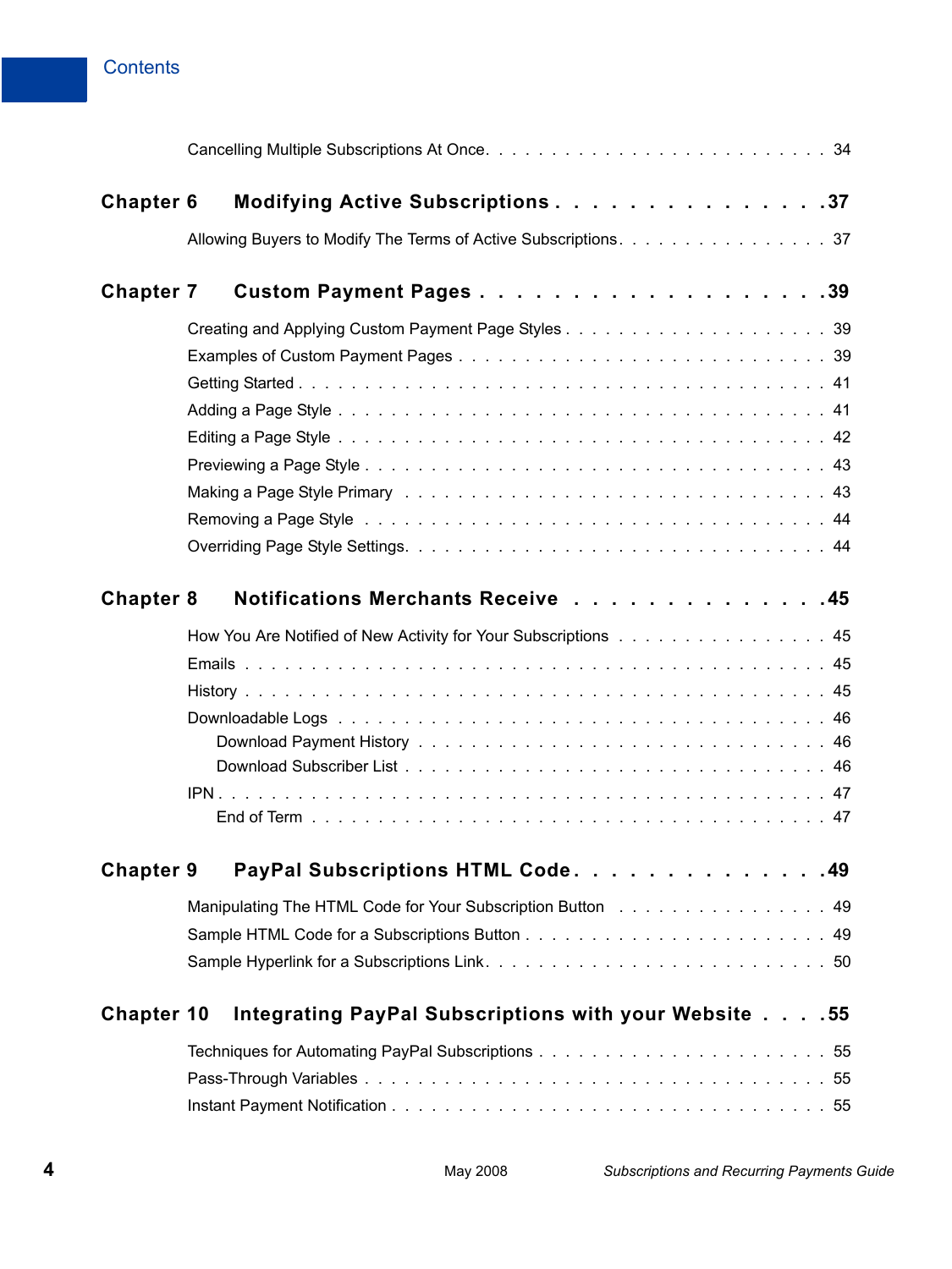# Contents

Cancelling Multiple Subscriptions At Once . . . . . . . . . . . . . . . . . . . . . . . . . 34

**Chapter 6 Modifying Active Subscriptions . . . . . . . . . . . . . . . 37**

Allowing Buyers to Modify The Terms of Active Subscriptions. . . . . . . . . . . . . . . . 37

**Chapter 7 Custom Payment Pages . . . . . . . . . . . . . . . . . . . 39**

Creating and Applying Custom Payment Page Styles . . . . . . . . . . . . . . . . . . . . 39

Examples of Custom Payment Pages . . . . . . . . . . . . . . . . . . . . . . . . . . . . 39

Getting Started . . . . . . . . . . . . . . . . . . . . . . . . . . . . . . . . . . . . . 41

Adding a Page Style . . . . . . . . . . . . . . . . . . . . . . . . . . . . . . . . . . . 41

Editing a Page Style . . . . . . . . . . . . . . . . . . . . . . . . . . . . . . . . . . . 42

Previewing a Page Style . . . . . . . . . . . . . . . . . . . . . . . . . . . . . . . . . 43

Making a Page Style Primary . . . . . . . . . . . . . . . . . . . . . . . . . . . . . . . 43

Removing a Page Style . . . . . . . . . . . . . . . . . . . . . . . . . . . . . . . . . . 44

Overriding Page Style Settings. . . . . . . . . . . . . . . . . . . . . . . . . . . . . . . 44

**Chapter 8 Notifications Merchants Receive . . . . . . . . . . . . . . 45**

How You Are Notified of New Activity for Your Subscriptions . . . . . . . . . . . . . . . . 45

Emails . . . . . . . . . . . . . . . . . . . . . . . . . . . . . . . . . . . . . . . . . . 45

History . . . . . . . . . . . . . . . . . . . . . . . . . . . . . . . . . . . . . . . . . . 45

Downloadable Logs . . . . . . . . . . . . . . . . . . . . . . . . . . . . . . . . . . . . 46

  Download Payment History . . . . . . . . . . . . . . . . . . . . . . . . . . . . . . . 46

  Download Subscriber List . . . . . . . . . . . . . . . . . . . . . . . . . . . . . . . . 46

IPN . . . . . . . . . . . . . . . . . . . . . . . . . . . . . . . . . . . . . . . . . . . . 47

  End of Term . . . . . . . . . . . . . . . . . . . . . . . . . . . . . . . . . . . . . . 47

**Chapter 9 PayPal Subscriptions HTML Code. . . . . . . . . . . . . . 49**

Manipulating The HTML Code for Your Subscription Button . . . . . . . . . . . . . . . . 49

Sample HTML Code for a Subscriptions Button . . . . . . . . . . . . . . . . . . . . . . 49

Sample Hyperlink for a Subscriptions Link. . . . . . . . . . . . . . . . . . . . . . . . . 50

**Chapter 10 Integrating PayPal Subscriptions with your Website . . . . 55**

Techniques for Automating PayPal Subscriptions . . . . . . . . . . . . . . . . . . . . . 55

Pass-Through Variables . . . . . . . . . . . . . . . . . . . . . . . . . . . . . . . . . . 55

Instant Payment Notification . . . . . . . . . . . . . . . . . . . . . . . . . . . . . . . 55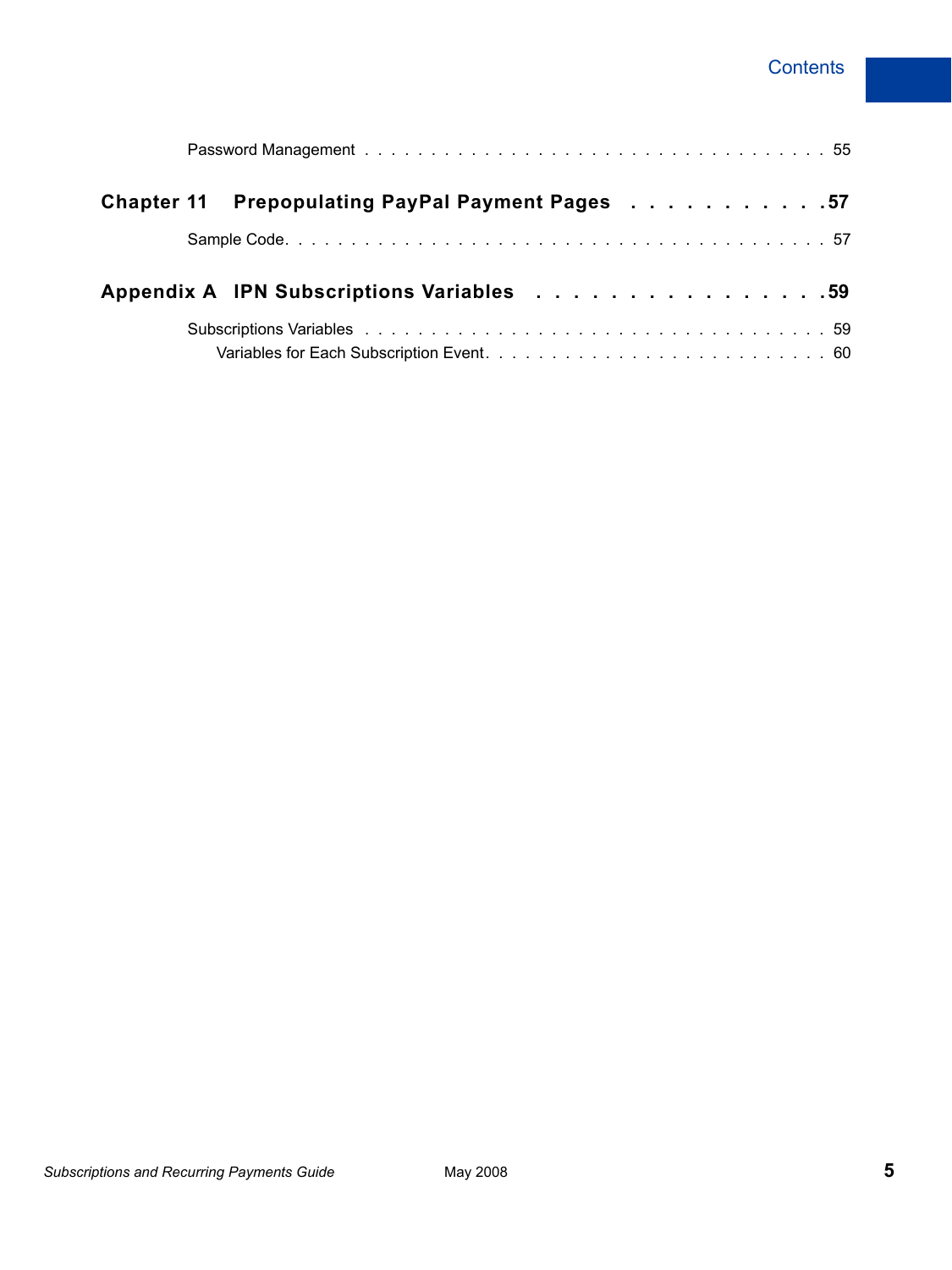Password Management . . . . . . . . . . . . . . . . . . . . . . . . . . . . . . . . . . 55

**Chapter 11 Prepopulating PayPal Payment Pages . . . . . . . . . . . 57**

Sample Code. . . . . . . . . . . . . . . . . . . . . . . . . . . . . . . . . . . . . . . 57

**Appendix A IPN Subscriptions Variables . . . . . . . . . . . . . . . . 59**

Subscriptions Variables . . . . . . . . . . . . . . . . . . . . . . . . . . . . . . . . . . 59

Variables for Each Subscription Event. . . . . . . . . . . . . . . . . . . . . . . . . . 60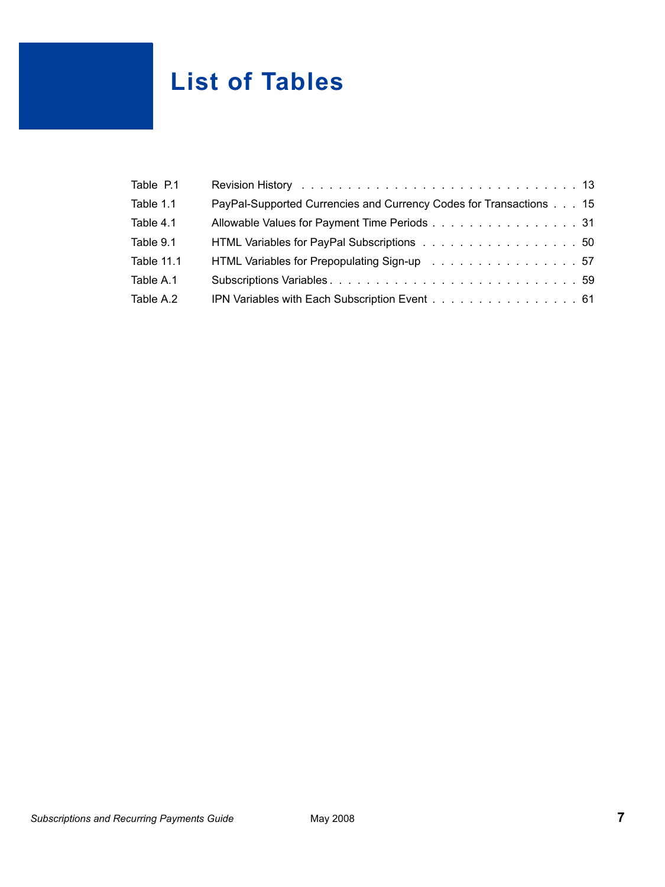# List of Tables

| | | |
|---|---|---|
| Table P.1 | Revision History | 13 |
| Table 1.1 | PayPal-Supported Currencies and Currency Codes for Transactions | 15 |
| Table 4.1 | Allowable Values for Payment Time Periods | 31 |
| Table 9.1 | HTML Variables for PayPal Subscriptions | 50 |
| Table 11.1 | HTML Variables for Prepopulating Sign-up | 57 |
| Table A.1 | Subscriptions Variables | 59 |
| Table A.2 | IPN Variables with Each Subscription Event | 61 |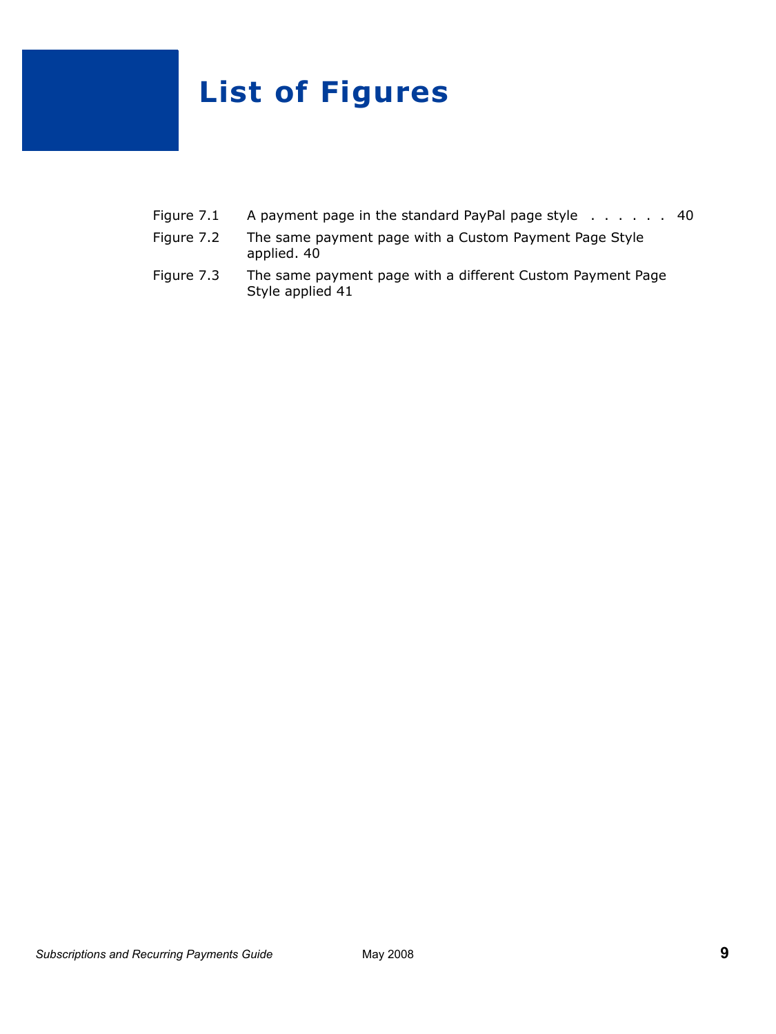# List of Figures

Figure 7.1 A payment page in the standard PayPal page style . . . . . . 40

Figure 7.2 The same payment page with a Custom Payment Page Style applied. 40

Figure 7.3 The same payment page with a different Custom Payment Page Style applied 41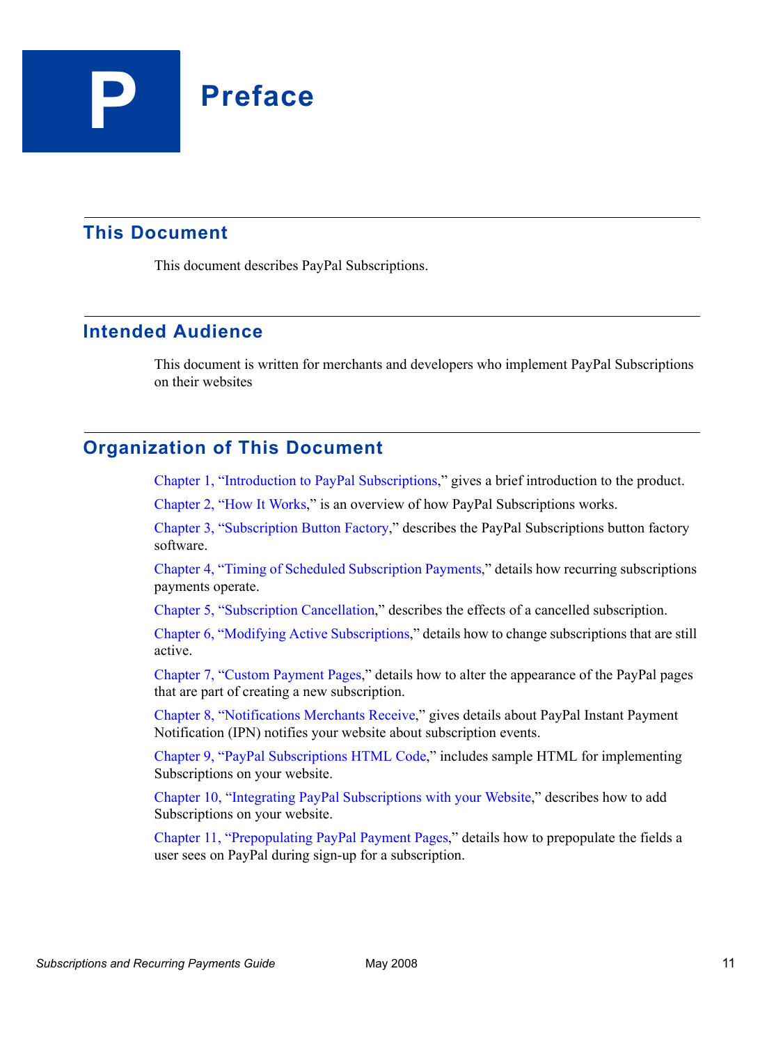# P Preface

## This Document

This document describes PayPal Subscriptions.

## Intended Audience

This document is written for merchants and developers who implement PayPal Subscriptions on their websites

## Organization of This Document

Chapter 1, "Introduction to PayPal Subscriptions," gives a brief introduction to the product.

Chapter 2, "How It Works," is an overview of how PayPal Subscriptions works.

Chapter 3, "Subscription Button Factory," describes the PayPal Subscriptions button factory software.

Chapter 4, "Timing of Scheduled Subscription Payments," details how recurring subscriptions payments operate.

Chapter 5, "Subscription Cancellation," describes the effects of a cancelled subscription.

Chapter 6, "Modifying Active Subscriptions," details how to change subscriptions that are still active.

Chapter 7, "Custom Payment Pages," details how to alter the appearance of the PayPal pages that are part of creating a new subscription.

Chapter 8, "Notifications Merchants Receive," gives details about PayPal Instant Payment Notification (IPN) notifies your website about subscription events.

Chapter 9, "PayPal Subscriptions HTML Code," includes sample HTML for implementing Subscriptions on your website.

Chapter 10, "Integrating PayPal Subscriptions with your Website," describes how to add Subscriptions on your website.

Chapter 11, "Prepopulating PayPal Payment Pages," details how to prepopulate the fields a user sees on PayPal during sign-up for a subscription.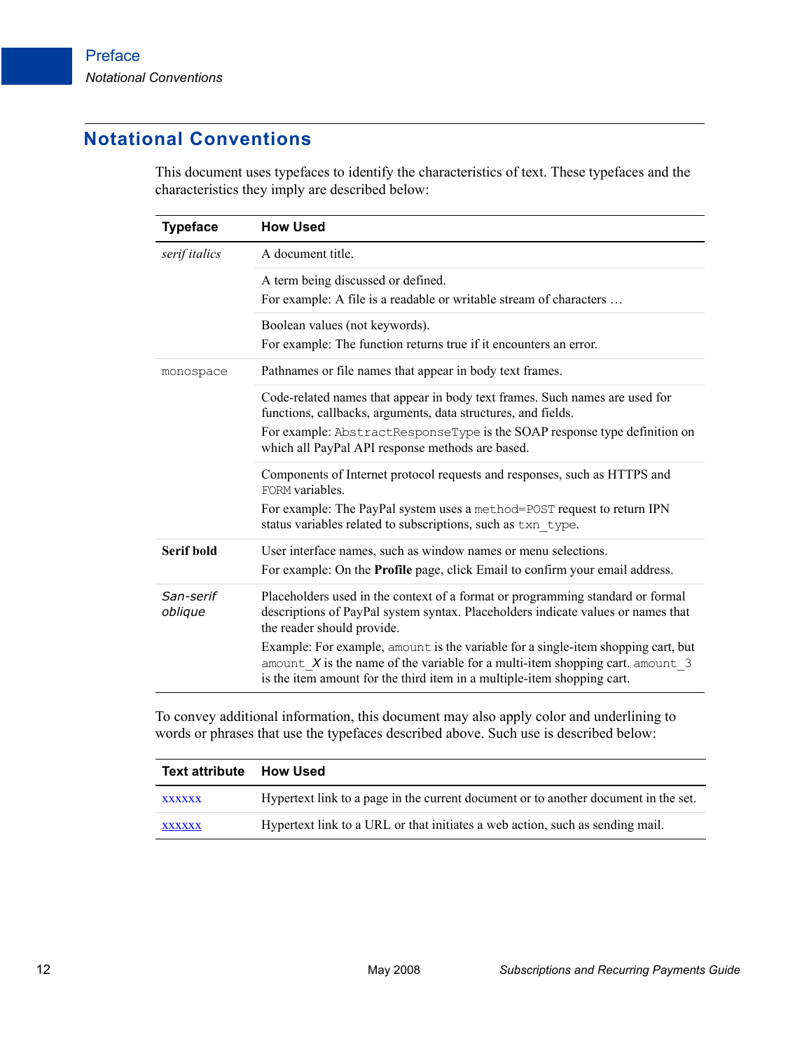## Notational Conventions

This document uses typefaces to identify the characteristics of text. These typefaces and the characteristics they imply are described below:

| Typeface | How Used |
|---|---|
| *serif italics* | A document title. |
| | A term being discussed or defined.<br>For example: A file is a readable or writable stream of characters … |
| | Boolean values (not keywords).<br>For example: The function returns true if it encounters an error. |
| `monospace` | Pathnames or file names that appear in body text frames. |
| | Code-related names that appear in body text frames. Such names are used for functions, callbacks, arguments, data structures, and fields.<br>For example: `AbstractResponseType` is the SOAP response type definition on which all PayPal API response methods are based. |
| | Components of Internet protocol requests and responses, such as HTTPS and `FORM` variables.<br>For example: The PayPal system uses a `method=POST` request to return IPN status variables related to subscriptions, such as `txn_type`. |
| **Serif bold** | User interface names, such as window names or menu selections.<br>For example: On the **Profile** page, click Email to confirm your email address. |
| *San-serif oblique* | Placeholders used in the context of a format or programming standard or formal descriptions of PayPal system syntax. Placeholders indicate values or names that the reader should provide.<br>Example: For example, `amount` is the variable for a single-item shopping cart, but `amount_`*X* is the name of the variable for a multi-item shopping cart. `amount_3` is the item amount for the third item in a multiple-item shopping cart. |

To convey additional information, this document may also apply color and underlining to words or phrases that use the typefaces described above. Such use is described below:

| Text attribute | How Used |
|---|---|
| xxxxxx | Hypertext link to a page in the current document or to another document in the set. |
| xxxxxx | Hypertext link to a URL or that initiates a web action, such as sending mail. |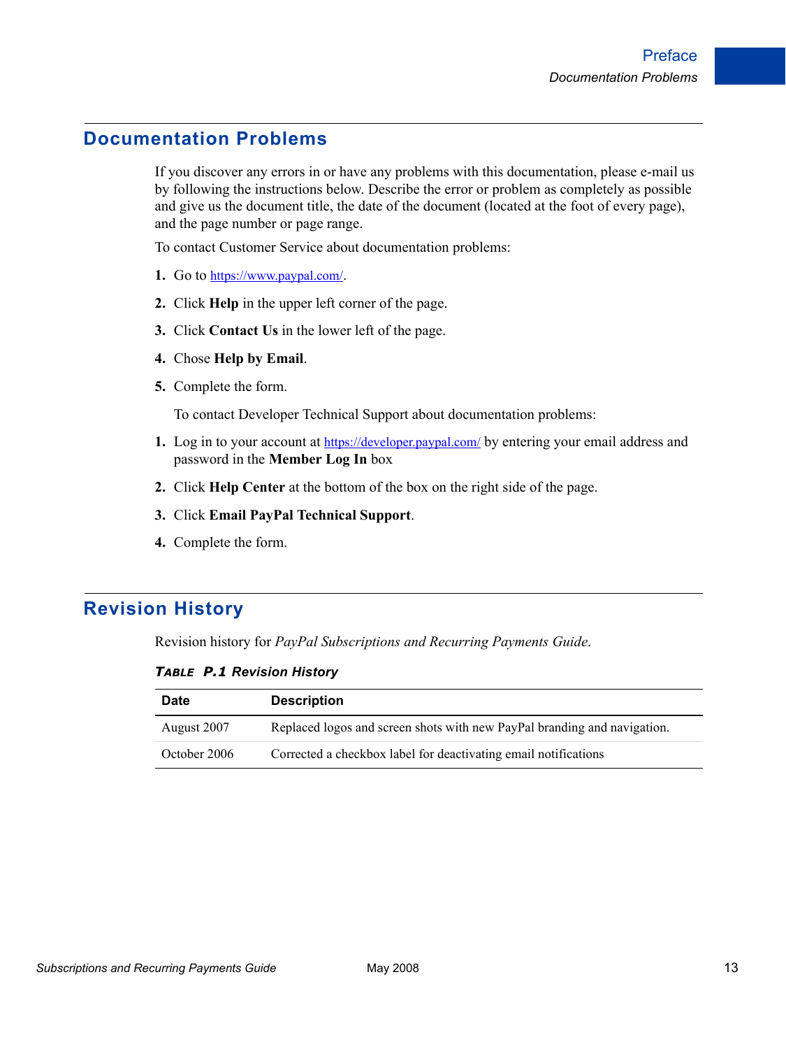## Documentation Problems

If you discover any errors in or have any problems with this documentation, please e-mail us by following the instructions below. Describe the error or problem as completely as possible and give us the document title, the date of the document (located at the foot of every page), and the page number or page range.

To contact Customer Service about documentation problems:

1. Go to https://www.paypal.com/.
2. Click **Help** in the upper left corner of the page.
3. Click **Contact Us** in the lower left of the page.
4. Chose **Help by Email**.
5. Complete the form.

   To contact Developer Technical Support about documentation problems:

1. Log in to your account at https://developer.paypal.com/ by entering your email address and password in the **Member Log In** box
2. Click **Help Center** at the bottom of the box on the right side of the page.
3. Click **Email PayPal Technical Support**.
4. Complete the form.

## Revision History

Revision history for *PayPal Subscriptions and Recurring Payments Guide*.

***TABLE P.1 Revision History***

| Date | Description |
| --- | --- |
| August 2007 | Replaced logos and screen shots with new PayPal branding and navigation. |
| October 2006 | Corrected a checkbox label for deactivating email notifications |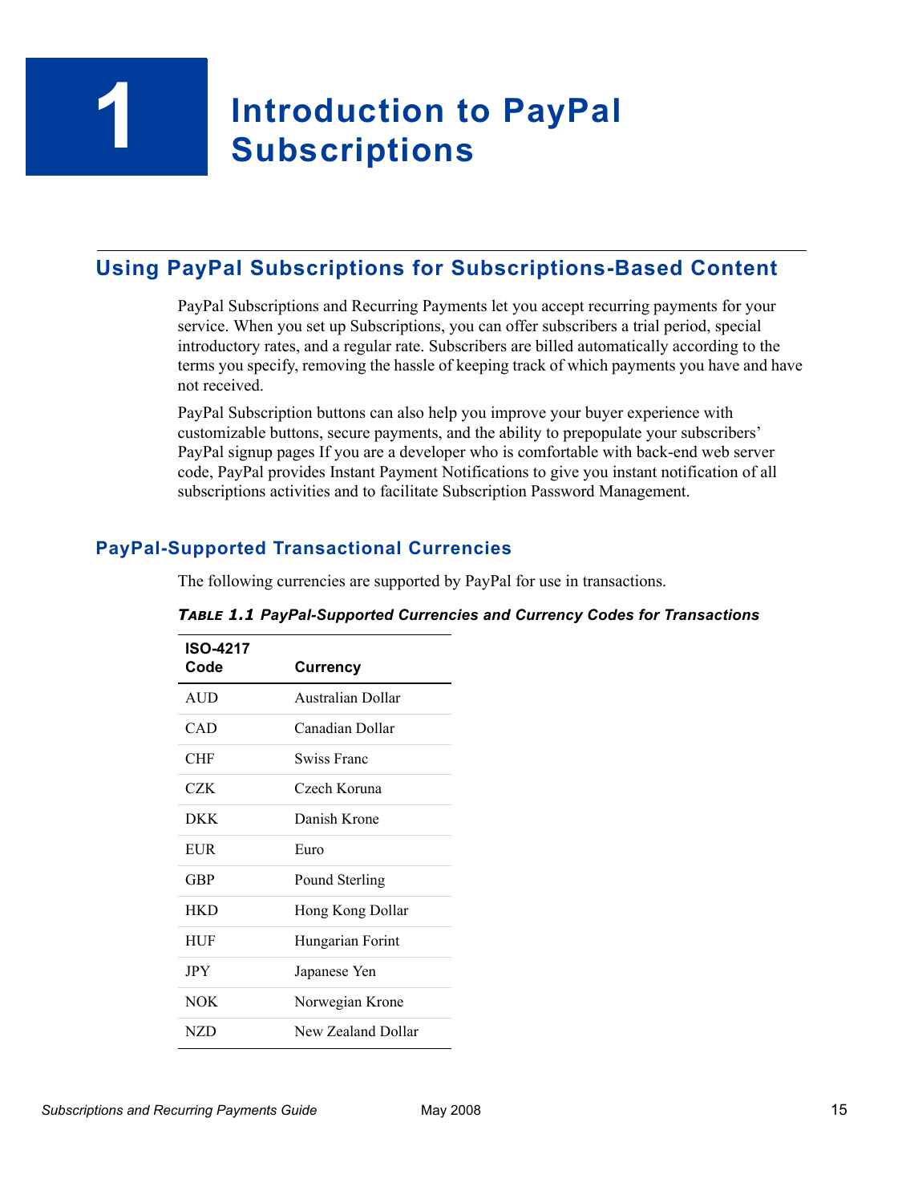# 1 Introduction to PayPal Subscriptions

## Using PayPal Subscriptions for Subscriptions-Based Content

PayPal Subscriptions and Recurring Payments let you accept recurring payments for your service. When you set up Subscriptions, you can offer subscribers a trial period, special introductory rates, and a regular rate. Subscribers are billed automatically according to the terms you specify, removing the hassle of keeping track of which payments you have and have not received.

PayPal Subscription buttons can also help you improve your buyer experience with customizable buttons, secure payments, and the ability to prepopulate your subscribers' PayPal signup pages If you are a developer who is comfortable with back-end web server code, PayPal provides Instant Payment Notifications to give you instant notification of all subscriptions activities and to facilitate Subscription Password Management.

### PayPal-Supported Transactional Currencies

The following currencies are supported by PayPal for use in transactions.

***Table 1.1 PayPal-Supported Currencies and Currency Codes for Transactions***

| ISO-4217 Code | Currency |
|---|---|
| AUD | Australian Dollar |
| CAD | Canadian Dollar |
| CHF | Swiss Franc |
| CZK | Czech Koruna |
| DKK | Danish Krone |
| EUR | Euro |
| GBP | Pound Sterling |
| HKD | Hong Kong Dollar |
| HUF | Hungarian Forint |
| JPY | Japanese Yen |
| NOK | Norwegian Krone |
| NZD | New Zealand Dollar |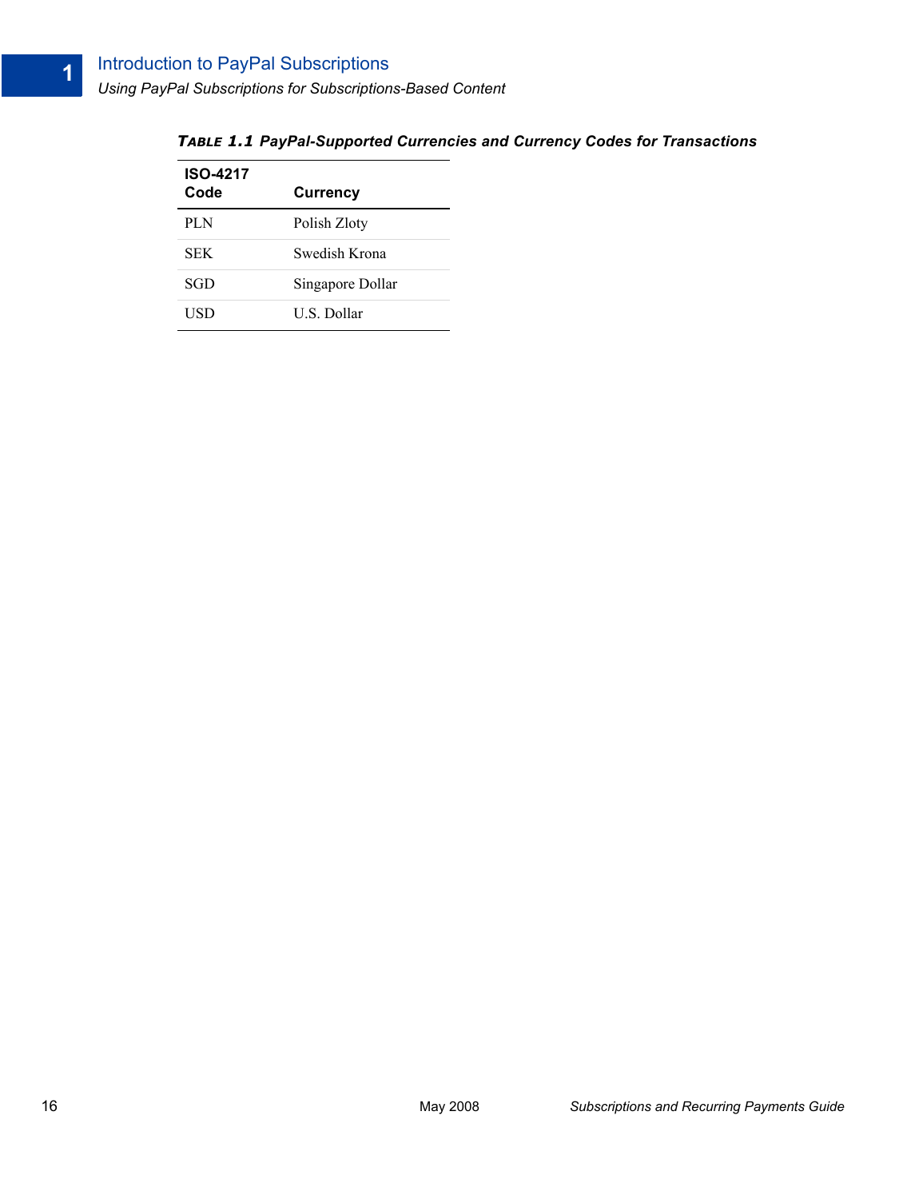***TABLE 1.1 PayPal-Supported Currencies and Currency Codes for Transactions***

| ISO-4217 Code | Currency |
|---|---|
| PLN | Polish Zloty |
| SEK | Swedish Krona |
| SGD | Singapore Dollar |
| USD | U.S. Dollar |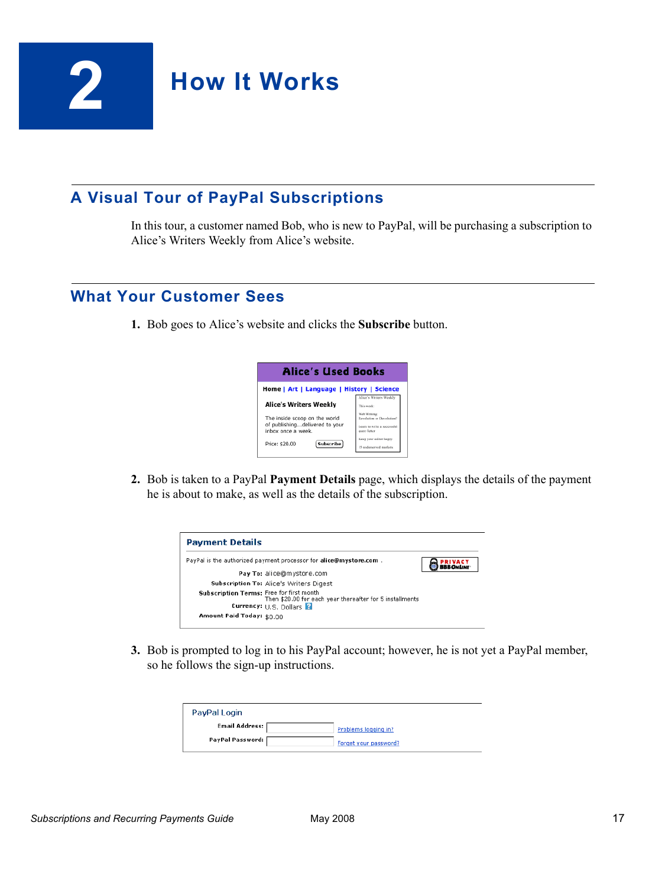# 2 How It Works

## A Visual Tour of PayPal Subscriptions

In this tour, a customer named Bob, who is new to PayPal, will be purchasing a subscription to Alice's Writers Weekly from Alice's website.

## What Your Customer Sees

1. Bob goes to Alice's website and clicks the **Subscribe** button.

2. Bob is taken to a PayPal **Payment Details** page, which displays the details of the payment he is about to make, as well as the details of the subscription.

3. Bob is prompted to log in to his PayPal account; however, he is not yet a PayPal member, so he follows the sign-up instructions.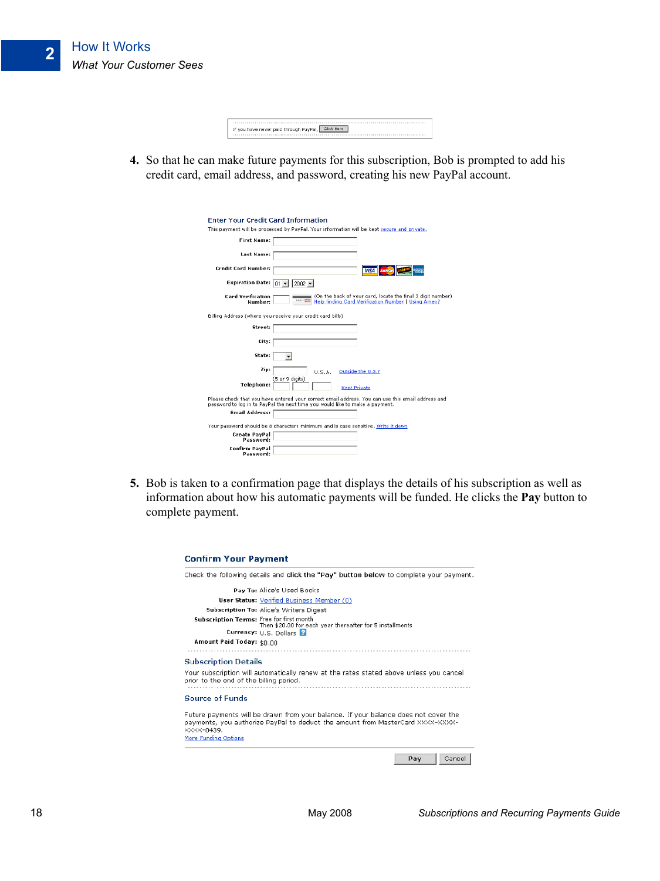If you have never paid through PayPal, Click Here

4. So that he can make future payments for this subscription, Bob is prompted to add his credit card, email address, and password, creating his new PayPal account.

Enter Your Credit Card Information

This payment will be processed by PayPal. Your information will be kept secure and private.

First Name:

Last Name:

Credit Card Number:

Expiration Date: 01 2002

Card Verification Number: (On the back of your card, locate the final 3 digit number) Help finding Card Verification Number | Using Amex?

Billing Address (where you receive your credit card bills)

Street:

City:

State:

Zip: (5 or 9 digits) U.S.A. Outside the U.S.?

Telephone: Kept Private

Please check that you have entered your correct email address. You can use this email address and password to log in to PayPal the next time you would like to make a payment.

Email Address:

Your password should be 8 characters minimum and is case sensitive. Write it down

Create PayPal Password:

Confirm PayPal Password:

5. Bob is taken to a confirmation page that displays the details of his subscription as well as information about how his automatic payments will be funded. He clicks the **Pay** button to complete payment.

Confirm Your Payment

Check the following details and **click the "Pay" button below** to complete your payment.

**Pay To:** Alice's Used Books
**User Status:** Verified Business Member (0)
**Subscription To:** Alice's Writers Digest
**Subscription Terms:** Free for first month
Then $20.00 for each year thereafter for 5 installments
**Currency:** U.S. Dollars
**Amount Paid Today:** $0.00

Subscription Details

Your subscription will automatically renew at the rates stated above unless you cancel prior to the end of the billing period.

Source of Funds

Future payments will be drawn from your balance. If your balance does not cover the payments, you authorize PayPal to deduct the amount from MasterCard XXXX-XXXX-XXXX-0439.
More Funding Options

Pay Cancel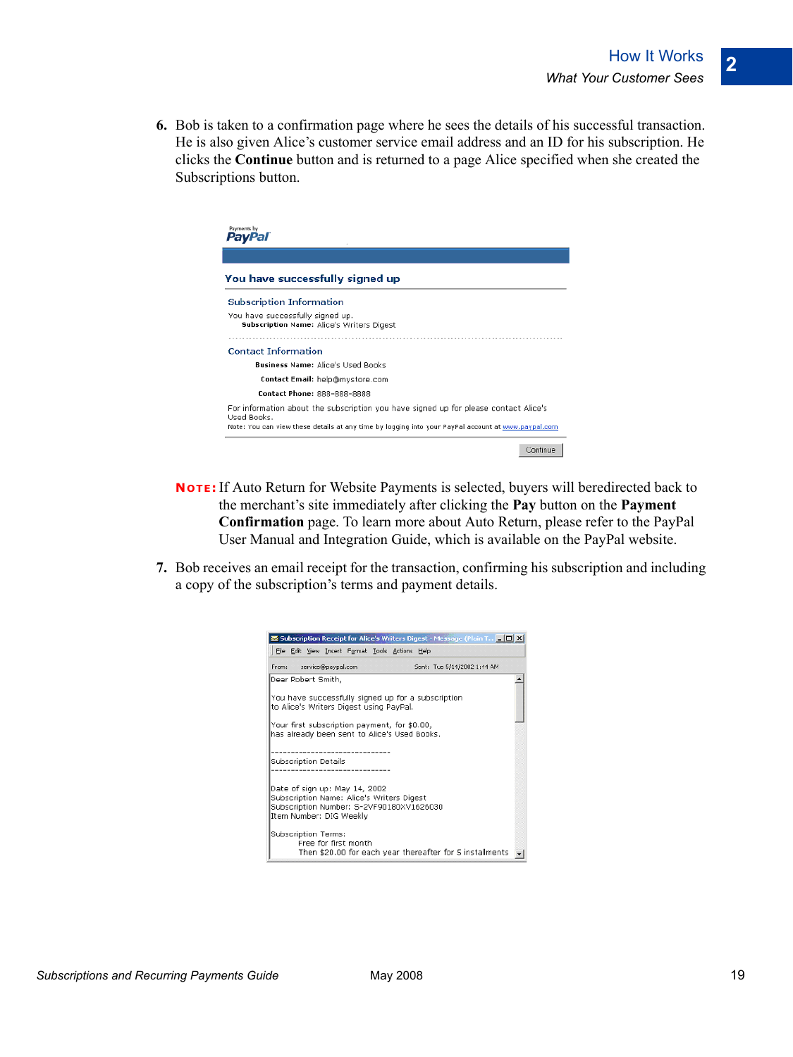6. Bob is taken to a confirmation page where he sees the details of his successful transaction. He is also given Alice's customer service email address and an ID for his subscription. He clicks the **Continue** button and is returned to a page Alice specified when she created the Subscriptions button.

Payments by PayPal

**You have successfully signed up**

Subscription Information

You have successfully signed up.
**Subscription Name:** Alice's Writers Digest

Contact Information

**Business Name:** Alice's Used Books
**Contact Email:** help@mystore.com
**Contact Phone:** 888-888-8888

For information about the subscription you have signed up for please contact Alice's Used Books.
Note: You can view these details at any time by logging into your PayPal account at www.paypal.com

Continue

**NOTE:** If Auto Return for Website Payments is selected, buyers will beredirected back to the merchant's site immediately after clicking the **Pay** button on the **Payment Confirmation** page. To learn more about Auto Return, please refer to the PayPal User Manual and Integration Guide, which is available on the PayPal website.

7. Bob receives an email receipt for the transaction, confirming his subscription and including a copy of the subscription's terms and payment details.

Subscription Receipt for Alice's Writers Digest - Message (Plain T...

From: service@paypal.com    Sent: Tue 5/14/2002 1:44 AM

Dear Robert Smith,

You have successfully signed up for a subscription to Alice's Writers Digest using PayPal.

Your first subscription payment, for $0.00, has already been sent to Alice's Used Books.

------------------------------
Subscription Details
------------------------------

Date of sign up: May 14, 2002
Subscription Name: Alice's Writers Digest
Subscription Number: S-2VF90180XV1626030
Item Number: DIG Weekly

Subscription Terms:
Free for first month
Then $20.00 for each year thereafter for 5 installments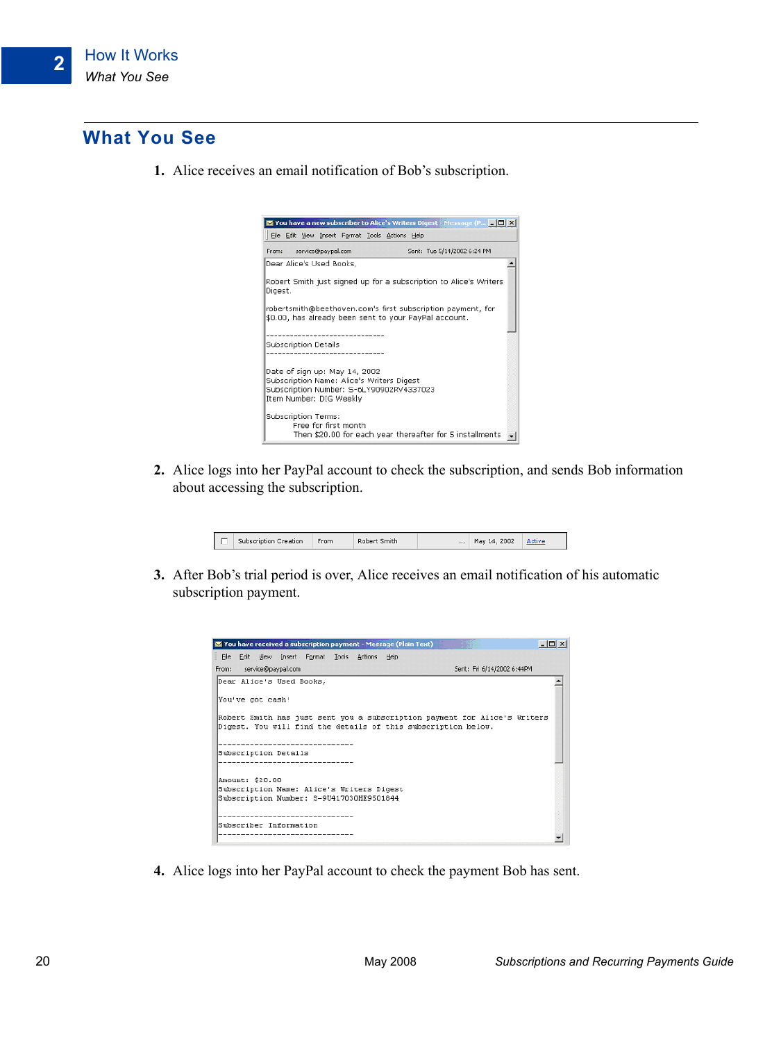## What You See

1. Alice receives an email notification of Bob's subscription.

2. Alice logs into her PayPal account to check the subscription, and sends Bob information about accessing the subscription.

3. After Bob's trial period is over, Alice receives an email notification of his automatic subscription payment.

4. Alice logs into her PayPal account to check the payment Bob has sent.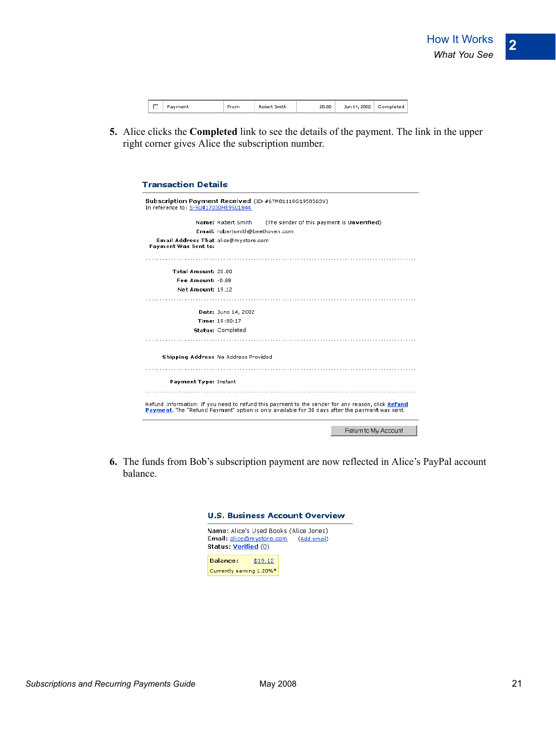| ☐ | Payment | From | Robert Smith | 20.00 | Jun 14, 2002 | Completed |
|---|---|---|---|---|---|---|

5. Alice clicks the **Completed** link to see the details of the payment. The link in the upper right corner gives Alice the subscription number.

**Transaction Details**

**Subscription Payment Received** (ID: #67M81110G1958563V)
In reference to: S-9U417030HE9501844

**Name:** Robert Smith (The sender of this payment is **Unverified**)
**Email:** robertsmith@beethoven.com
**Email Address That Payment Was Sent to:** alice@mystore.com

**Total Amount:** 20.00
**Fee Amount:** -0.88
**Net Amount:** 19.12

**Date:** June 14, 2002
**Time:** 19:00:17
**Status:** Completed

**Shipping Address** No Address Provided

**Payment Type:** Instant

Refund Information: If you need to refund this payment to the sender for any reason, click **Refund Payment**. The "Refund Payment" option is only available for 30 days after the payment was sent.

Return to My Account

6. The funds from Bob's subscription payment are now reflected in Alice's PayPal account balance.

**U.S. Business Account Overview**

**Name:** Alice's Used Books (Alice Jones)
**Email:** alice@mystore.com (Add email)
**Status:** **Verified** (0)

**Balance:** $19.12
Currently earning 1.20%*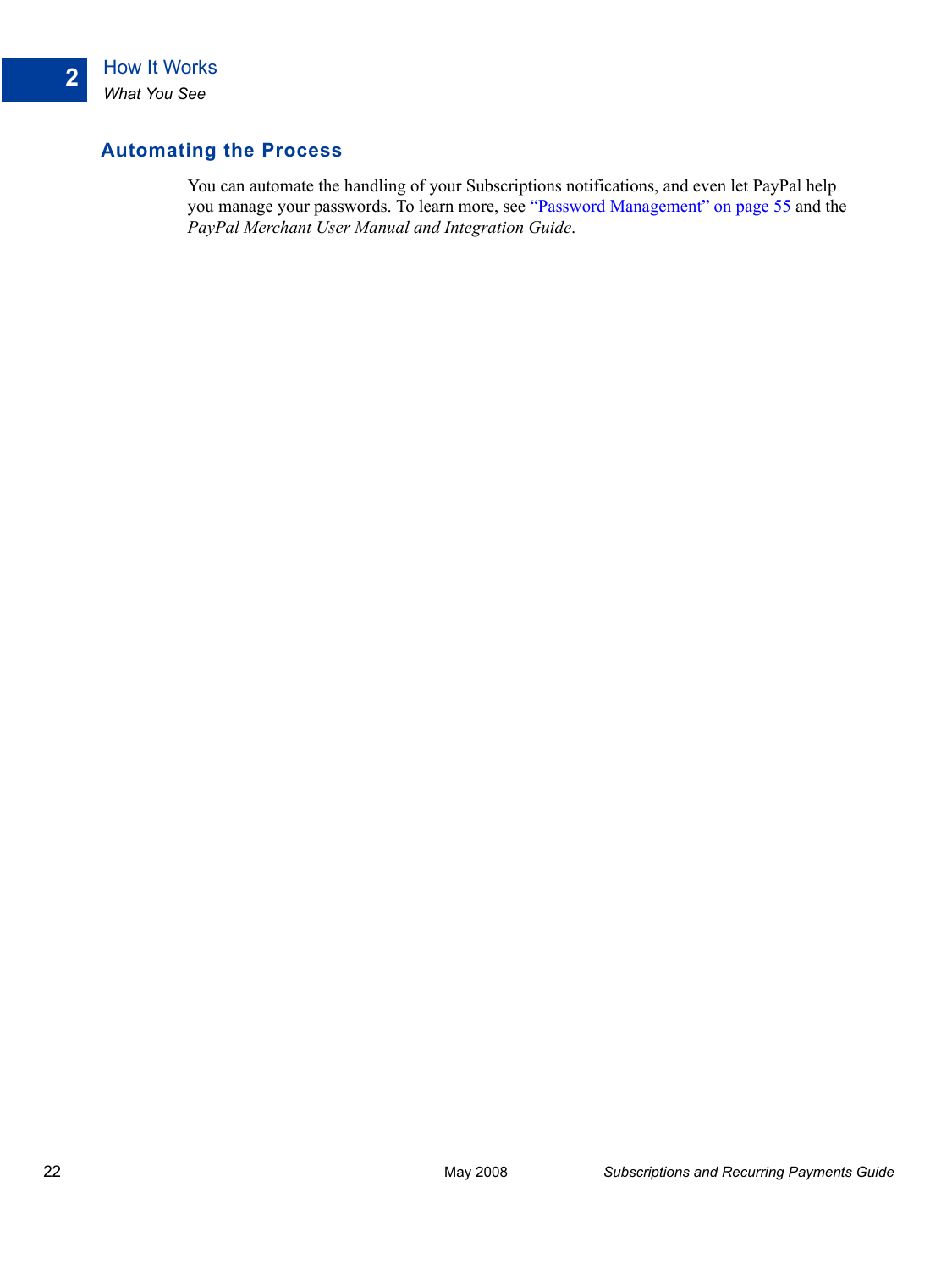## Automating the Process

You can automate the handling of your Subscriptions notifications, and even let PayPal help you manage your passwords. To learn more, see "Password Management" on page 55 and the *PayPal Merchant User Manual and Integration Guide*.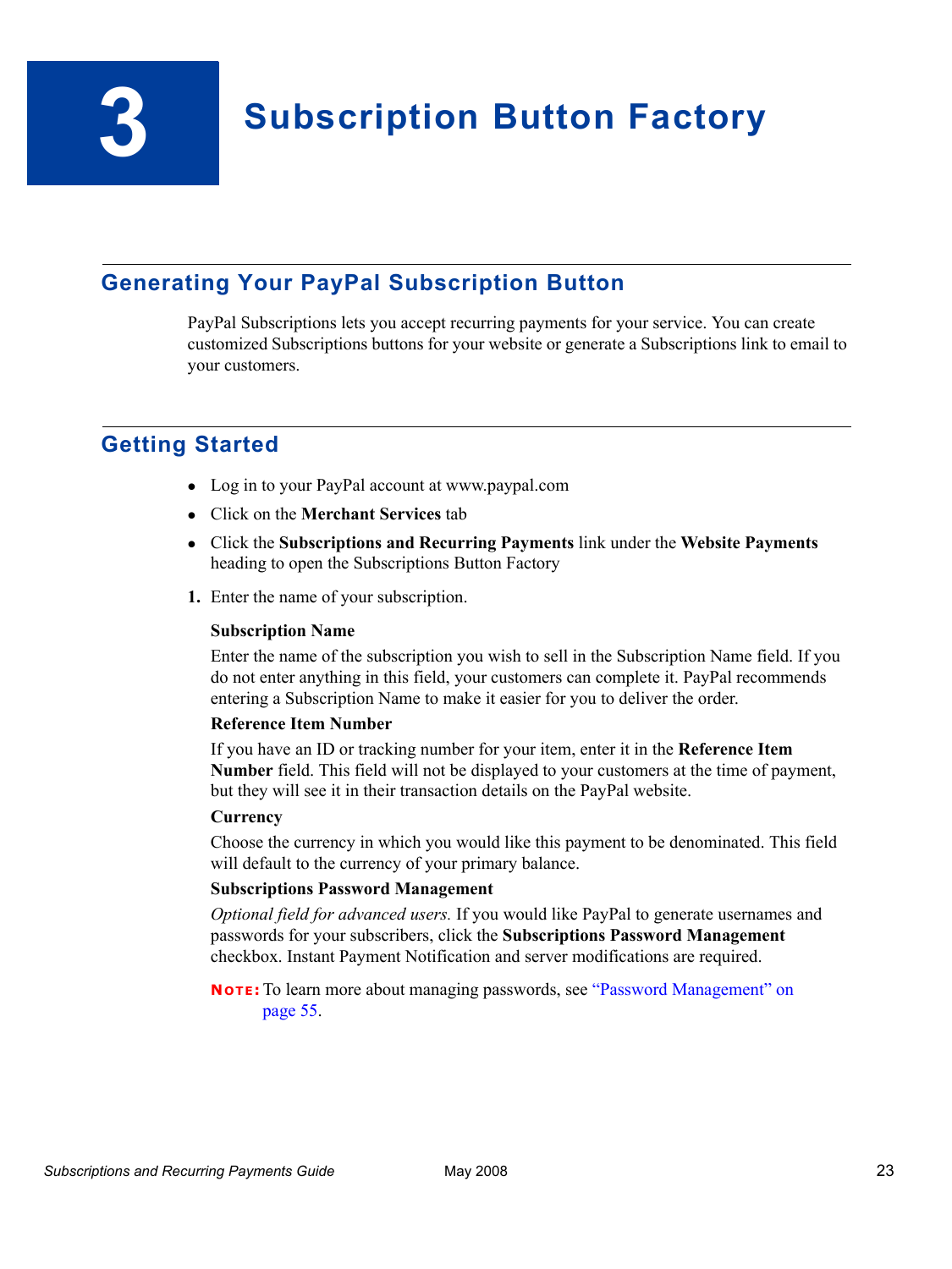# 3 Subscription Button Factory

## Generating Your PayPal Subscription Button

PayPal Subscriptions lets you accept recurring payments for your service. You can create customized Subscriptions buttons for your website or generate a Subscriptions link to email to your customers.

## Getting Started

- Log in to your PayPal account at www.paypal.com
- Click on the **Merchant Services** tab
- Click the **Subscriptions and Recurring Payments** link under the **Website Payments** heading to open the Subscriptions Button Factory

1. Enter the name of your subscription.

   **Subscription Name**

   Enter the name of the subscription you wish to sell in the Subscription Name field. If you do not enter anything in this field, your customers can complete it. PayPal recommends entering a Subscription Name to make it easier for you to deliver the order.

   **Reference Item Number**

   If you have an ID or tracking number for your item, enter it in the **Reference Item Number** field. This field will not be displayed to your customers at the time of payment, but they will see it in their transaction details on the PayPal website.

   **Currency**

   Choose the currency in which you would like this payment to be denominated. This field will default to the currency of your primary balance.

   **Subscriptions Password Management**

   *Optional field for advanced users.* If you would like PayPal to generate usernames and passwords for your subscribers, click the **Subscriptions Password Management** checkbox. Instant Payment Notification and server modifications are required.

   **NOTE:** To learn more about managing passwords, see "Password Management" on page 55.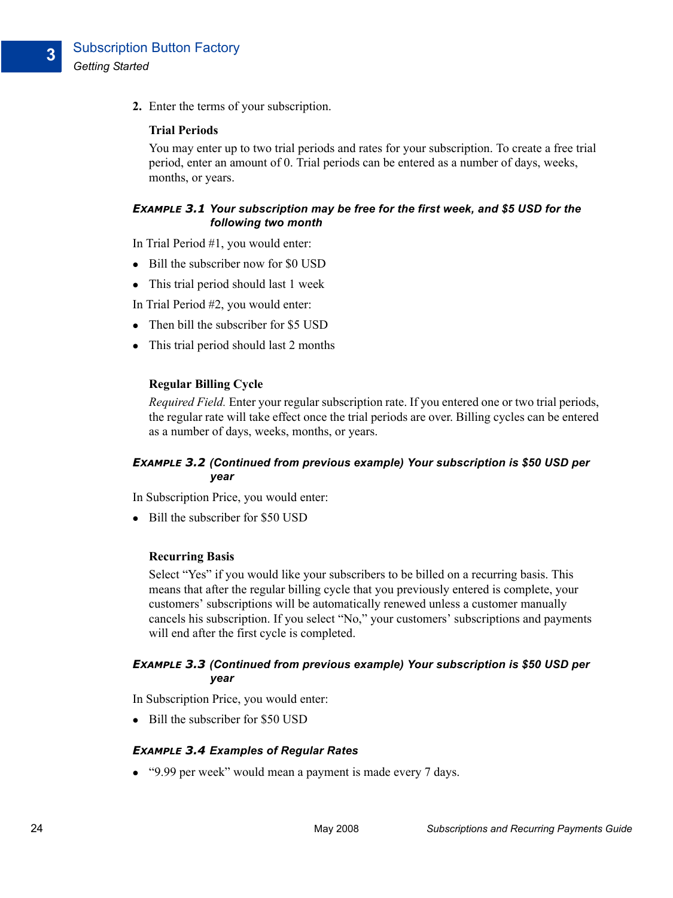2. Enter the terms of your subscription.

**Trial Periods**

You may enter up to two trial periods and rates for your subscription. To create a free trial period, enter an amount of 0. Trial periods can be entered as a number of days, weeks, months, or years.

***EXAMPLE 3.1 Your subscription may be free for the first week, and $5 USD for the following two month***

In Trial Period #1, you would enter:

- Bill the subscriber now for $0 USD
- This trial period should last 1 week

In Trial Period #2, you would enter:

- Then bill the subscriber for $5 USD
- This trial period should last 2 months

**Regular Billing Cycle**

*Required Field.* Enter your regular subscription rate. If you entered one or two trial periods, the regular rate will take effect once the trial periods are over. Billing cycles can be entered as a number of days, weeks, months, or years.

***EXAMPLE 3.2 (Continued from previous example) Your subscription is $50 USD per year***

In Subscription Price, you would enter:

- Bill the subscriber for $50 USD

**Recurring Basis**

Select "Yes" if you would like your subscribers to be billed on a recurring basis. This means that after the regular billing cycle that you previously entered is complete, your customers' subscriptions will be automatically renewed unless a customer manually cancels his subscription. If you select "No," your customers' subscriptions and payments will end after the first cycle is completed.

***EXAMPLE 3.3 (Continued from previous example) Your subscription is $50 USD per year***

In Subscription Price, you would enter:

- Bill the subscriber for $50 USD

***EXAMPLE 3.4 Examples of Regular Rates***

- "9.99 per week" would mean a payment is made every 7 days.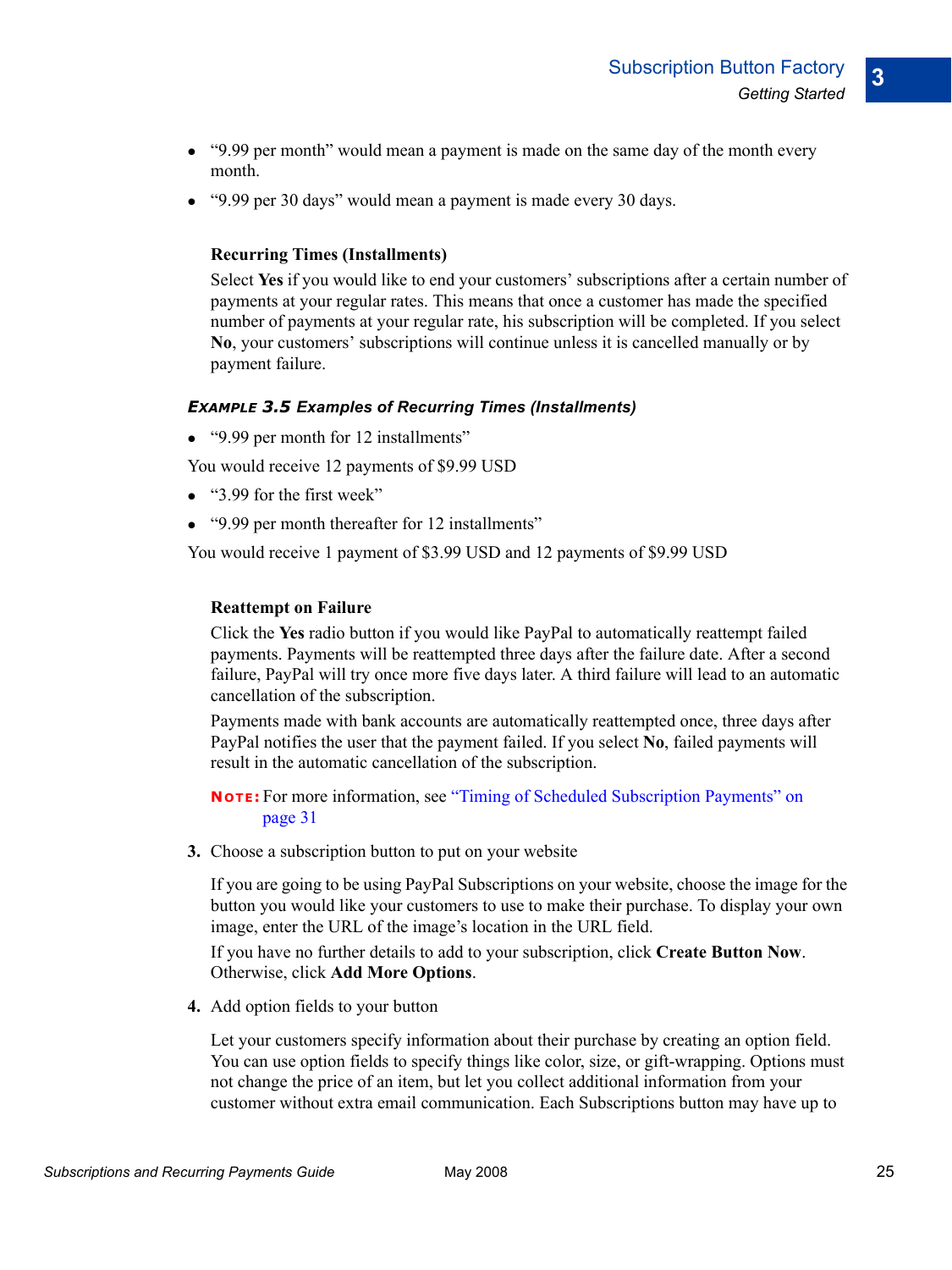- “9.99 per month” would mean a payment is made on the same day of the month every month.
- “9.99 per 30 days” would mean a payment is made every 30 days.

**Recurring Times (Installments)**

Select **Yes** if you would like to end your customers’ subscriptions after a certain number of payments at your regular rates. This means that once a customer has made the specified number of payments at your regular rate, his subscription will be completed. If you select **No**, your customers’ subscriptions will continue unless it is cancelled manually or by payment failure.

***EXAMPLE 3.5 Examples of Recurring Times (Installments)***

- “9.99 per month for 12 installments”

You would receive 12 payments of $9.99 USD

- “3.99 for the first week”
- “9.99 per month thereafter for 12 installments”

You would receive 1 payment of $3.99 USD and 12 payments of $9.99 USD

**Reattempt on Failure**

Click the **Yes** radio button if you would like PayPal to automatically reattempt failed payments. Payments will be reattempted three days after the failure date. After a second failure, PayPal will try once more five days later. A third failure will lead to an automatic cancellation of the subscription.

Payments made with bank accounts are automatically reattempted once, three days after PayPal notifies the user that the payment failed. If you select **No**, failed payments will result in the automatic cancellation of the subscription.

**NOTE:** For more information, see “Timing of Scheduled Subscription Payments” on page 31

3. Choose a subscription button to put on your website

   If you are going to be using PayPal Subscriptions on your website, choose the image for the button you would like your customers to use to make their purchase. To display your own image, enter the URL of the image’s location in the URL field.

   If you have no further details to add to your subscription, click **Create Button Now**. Otherwise, click **Add More Options**.

4. Add option fields to your button

   Let your customers specify information about their purchase by creating an option field. You can use option fields to specify things like color, size, or gift-wrapping. Options must not change the price of an item, but let you collect additional information from your customer without extra email communication. Each Subscriptions button may have up to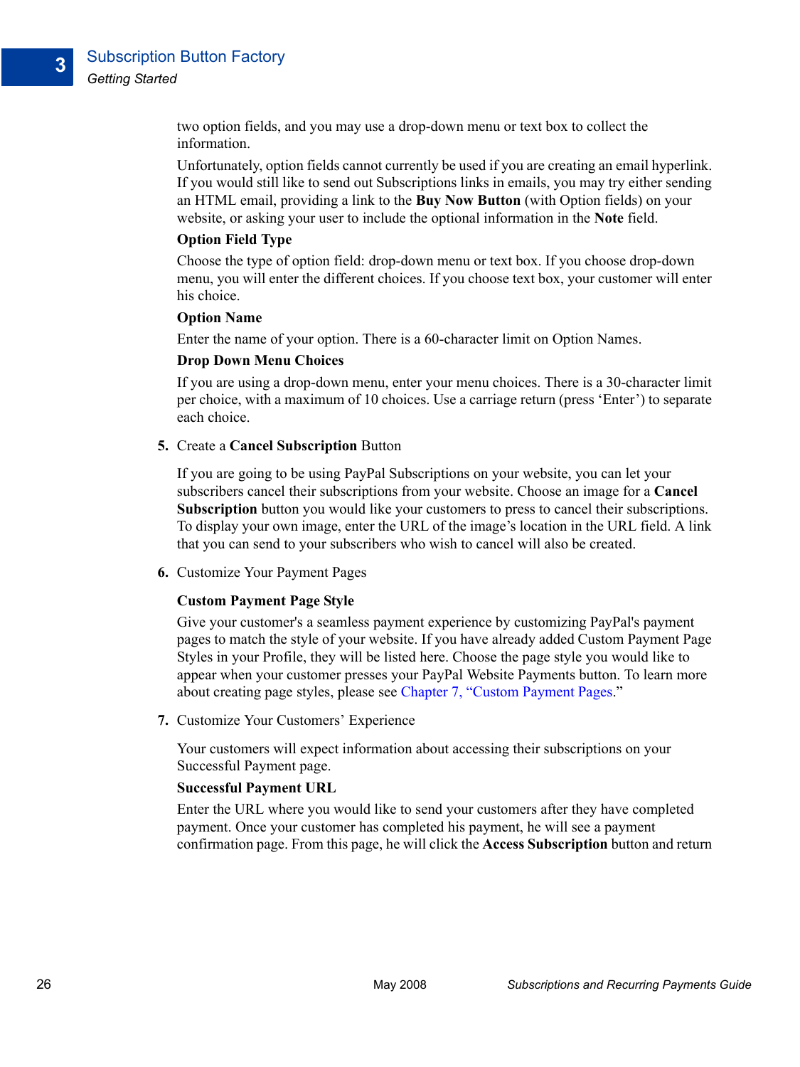two option fields, and you may use a drop-down menu or text box to collect the information.

Unfortunately, option fields cannot currently be used if you are creating an email hyperlink. If you would still like to send out Subscriptions links in emails, you may try either sending an HTML email, providing a link to the **Buy Now Button** (with Option fields) on your website, or asking your user to include the optional information in the **Note** field.

**Option Field Type**

Choose the type of option field: drop-down menu or text box. If you choose drop-down menu, you will enter the different choices. If you choose text box, your customer will enter his choice.

**Option Name**

Enter the name of your option. There is a 60-character limit on Option Names.

**Drop Down Menu Choices**

If you are using a drop-down menu, enter your menu choices. There is a 30-character limit per choice, with a maximum of 10 choices. Use a carriage return (press 'Enter') to separate each choice.

**5.** Create a **Cancel Subscription** Button

If you are going to be using PayPal Subscriptions on your website, you can let your subscribers cancel their subscriptions from your website. Choose an image for a **Cancel Subscription** button you would like your customers to press to cancel their subscriptions. To display your own image, enter the URL of the image's location in the URL field. A link that you can send to your subscribers who wish to cancel will also be created.

**6.** Customize Your Payment Pages

**Custom Payment Page Style**

Give your customer's a seamless payment experience by customizing PayPal's payment pages to match the style of your website. If you have already added Custom Payment Page Styles in your Profile, they will be listed here. Choose the page style you would like to appear when your customer presses your PayPal Website Payments button. To learn more about creating page styles, please see Chapter 7, "Custom Payment Pages."

**7.** Customize Your Customers' Experience

Your customers will expect information about accessing their subscriptions on your Successful Payment page.

**Successful Payment URL**

Enter the URL where you would like to send your customers after they have completed payment. Once your customer has completed his payment, he will see a payment confirmation page. From this page, he will click the **Access Subscription** button and return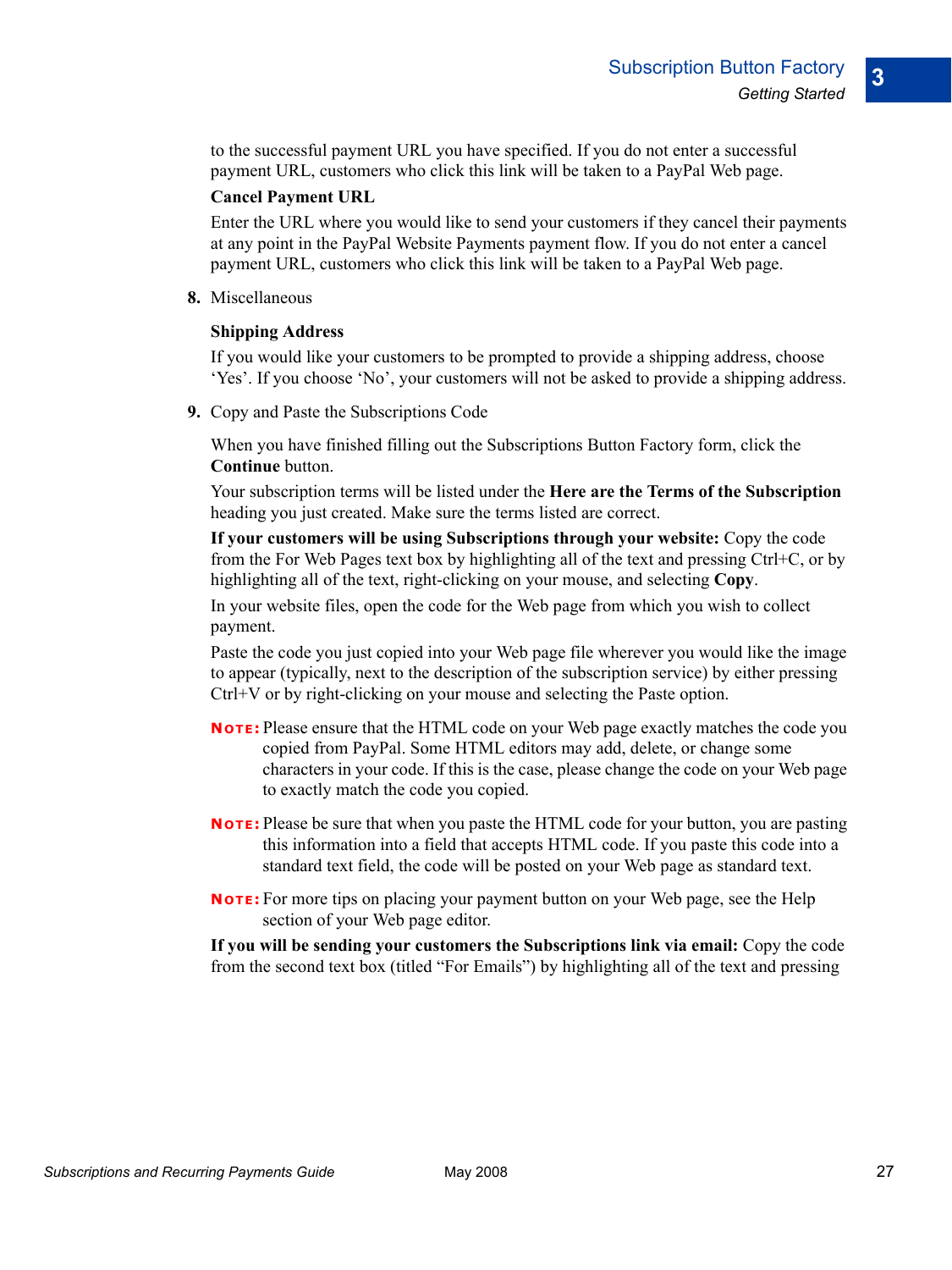to the successful payment URL you have specified. If you do not enter a successful payment URL, customers who click this link will be taken to a PayPal Web page.

**Cancel Payment URL**

Enter the URL where you would like to send your customers if they cancel their payments at any point in the PayPal Website Payments payment flow. If you do not enter a cancel payment URL, customers who click this link will be taken to a PayPal Web page.

**8.** Miscellaneous

**Shipping Address**

If you would like your customers to be prompted to provide a shipping address, choose 'Yes'. If you choose 'No', your customers will not be asked to provide a shipping address.

**9.** Copy and Paste the Subscriptions Code

When you have finished filling out the Subscriptions Button Factory form, click the **Continue** button.

Your subscription terms will be listed under the **Here are the Terms of the Subscription** heading you just created. Make sure the terms listed are correct.

**If your customers will be using Subscriptions through your website:** Copy the code from the For Web Pages text box by highlighting all of the text and pressing Ctrl+C, or by highlighting all of the text, right-clicking on your mouse, and selecting **Copy**.

In your website files, open the code for the Web page from which you wish to collect payment.

Paste the code you just copied into your Web page file wherever you would like the image to appear (typically, next to the description of the subscription service) by either pressing Ctrl+V or by right-clicking on your mouse and selecting the Paste option.

**NOTE:** Please ensure that the HTML code on your Web page exactly matches the code you copied from PayPal. Some HTML editors may add, delete, or change some characters in your code. If this is the case, please change the code on your Web page to exactly match the code you copied.

**NOTE:** Please be sure that when you paste the HTML code for your button, you are pasting this information into a field that accepts HTML code. If you paste this code into a standard text field, the code will be posted on your Web page as standard text.

**NOTE:** For more tips on placing your payment button on your Web page, see the Help section of your Web page editor.

**If you will be sending your customers the Subscriptions link via email:** Copy the code from the second text box (titled "For Emails") by highlighting all of the text and pressing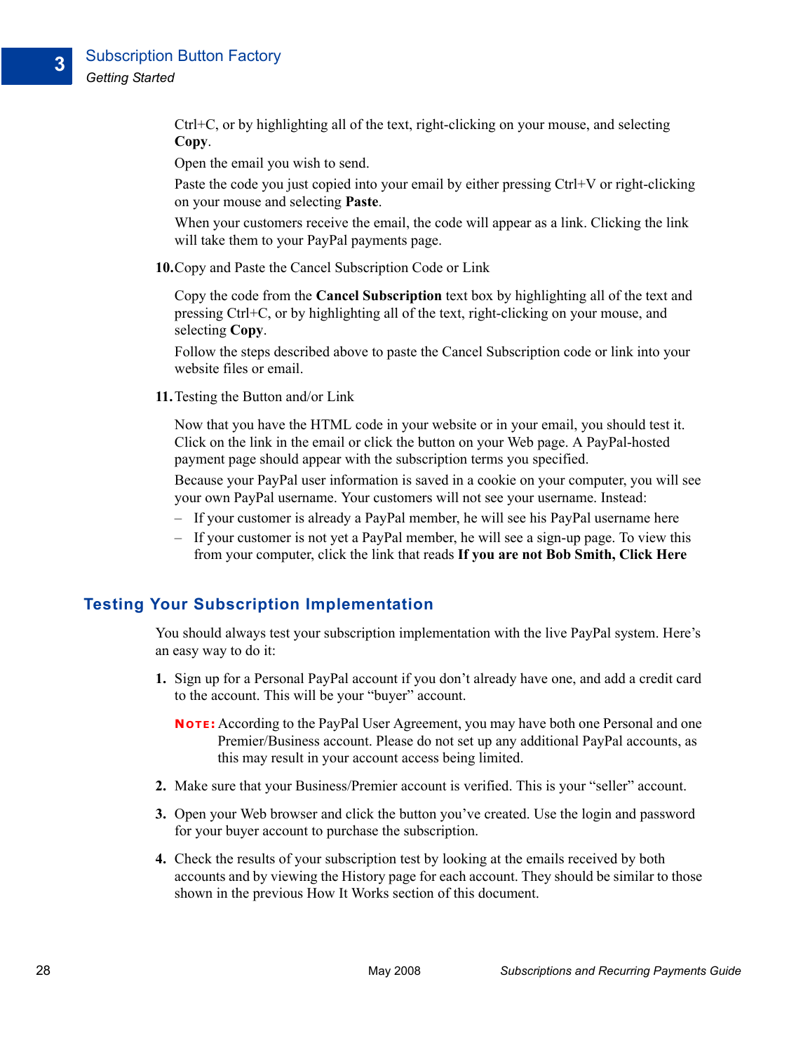Ctrl+C, or by highlighting all of the text, right-clicking on your mouse, and selecting **Copy**.

Open the email you wish to send.

Paste the code you just copied into your email by either pressing Ctrl+V or right-clicking on your mouse and selecting **Paste**.

When your customers receive the email, the code will appear as a link. Clicking the link will take them to your PayPal payments page.

**10.** Copy and Paste the Cancel Subscription Code or Link

Copy the code from the **Cancel Subscription** text box by highlighting all of the text and pressing Ctrl+C, or by highlighting all of the text, right-clicking on your mouse, and selecting **Copy**.

Follow the steps described above to paste the Cancel Subscription code or link into your website files or email.

**11.** Testing the Button and/or Link

Now that you have the HTML code in your website or in your email, you should test it. Click on the link in the email or click the button on your Web page. A PayPal-hosted payment page should appear with the subscription terms you specified.

Because your PayPal user information is saved in a cookie on your computer, you will see your own PayPal username. Your customers will not see your username. Instead:

– If your customer is already a PayPal member, he will see his PayPal username here

– If your customer is not yet a PayPal member, he will see a sign-up page. To view this from your computer, click the link that reads **If you are not Bob Smith, Click Here**

## Testing Your Subscription Implementation

You should always test your subscription implementation with the live PayPal system. Here's an easy way to do it:

1. Sign up for a Personal PayPal account if you don't already have one, and add a credit card to the account. This will be your "buyer" account.

   **NOTE:** According to the PayPal User Agreement, you may have both one Personal and one Premier/Business account. Please do not set up any additional PayPal accounts, as this may result in your account access being limited.

2. Make sure that your Business/Premier account is verified. This is your "seller" account.

3. Open your Web browser and click the button you've created. Use the login and password for your buyer account to purchase the subscription.

4. Check the results of your subscription test by looking at the emails received by both accounts and by viewing the History page for each account. They should be similar to those shown in the previous How It Works section of this document.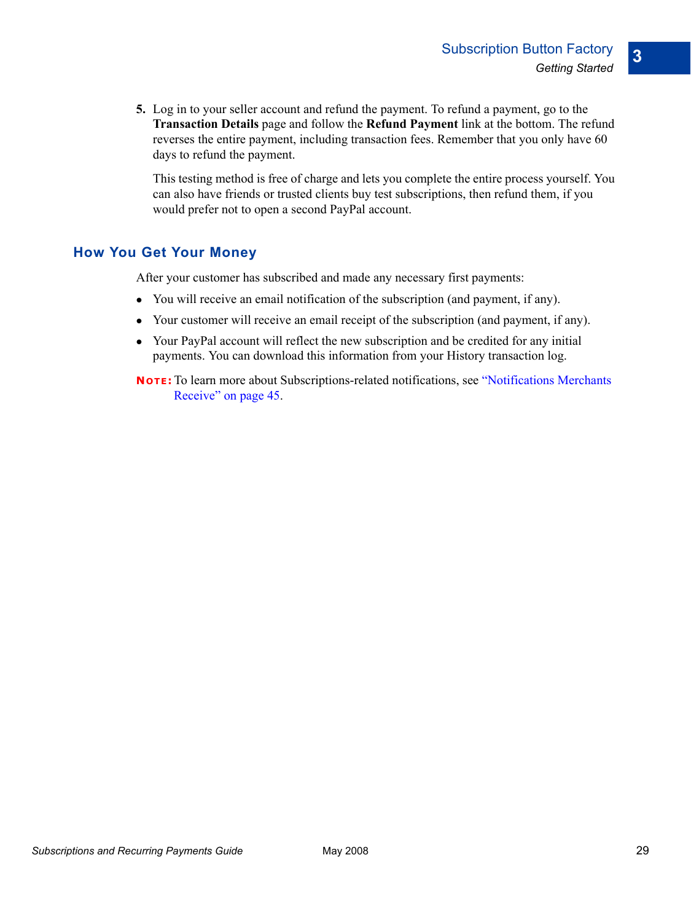5. Log in to your seller account and refund the payment. To refund a payment, go to the **Transaction Details** page and follow the **Refund Payment** link at the bottom. The refund reverses the entire payment, including transaction fees. Remember that you only have 60 days to refund the payment.

   This testing method is free of charge and lets you complete the entire process yourself. You can also have friends or trusted clients buy test subscriptions, then refund them, if you would prefer not to open a second PayPal account.

## How You Get Your Money

After your customer has subscribed and made any necessary first payments:

- You will receive an email notification of the subscription (and payment, if any).
- Your customer will receive an email receipt of the subscription (and payment, if any).
- Your PayPal account will reflect the new subscription and be credited for any initial payments. You can download this information from your History transaction log.

**NOTE:** To learn more about Subscriptions-related notifications, see "Notifications Merchants Receive" on page 45.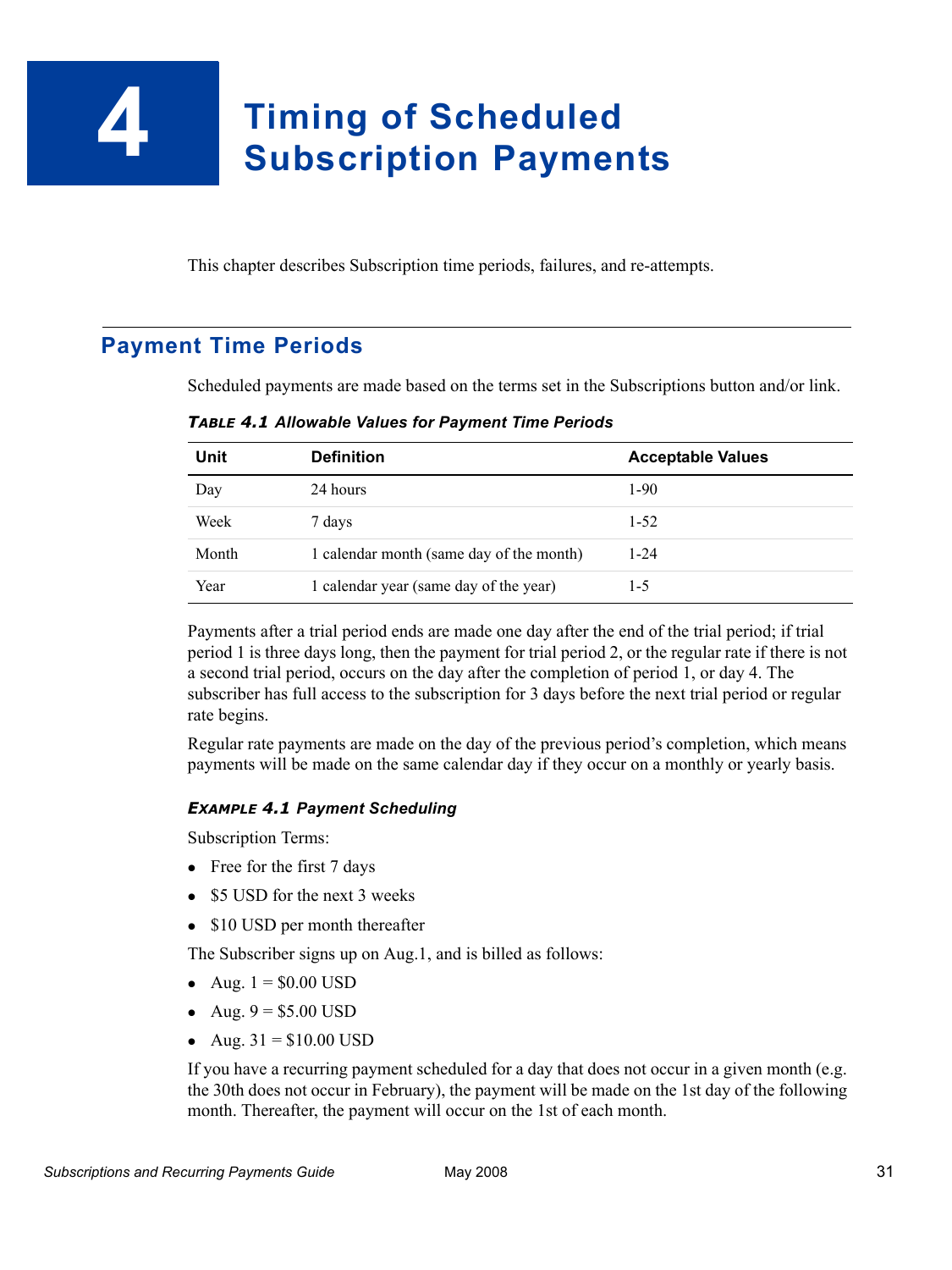# 4 Timing of Scheduled Subscription Payments

This chapter describes Subscription time periods, failures, and re-attempts.

## Payment Time Periods

Scheduled payments are made based on the terms set in the Subscriptions button and/or link.

***TABLE 4.1 Allowable Values for Payment Time Periods***

| Unit | Definition | Acceptable Values |
|---|---|---|
| Day | 24 hours | 1-90 |
| Week | 7 days | 1-52 |
| Month | 1 calendar month (same day of the month) | 1-24 |
| Year | 1 calendar year (same day of the year) | 1-5 |

Payments after a trial period ends are made one day after the end of the trial period; if trial period 1 is three days long, then the payment for trial period 2, or the regular rate if there is not a second trial period, occurs on the day after the completion of period 1, or day 4. The subscriber has full access to the subscription for 3 days before the next trial period or regular rate begins.

Regular rate payments are made on the day of the previous period's completion, which means payments will be made on the same calendar day if they occur on a monthly or yearly basis.

***EXAMPLE 4.1 Payment Scheduling***

Subscription Terms:

- Free for the first 7 days
- $5 USD for the next 3 weeks
- $10 USD per month thereafter

The Subscriber signs up on Aug.1, and is billed as follows:

- Aug. 1 = $0.00 USD
- Aug. 9 = $5.00 USD
- Aug. 31 = $10.00 USD

If you have a recurring payment scheduled for a day that does not occur in a given month (e.g. the 30th does not occur in February), the payment will be made on the 1st day of the following month. Thereafter, the payment will occur on the 1st of each month.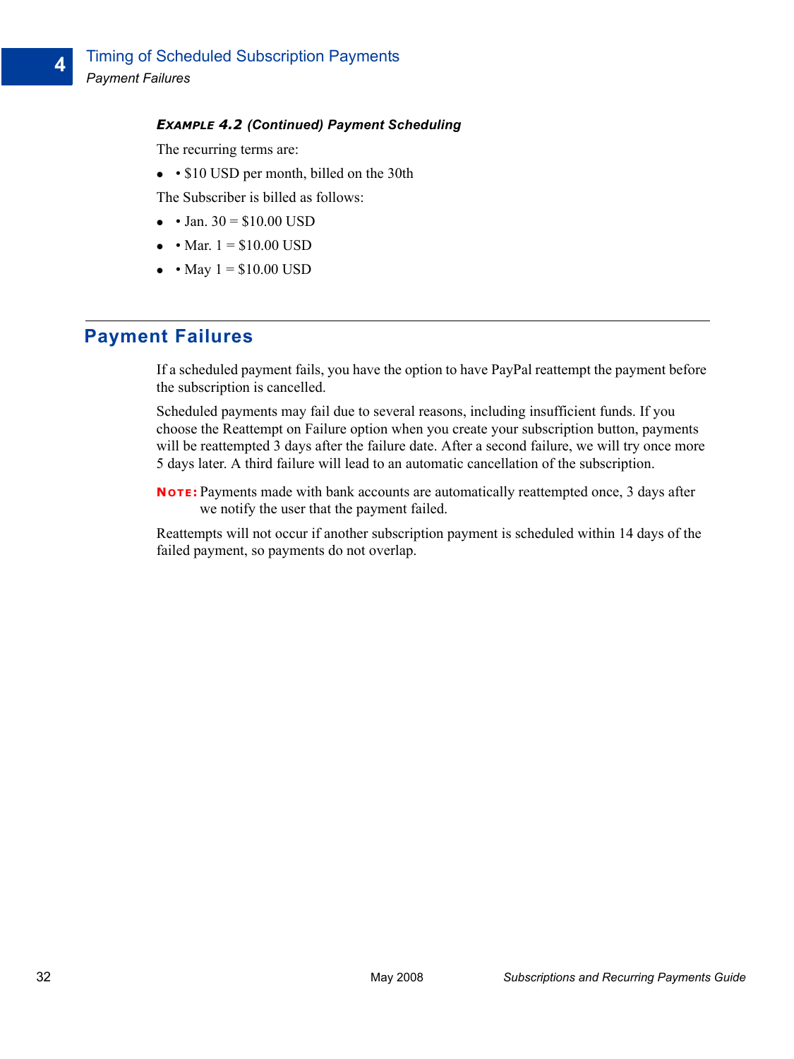***Example 4.2 (Continued) Payment Scheduling***

The recurring terms are:

- • $10 USD per month, billed on the 30th

The Subscriber is billed as follows:

- • Jan. 30 = $10.00 USD
- • Mar. 1 = $10.00 USD
- • May 1 = $10.00 USD

## Payment Failures

If a scheduled payment fails, you have the option to have PayPal reattempt the payment before the subscription is cancelled.

Scheduled payments may fail due to several reasons, including insufficient funds. If you choose the Reattempt on Failure option when you create your subscription button, payments will be reattempted 3 days after the failure date. After a second failure, we will try once more 5 days later. A third failure will lead to an automatic cancellation of the subscription.

**NOTE:** Payments made with bank accounts are automatically reattempted once, 3 days after we notify the user that the payment failed.

Reattempts will not occur if another subscription payment is scheduled within 14 days of the failed payment, so payments do not overlap.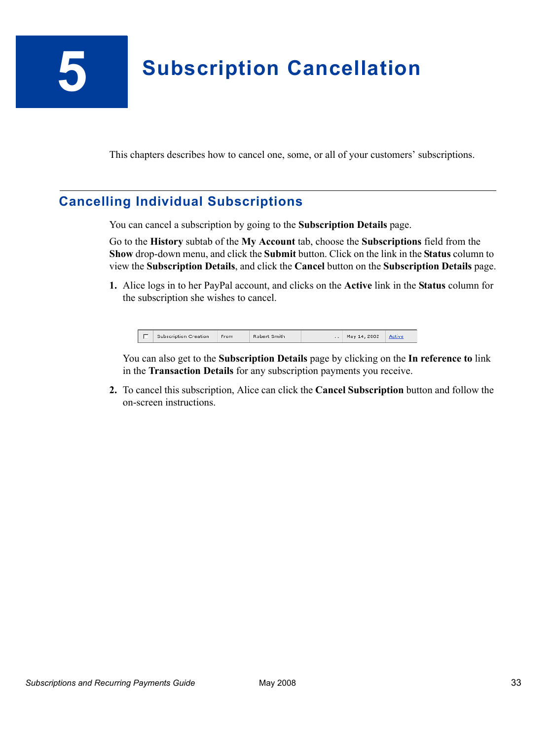# 5 Subscription Cancellation

This chapters describes how to cancel one, some, or all of your customers' subscriptions.

## Cancelling Individual Subscriptions

You can cancel a subscription by going to the **Subscription Details** page.

Go to the **History** subtab of the **My Account** tab, choose the **Subscriptions** field from the **Show** drop-down menu, and click the **Submit** button. Click on the link in the **Status** column to view the **Subscription Details**, and click the **Cancel** button on the **Subscription Details** page.

1. Alice logs in to her PayPal account, and clicks on the **Active** link in the **Status** column for the subscription she wishes to cancel.

   | ☐ | Subscription Creation | From | Robert Smith | ... | May 14, 2002 | Active |
   |---|---|---|---|---|---|---|

   You can also get to the **Subscription Details** page by clicking on the **In reference to** link in the **Transaction Details** for any subscription payments you receive.

2. To cancel this subscription, Alice can click the **Cancel Subscription** button and follow the on-screen instructions.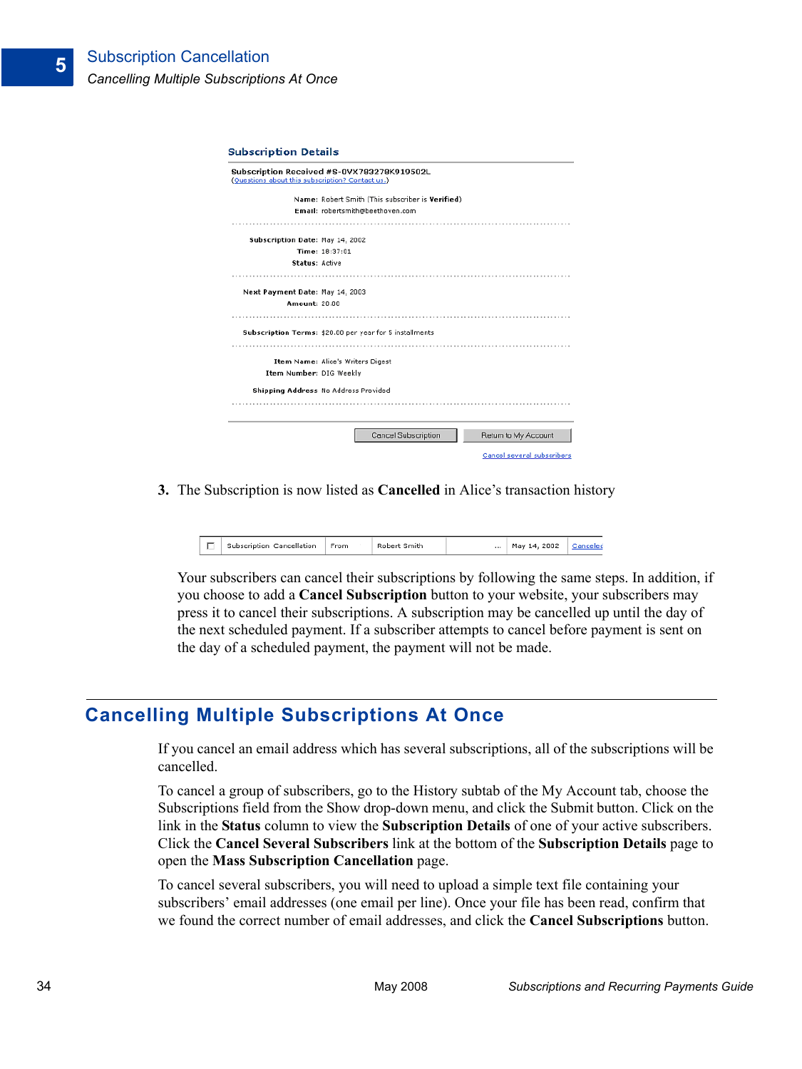**Subscription Details**

**Subscription Received #S-0VX783278K919502L**
(Questions about this subscription? Contact us.)

**Name:** Robert Smith (This subscriber is **Verified**)
**Email:** robertsmith@beethoven.com

**Subscription Date:** May 14, 2002
**Time:** 18:37:01
**Status:** Active

**Next Payment Date:** May 14, 2003
**Amount:** 20.00

**Subscription Terms:** $20.00 per year for 5 installments

**Item Name:** Alice's Writers Digest
**Item Number:** DIG Weekly

**Shipping Address** No Address Provided

Cancel Subscription | Return to My Account

Cancel several subscribers

3. The Subscription is now listed as **Cancelled** in Alice's transaction history

| ☐ | Subscription Cancellation | From | Robert Smith | ... | May 14, 2002 | Cancelled |
|---|---|---|---|---|---|---|

Your subscribers can cancel their subscriptions by following the same steps. In addition, if you choose to add a **Cancel Subscription** button to your website, your subscribers may press it to cancel their subscriptions. A subscription may be cancelled up until the day of the next scheduled payment. If a subscriber attempts to cancel before payment is sent on the day of a scheduled payment, the payment will not be made.

## Cancelling Multiple Subscriptions At Once

If you cancel an email address which has several subscriptions, all of the subscriptions will be cancelled.

To cancel a group of subscribers, go to the History subtab of the My Account tab, choose the Subscriptions field from the Show drop-down menu, and click the Submit button. Click on the link in the **Status** column to view the **Subscription Details** of one of your active subscribers. Click the **Cancel Several Subscribers** link at the bottom of the **Subscription Details** page to open the **Mass Subscription Cancellation** page.

To cancel several subscribers, you will need to upload a simple text file containing your subscribers' email addresses (one email per line). Once your file has been read, confirm that we found the correct number of email addresses, and click the **Cancel Subscriptions** button.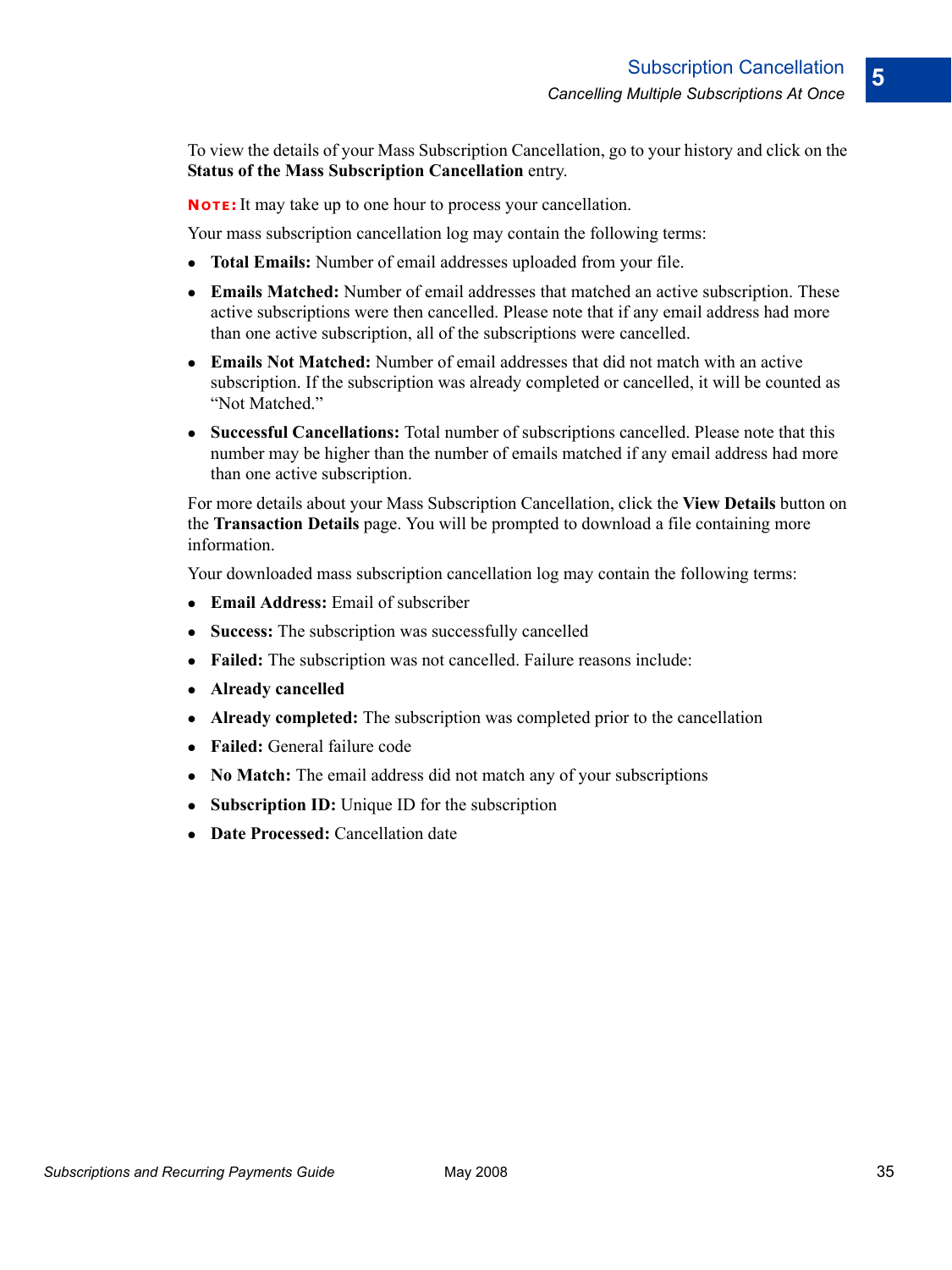To view the details of your Mass Subscription Cancellation, go to your history and click on the **Status of the Mass Subscription Cancellation** entry.

**NOTE:** It may take up to one hour to process your cancellation.

Your mass subscription cancellation log may contain the following terms:

- **Total Emails:** Number of email addresses uploaded from your file.
- **Emails Matched:** Number of email addresses that matched an active subscription. These active subscriptions were then cancelled. Please note that if any email address had more than one active subscription, all of the subscriptions were cancelled.
- **Emails Not Matched:** Number of email addresses that did not match with an active subscription. If the subscription was already completed or cancelled, it will be counted as "Not Matched."
- **Successful Cancellations:** Total number of subscriptions cancelled. Please note that this number may be higher than the number of emails matched if any email address had more than one active subscription.

For more details about your Mass Subscription Cancellation, click the **View Details** button on the **Transaction Details** page. You will be prompted to download a file containing more information.

Your downloaded mass subscription cancellation log may contain the following terms:

- **Email Address:** Email of subscriber
- **Success:** The subscription was successfully cancelled
- **Failed:** The subscription was not cancelled. Failure reasons include:
- **Already cancelled**
- **Already completed:** The subscription was completed prior to the cancellation
- **Failed:** General failure code
- **No Match:** The email address did not match any of your subscriptions
- **Subscription ID:** Unique ID for the subscription
- **Date Processed:** Cancellation date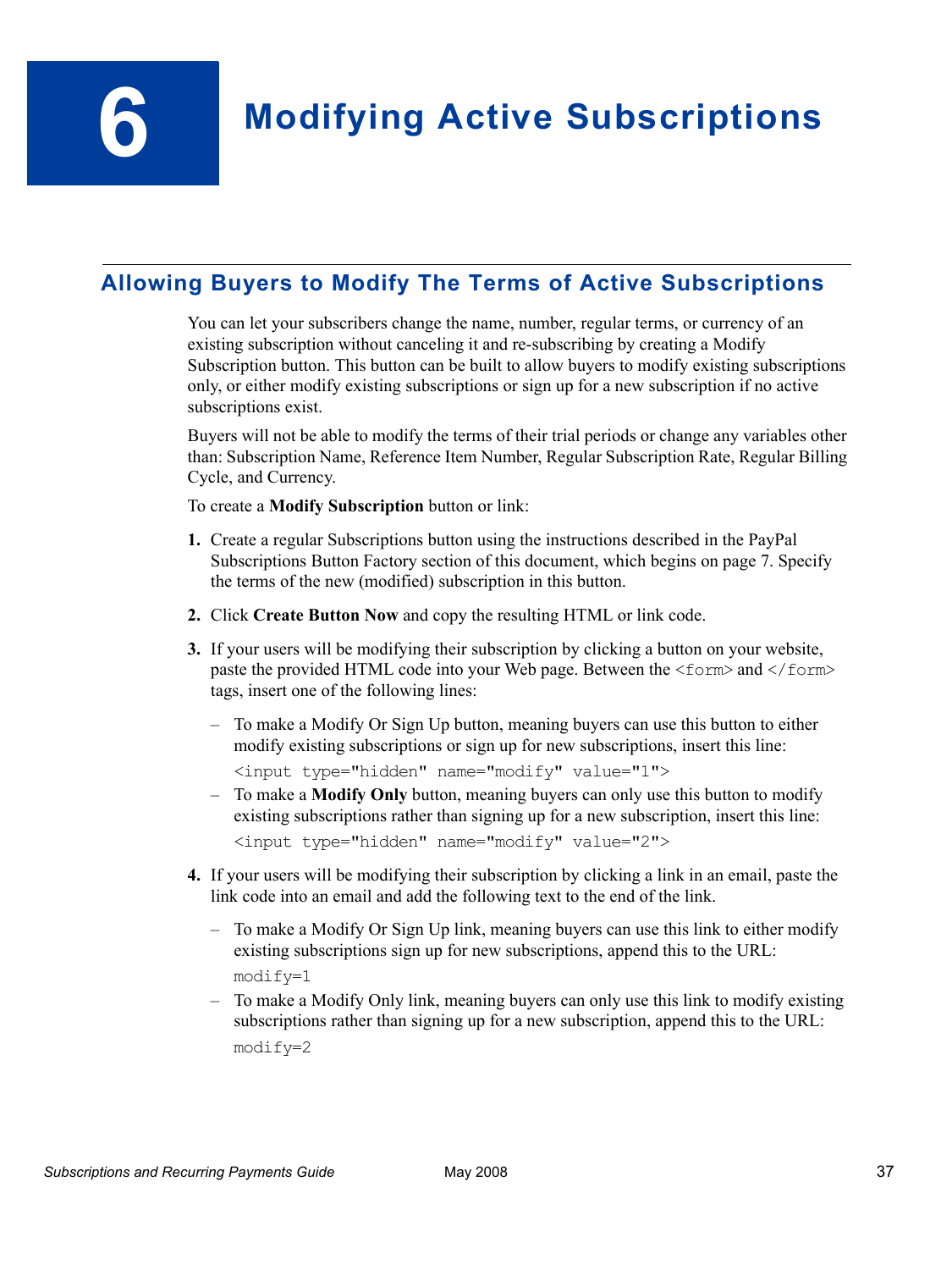# 6 Modifying Active Subscriptions

## Allowing Buyers to Modify The Terms of Active Subscriptions

You can let your subscribers change the name, number, regular terms, or currency of an existing subscription without canceling it and re-subscribing by creating a Modify Subscription button. This button can be built to allow buyers to modify existing subscriptions only, or either modify existing subscriptions or sign up for a new subscription if no active subscriptions exist.

Buyers will not be able to modify the terms of their trial periods or change any variables other than: Subscription Name, Reference Item Number, Regular Subscription Rate, Regular Billing Cycle, and Currency.

To create a **Modify Subscription** button or link:

1. Create a regular Subscriptions button using the instructions described in the PayPal Subscriptions Button Factory section of this document, which begins on page 7. Specify the terms of the new (modified) subscription in this button.
2. Click **Create Button Now** and copy the resulting HTML or link code.
3. If your users will be modifying their subscription by clicking a button on your website, paste the provided HTML code into your Web page. Between the `<form>` and `</form>` tags, insert one of the following lines:
   - To make a Modify Or Sign Up button, meaning buyers can use this button to either modify existing subscriptions or sign up for new subscriptions, insert this line:
     ```
     <input type="hidden" name="modify" value="1">
     ```
   - To make a **Modify Only** button, meaning buyers can only use this button to modify existing subscriptions rather than signing up for a new subscription, insert this line:
     ```
     <input type="hidden" name="modify" value="2">
     ```
4. If your users will be modifying their subscription by clicking a link in an email, paste the link code into an email and add the following text to the end of the link.
   - To make a Modify Or Sign Up link, meaning buyers can use this link to either modify existing subscriptions sign up for new subscriptions, append this to the URL:
     ```
     modify=1
     ```
   - To make a Modify Only link, meaning buyers can only use this link to modify existing subscriptions rather than signing up for a new subscription, append this to the URL:
     ```
     modify=2
     ```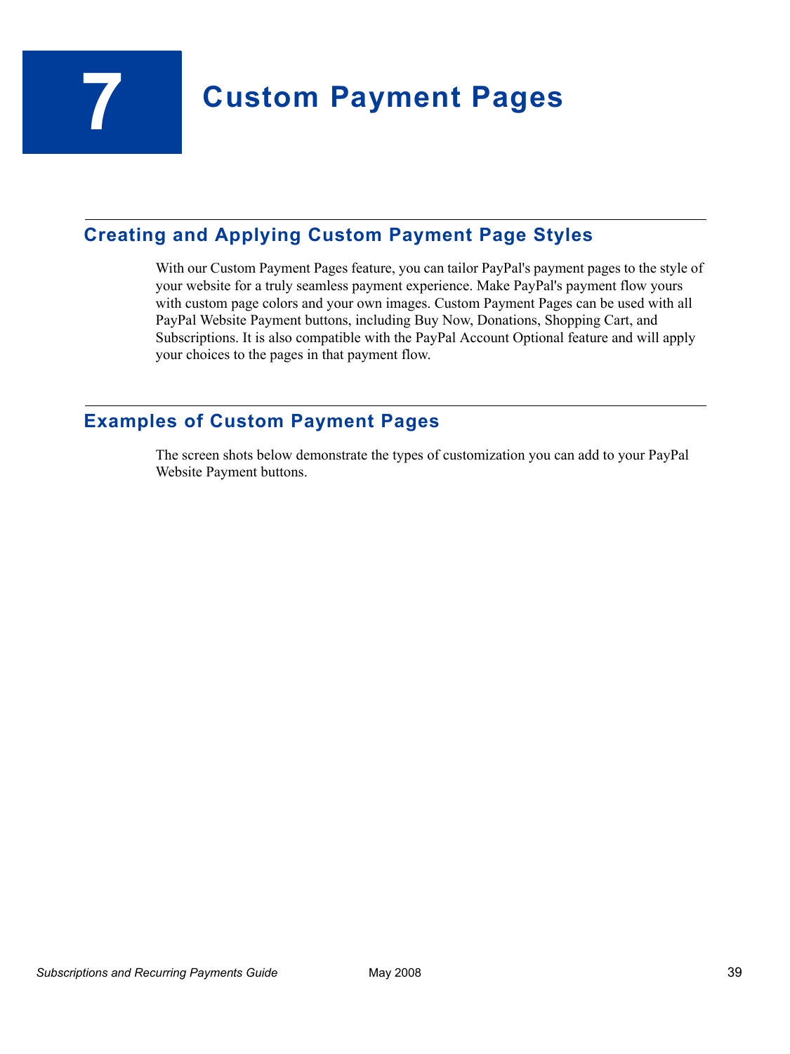# 7 Custom Payment Pages

## Creating and Applying Custom Payment Page Styles

With our Custom Payment Pages feature, you can tailor PayPal's payment pages to the style of your website for a truly seamless payment experience. Make PayPal's payment flow yours with custom page colors and your own images. Custom Payment Pages can be used with all PayPal Website Payment buttons, including Buy Now, Donations, Shopping Cart, and Subscriptions. It is also compatible with the PayPal Account Optional feature and will apply your choices to the pages in that payment flow.

## Examples of Custom Payment Pages

The screen shots below demonstrate the types of customization you can add to your PayPal Website Payment buttons.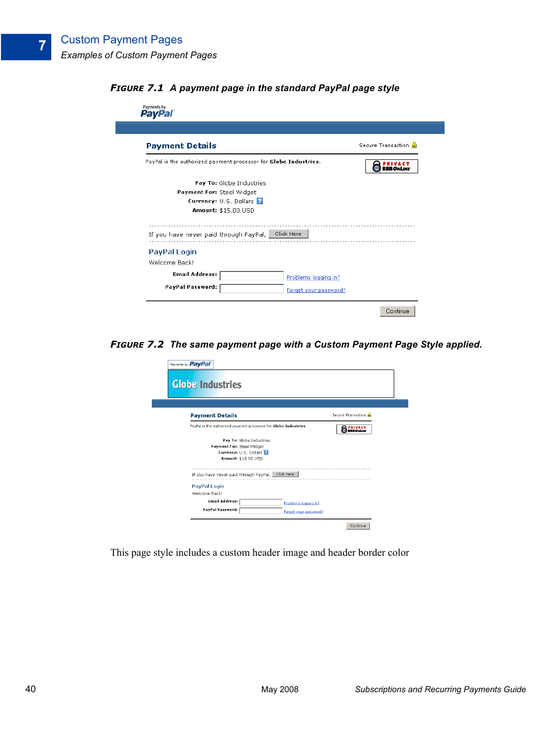**FIGURE 7.1 A payment page in the standard PayPal page style**

**FIGURE 7.2 The same payment page with a Custom Payment Page Style applied.**

This page style includes a custom header image and header border color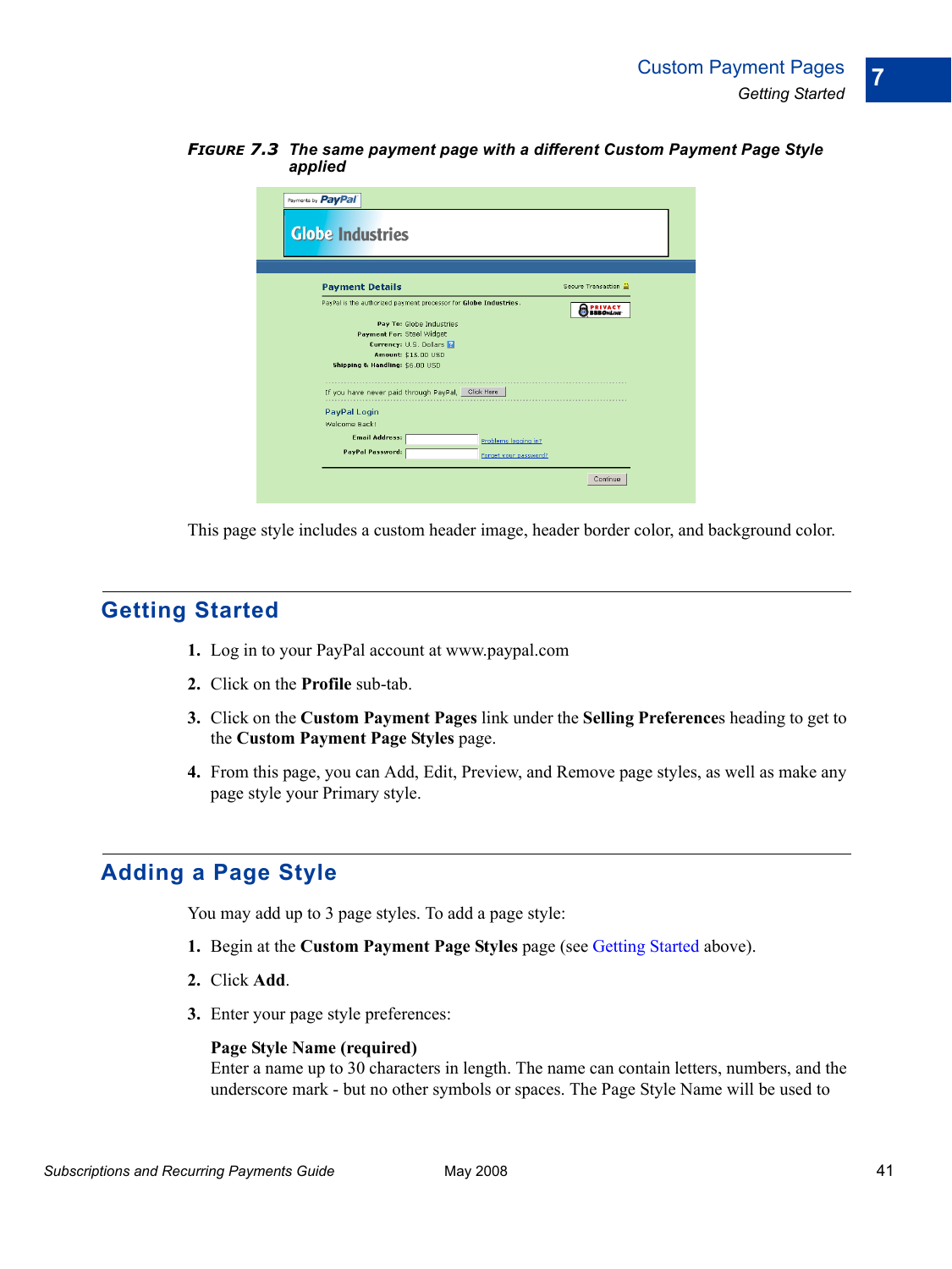**FIGURE 7.3 The same payment page with a different Custom Payment Page Style applied**

This page style includes a custom header image, header border color, and background color.

## Getting Started

1. Log in to your PayPal account at www.paypal.com
2. Click on the **Profile** sub-tab.
3. Click on the **Custom Payment Pages** link under the **Selling Preference**s heading to get to the **Custom Payment Page Styles** page.
4. From this page, you can Add, Edit, Preview, and Remove page styles, as well as make any page style your Primary style.

## Adding a Page Style

You may add up to 3 page styles. To add a page style:

1. Begin at the **Custom Payment Page Styles** page (see Getting Started above).
2. Click **Add**.
3. Enter your page style preferences:

   **Page Style Name (required)**
   Enter a name up to 30 characters in length. The name can contain letters, numbers, and the underscore mark - but no other symbols or spaces. The Page Style Name will be used to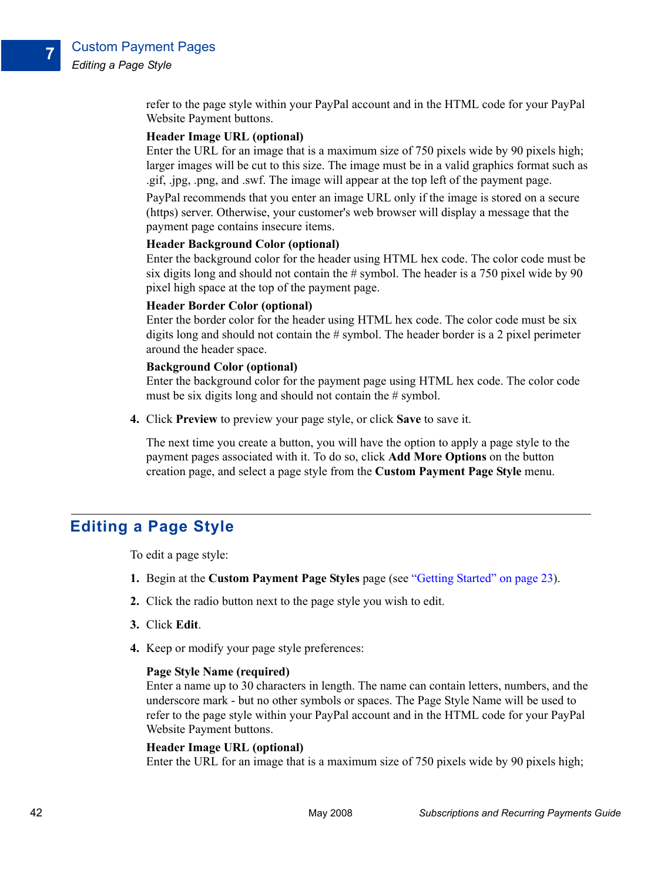refer to the page style within your PayPal account and in the HTML code for your PayPal Website Payment buttons.

**Header Image URL (optional)**
Enter the URL for an image that is a maximum size of 750 pixels wide by 90 pixels high; larger images will be cut to this size. The image must be in a valid graphics format such as .gif, .jpg, .png, and .swf. The image will appear at the top left of the payment page.

PayPal recommends that you enter an image URL only if the image is stored on a secure (https) server. Otherwise, your customer's web browser will display a message that the payment page contains insecure items.

**Header Background Color (optional)**
Enter the background color for the header using HTML hex code. The color code must be six digits long and should not contain the # symbol. The header is a 750 pixel wide by 90 pixel high space at the top of the payment page.

**Header Border Color (optional)**
Enter the border color for the header using HTML hex code. The color code must be six digits long and should not contain the # symbol. The header border is a 2 pixel perimeter around the header space.

**Background Color (optional)**
Enter the background color for the payment page using HTML hex code. The color code must be six digits long and should not contain the # symbol.

4. Click **Preview** to preview your page style, or click **Save** to save it.

   The next time you create a button, you will have the option to apply a page style to the payment pages associated with it. To do so, click **Add More Options** on the button creation page, and select a page style from the **Custom Payment Page Style** menu.

## Editing a Page Style

To edit a page style:

1. Begin at the **Custom Payment Page Styles** page (see "Getting Started" on page 23).
2. Click the radio button next to the page style you wish to edit.
3. Click **Edit**.
4. Keep or modify your page style preferences:

   **Page Style Name (required)**
   Enter a name up to 30 characters in length. The name can contain letters, numbers, and the underscore mark - but no other symbols or spaces. The Page Style Name will be used to refer to the page style within your PayPal account and in the HTML code for your PayPal Website Payment buttons.

   **Header Image URL (optional)**
   Enter the URL for an image that is a maximum size of 750 pixels wide by 90 pixels high;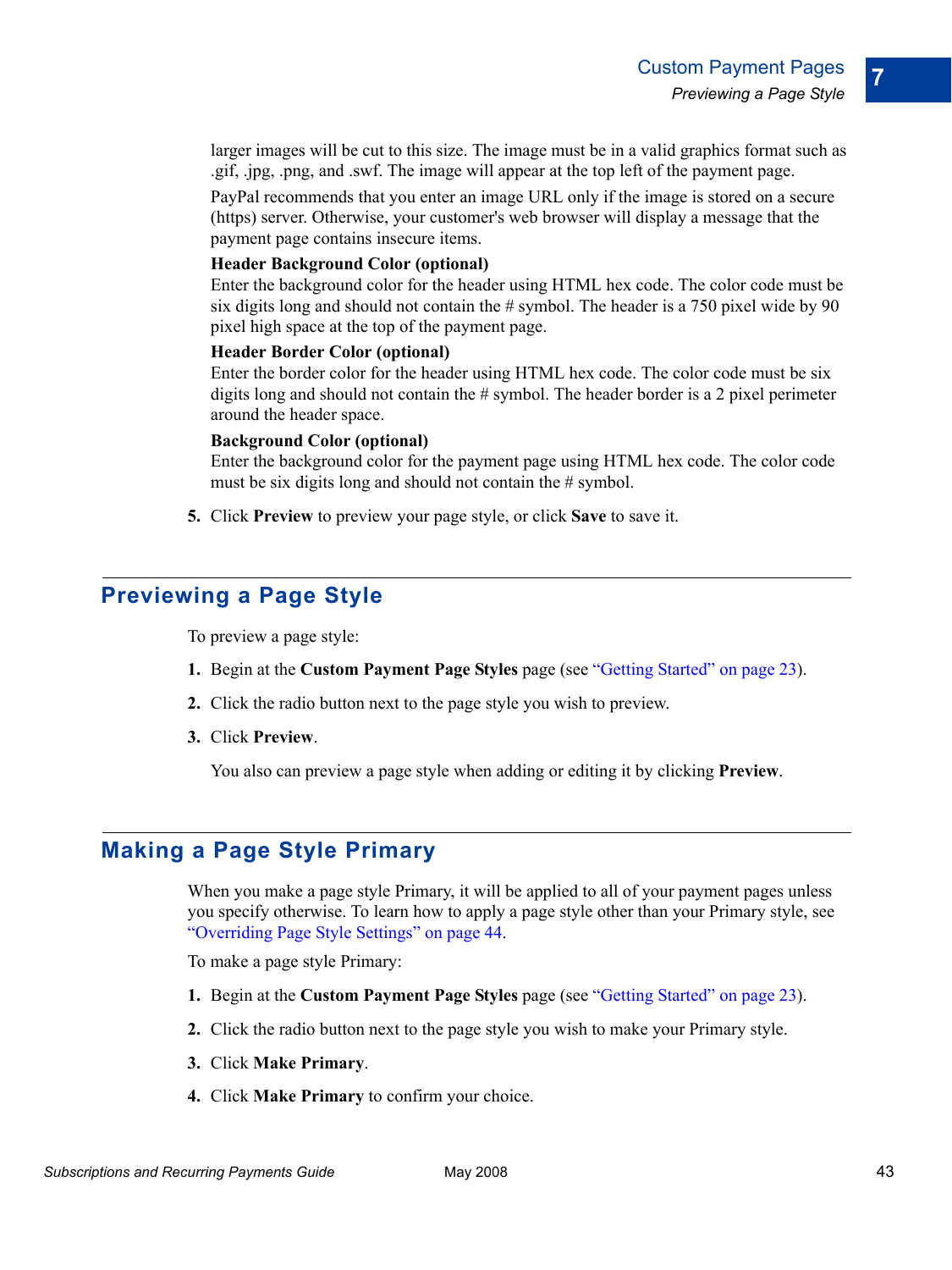larger images will be cut to this size. The image must be in a valid graphics format such as .gif, .jpg, .png, and .swf. The image will appear at the top left of the payment page.

PayPal recommends that you enter an image URL only if the image is stored on a secure (https) server. Otherwise, your customer's web browser will display a message that the payment page contains insecure items.

**Header Background Color (optional)**
Enter the background color for the header using HTML hex code. The color code must be six digits long and should not contain the # symbol. The header is a 750 pixel wide by 90 pixel high space at the top of the payment page.

**Header Border Color (optional)**
Enter the border color for the header using HTML hex code. The color code must be six digits long and should not contain the # symbol. The header border is a 2 pixel perimeter around the header space.

**Background Color (optional)**
Enter the background color for the payment page using HTML hex code. The color code must be six digits long and should not contain the # symbol.

5. Click **Preview** to preview your page style, or click **Save** to save it.

## Previewing a Page Style

To preview a page style:

1. Begin at the **Custom Payment Page Styles** page (see "Getting Started" on page 23).
2. Click the radio button next to the page style you wish to preview.
3. Click **Preview**.

   You also can preview a page style when adding or editing it by clicking **Preview**.

## Making a Page Style Primary

When you make a page style Primary, it will be applied to all of your payment pages unless you specify otherwise. To learn how to apply a page style other than your Primary style, see "Overriding Page Style Settings" on page 44.

To make a page style Primary:

1. Begin at the **Custom Payment Page Styles** page (see "Getting Started" on page 23).
2. Click the radio button next to the page style you wish to make your Primary style.
3. Click **Make Primary**.
4. Click **Make Primary** to confirm your choice.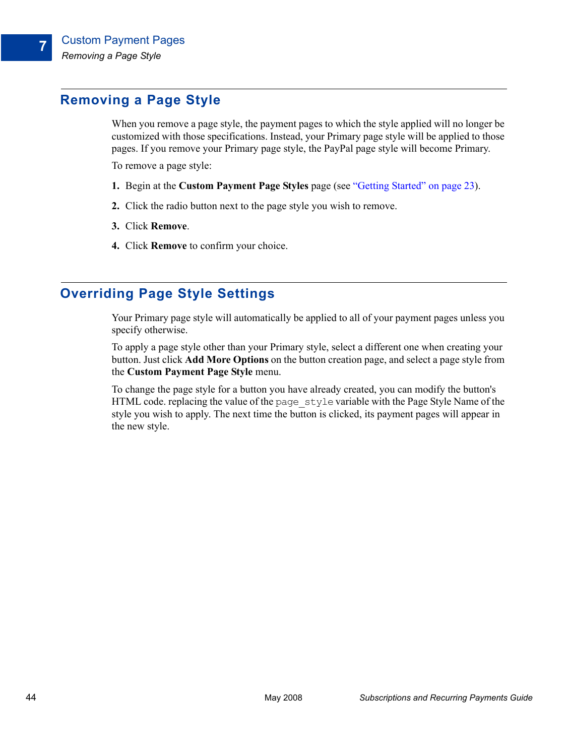## Removing a Page Style

When you remove a page style, the payment pages to which the style applied will no longer be customized with those specifications. Instead, your Primary page style will be applied to those pages. If you remove your Primary page style, the PayPal page style will become Primary.

To remove a page style:

1. Begin at the **Custom Payment Page Styles** page (see “Getting Started” on page 23).
2. Click the radio button next to the page style you wish to remove.
3. Click **Remove**.
4. Click **Remove** to confirm your choice.

## Overriding Page Style Settings

Your Primary page style will automatically be applied to all of your payment pages unless you specify otherwise.

To apply a page style other than your Primary style, select a different one when creating your button. Just click **Add More Options** on the button creation page, and select a page style from the **Custom Payment Page Style** menu.

To change the page style for a button you have already created, you can modify the button's HTML code. replacing the value of the `page_style` variable with the Page Style Name of the style you wish to apply. The next time the button is clicked, its payment pages will appear in the new style.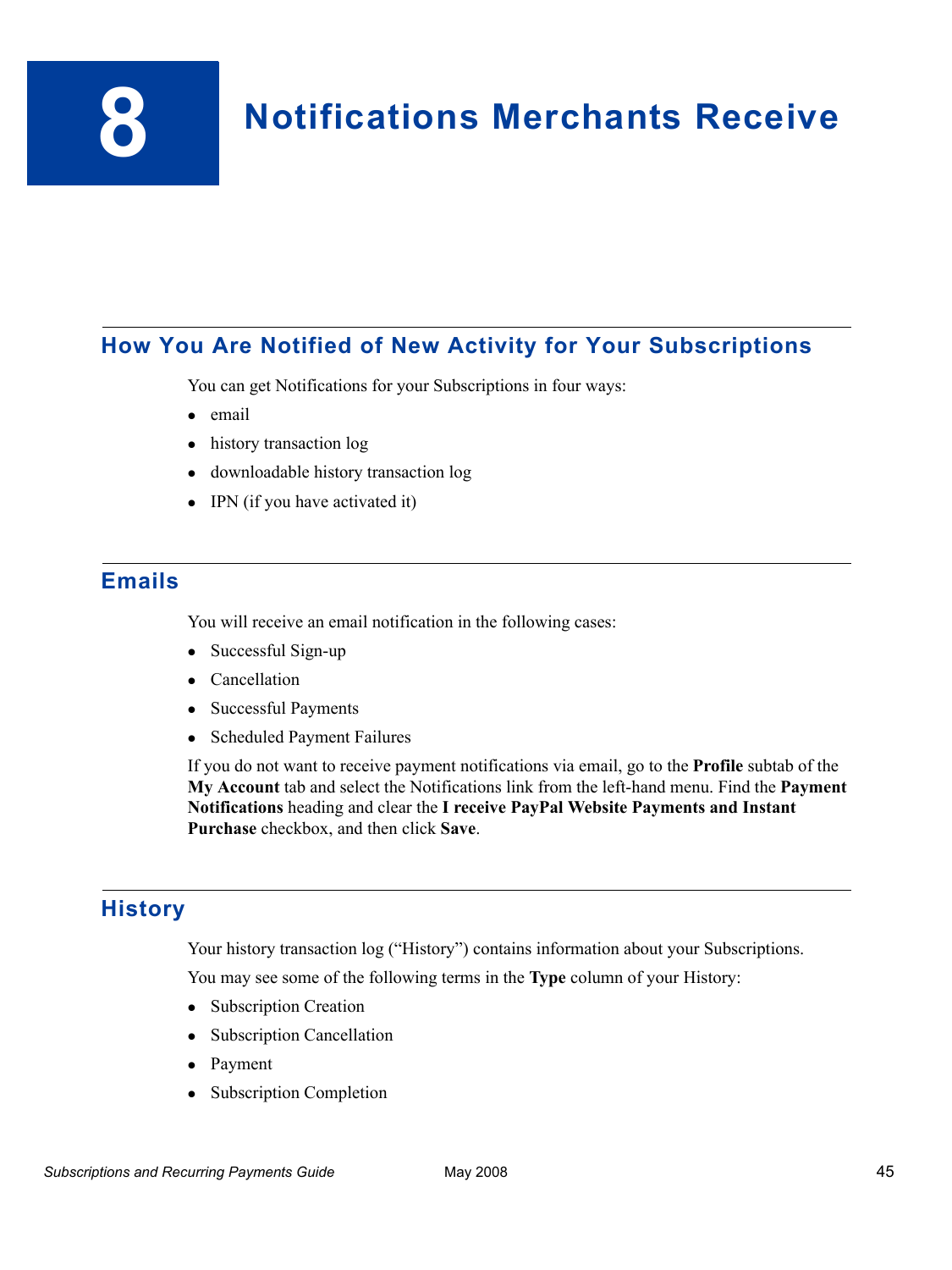# 8 Notifications Merchants Receive

## How You Are Notified of New Activity for Your Subscriptions

You can get Notifications for your Subscriptions in four ways:

- email
- history transaction log
- downloadable history transaction log
- IPN (if you have activated it)

## Emails

You will receive an email notification in the following cases:

- Successful Sign-up
- Cancellation
- Successful Payments
- Scheduled Payment Failures

If you do not want to receive payment notifications via email, go to the **Profile** subtab of the **My Account** tab and select the Notifications link from the left-hand menu. Find the **Payment Notifications** heading and clear the **I receive PayPal Website Payments and Instant Purchase** checkbox, and then click **Save**.

## History

Your history transaction log ("History") contains information about your Subscriptions.

You may see some of the following terms in the **Type** column of your History:

- Subscription Creation
- Subscription Cancellation
- Payment
- Subscription Completion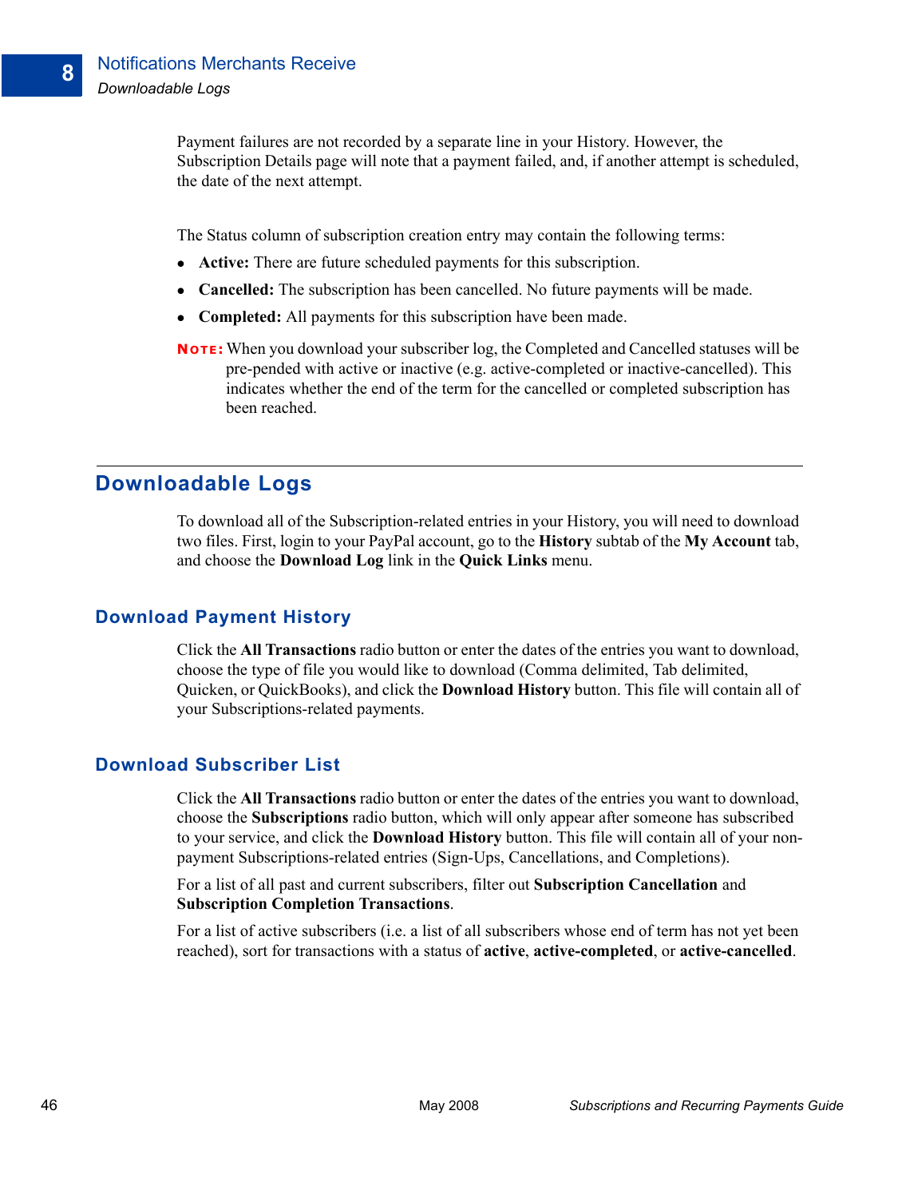Payment failures are not recorded by a separate line in your History. However, the Subscription Details page will note that a payment failed, and, if another attempt is scheduled, the date of the next attempt.

The Status column of subscription creation entry may contain the following terms:

- **Active:** There are future scheduled payments for this subscription.
- **Cancelled:** The subscription has been cancelled. No future payments will be made.
- **Completed:** All payments for this subscription have been made.

**NOTE:** When you download your subscriber log, the Completed and Cancelled statuses will be pre-pended with active or inactive (e.g. active-completed or inactive-cancelled). This indicates whether the end of the term for the cancelled or completed subscription has been reached.

## Downloadable Logs

To download all of the Subscription-related entries in your History, you will need to download two files. First, login to your PayPal account, go to the **History** subtab of the **My Account** tab, and choose the **Download Log** link in the **Quick Links** menu.

### Download Payment History

Click the **All Transactions** radio button or enter the dates of the entries you want to download, choose the type of file you would like to download (Comma delimited, Tab delimited, Quicken, or QuickBooks), and click the **Download History** button. This file will contain all of your Subscriptions-related payments.

### Download Subscriber List

Click the **All Transactions** radio button or enter the dates of the entries you want to download, choose the **Subscriptions** radio button, which will only appear after someone has subscribed to your service, and click the **Download History** button. This file will contain all of your non-payment Subscriptions-related entries (Sign-Ups, Cancellations, and Completions).

For a list of all past and current subscribers, filter out **Subscription Cancellation** and **Subscription Completion Transactions**.

For a list of active subscribers (i.e. a list of all subscribers whose end of term has not yet been reached), sort for transactions with a status of **active**, **active-completed**, or **active-cancelled**.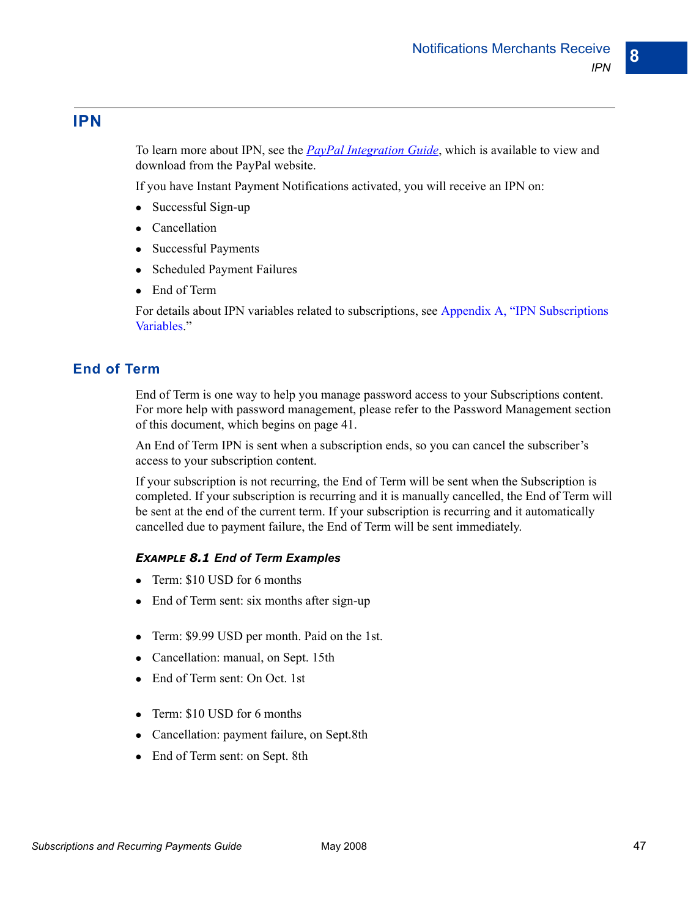## IPN

To learn more about IPN, see the *[PayPal Integration Guide](#)*, which is available to view and download from the PayPal website.

If you have Instant Payment Notifications activated, you will receive an IPN on:

- Successful Sign-up
- Cancellation
- Successful Payments
- Scheduled Payment Failures
- End of Term

For details about IPN variables related to subscriptions, see Appendix A, "IPN Subscriptions Variables."

### End of Term

End of Term is one way to help you manage password access to your Subscriptions content. For more help with password management, please refer to the Password Management section of this document, which begins on page 41.

An End of Term IPN is sent when a subscription ends, so you can cancel the subscriber's access to your subscription content.

If your subscription is not recurring, the End of Term will be sent when the Subscription is completed. If your subscription is recurring and it is manually cancelled, the End of Term will be sent at the end of the current term. If your subscription is recurring and it automatically cancelled due to payment failure, the End of Term will be sent immediately.

***EXAMPLE 8.1 End of Term Examples***

- Term: $10 USD for 6 months
- End of Term sent: six months after sign-up

- Term: $9.99 USD per month. Paid on the 1st.
- Cancellation: manual, on Sept. 15th
- End of Term sent: On Oct. 1st

- Term: $10 USD for 6 months
- Cancellation: payment failure, on Sept.8th
- End of Term sent: on Sept. 8th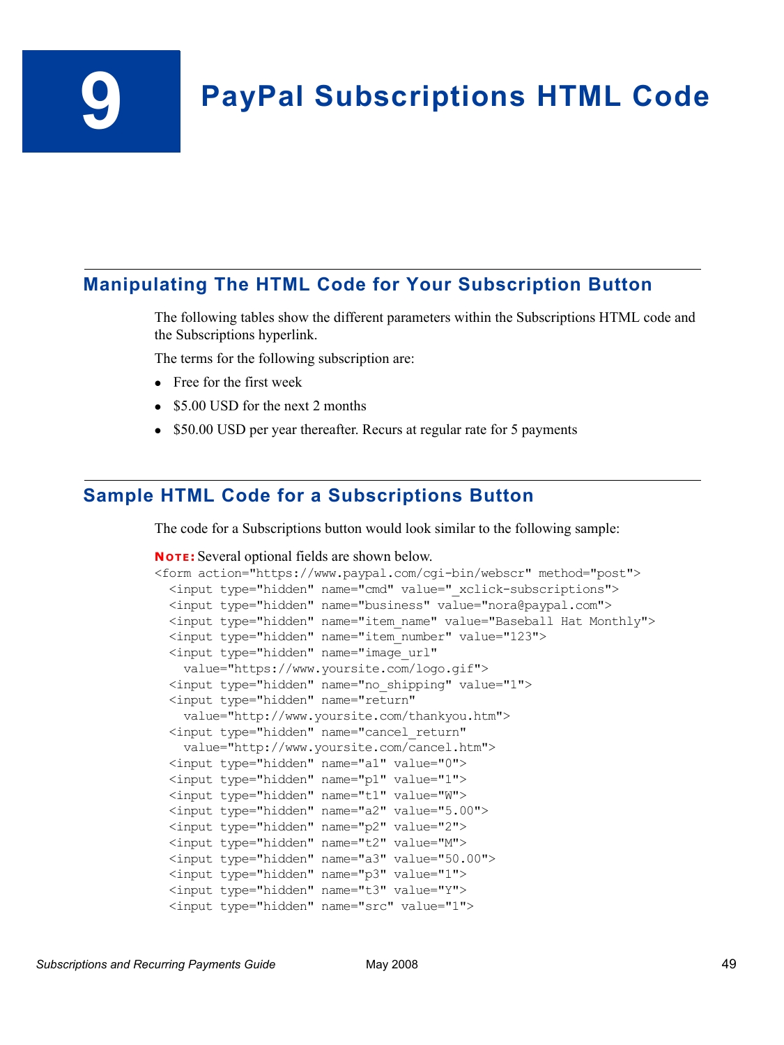# 9 PayPal Subscriptions HTML Code

## Manipulating The HTML Code for Your Subscription Button

The following tables show the different parameters within the Subscriptions HTML code and the Subscriptions hyperlink.

The terms for the following subscription are:

- Free for the first week
- $5.00 USD for the next 2 months
- $50.00 USD per year thereafter. Recurs at regular rate for 5 payments

## Sample HTML Code for a Subscriptions Button

The code for a Subscriptions button would look similar to the following sample:

**NOTE:** Several optional fields are shown below.

```
<form action="https://www.paypal.com/cgi-bin/webscr" method="post">
  <input type="hidden" name="cmd" value="_xclick-subscriptions">
  <input type="hidden" name="business" value="nora@paypal.com">
  <input type="hidden" name="item_name" value="Baseball Hat Monthly">
  <input type="hidden" name="item_number" value="123">
  <input type="hidden" name="image_url"
    value="https://www.yoursite.com/logo.gif">
  <input type="hidden" name="no_shipping" value="1">
  <input type="hidden" name="return"
    value="http://www.yoursite.com/thankyou.htm">
  <input type="hidden" name="cancel_return"
    value="http://www.yoursite.com/cancel.htm">
  <input type="hidden" name="a1" value="0">
  <input type="hidden" name="p1" value="1">
  <input type="hidden" name="t1" value="W">
  <input type="hidden" name="a2" value="5.00">
  <input type="hidden" name="p2" value="2">
  <input type="hidden" name="t2" value="M">
  <input type="hidden" name="a3" value="50.00">
  <input type="hidden" name="p3" value="1">
  <input type="hidden" name="t3" value="Y">
  <input type="hidden" name="src" value="1">
```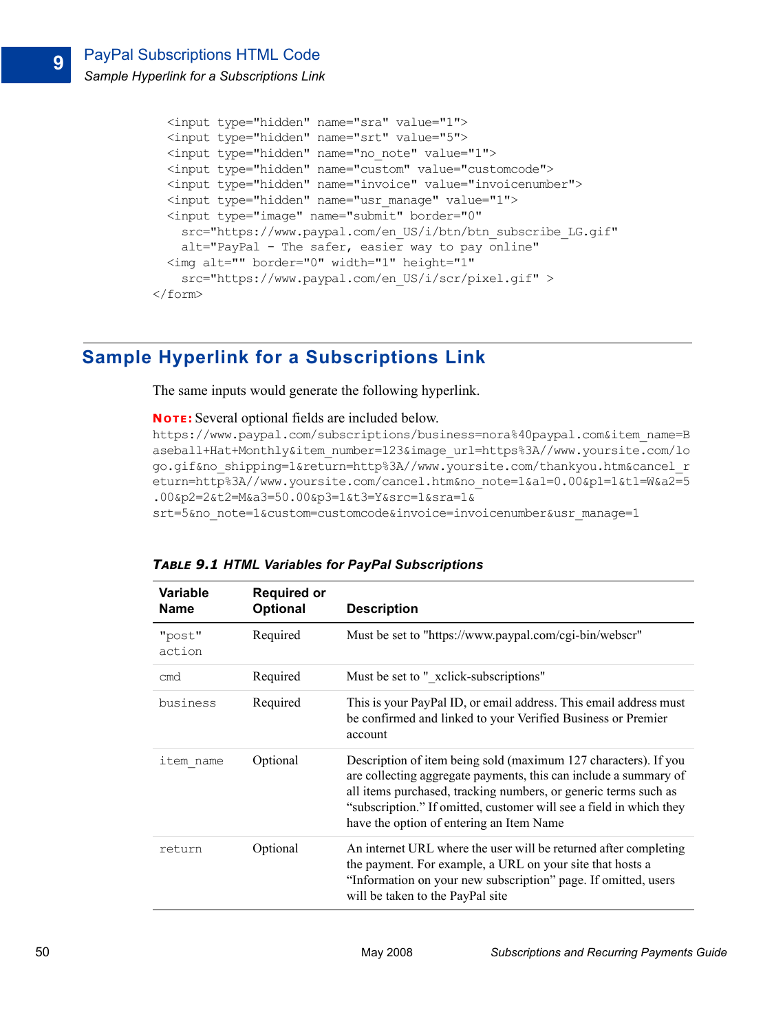```
    <input type="hidden" name="sra" value="1">
    <input type="hidden" name="srt" value="5">
    <input type="hidden" name="no_note" value="1">
    <input type="hidden" name="custom" value="customcode">
    <input type="hidden" name="invoice" value="invoicenumber">
    <input type="hidden" name="usr_manage" value="1">
    <input type="image" name="submit" border="0"
      src="https://www.paypal.com/en_US/i/btn/btn_subscribe_LG.gif"
      alt="PayPal - The safer, easier way to pay online"
    <img alt="" border="0" width="1" height="1"
      src="https://www.paypal.com/en_US/i/scr/pixel.gif" >
</form>
```

## Sample Hyperlink for a Subscriptions Link

The same inputs would generate the following hyperlink.

**NOTE:** Several optional fields are included below.

```
https://www.paypal.com/subscriptions/business=nora%40paypal.com&item_name=B
aseball+Hat+Monthly&item_number=123&image_url=https%3A//www.yoursite.com/lo
go.gif&no_shipping=1&return=http%3A//www.yoursite.com/thankyou.htm&cancel_r
eturn=http%3A//www.yoursite.com/cancel.htm&no_note=1&a1=0.00&p1=1&t1=W&a2=5
.00&p2=2&t2=M&a3=50.00&p3=1&t3=Y&src=1&sra=1&
srt=5&no_note=1&custom=customcode&invoice=invoicenumber&usr_manage=1
```

***TABLE 9.1 HTML Variables for PayPal Subscriptions***

| Variable Name | Required or Optional | Description |
|---|---|---|
| "post" action | Required | Must be set to "https://www.paypal.com/cgi-bin/webscr" |
| cmd | Required | Must be set to "_xclick-subscriptions" |
| business | Required | This is your PayPal ID, or email address. This email address must be confirmed and linked to your Verified Business or Premier account |
| item_name | Optional | Description of item being sold (maximum 127 characters). If you are collecting aggregate payments, this can include a summary of all items purchased, tracking numbers, or generic terms such as "subscription." If omitted, customer will see a field in which they have the option of entering an Item Name |
| return | Optional | An internet URL where the user will be returned after completing the payment. For example, a URL on your site that hosts a "Information on your new subscription" page. If omitted, users will be taken to the PayPal site |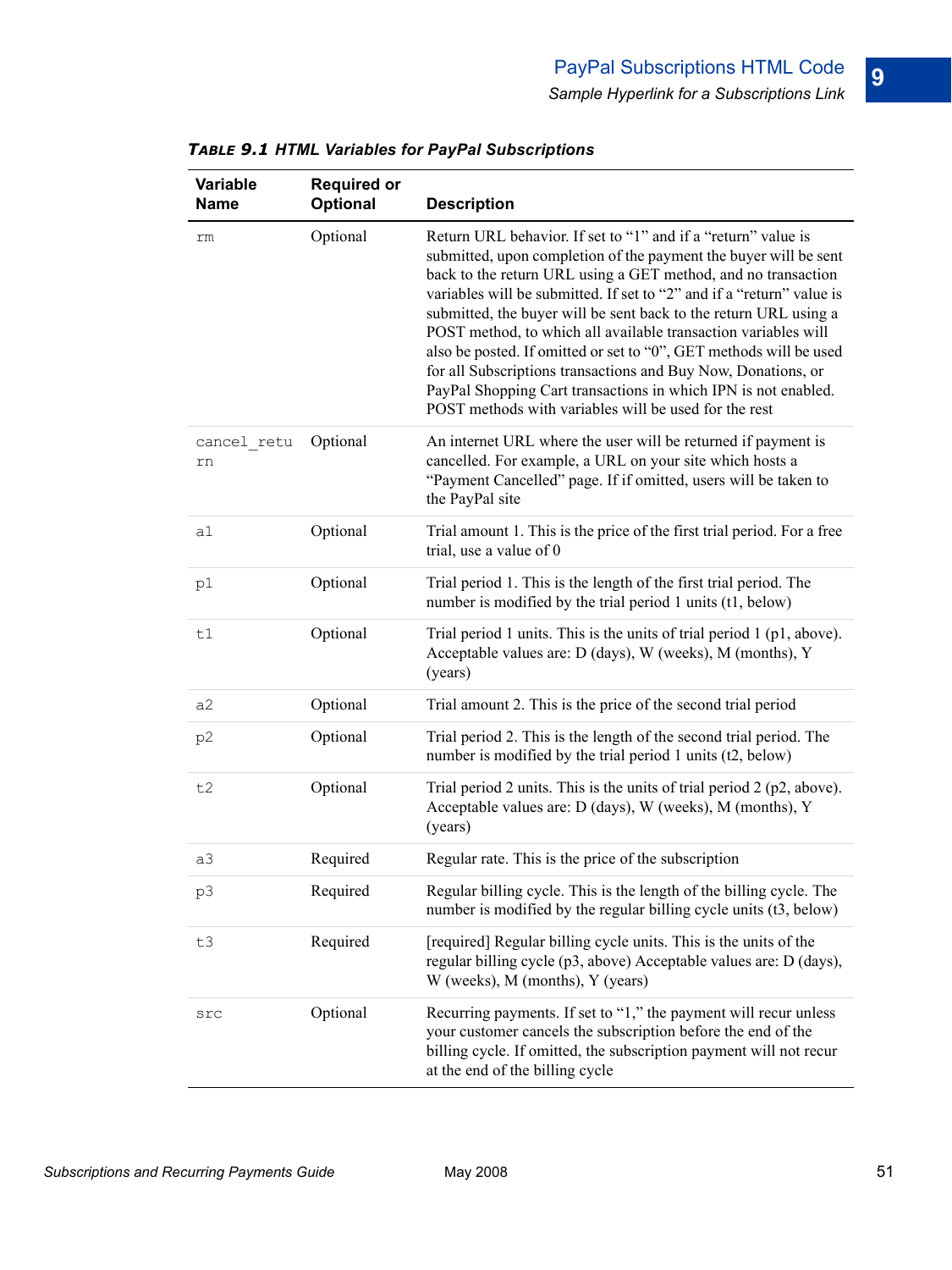**TABLE 9.1 HTML Variables for PayPal Subscriptions**

| Variable Name | Required or Optional | Description |
|---|---|---|
| rm | Optional | Return URL behavior. If set to “1” and if a “return” value is submitted, upon completion of the payment the buyer will be sent back to the return URL using a GET method, and no transaction variables will be submitted. If set to “2” and if a “return” value is submitted, the buyer will be sent back to the return URL using a POST method, to which all available transaction variables will also be posted. If omitted or set to “0”, GET methods will be used for all Subscriptions transactions and Buy Now, Donations, or PayPal Shopping Cart transactions in which IPN is not enabled. POST methods with variables will be used for the rest |
| cancel_return | Optional | An internet URL where the user will be returned if payment is cancelled. For example, a URL on your site which hosts a “Payment Cancelled” page. If if omitted, users will be taken to the PayPal site |
| a1 | Optional | Trial amount 1. This is the price of the first trial period. For a free trial, use a value of 0 |
| p1 | Optional | Trial period 1. This is the length of the first trial period. The number is modified by the trial period 1 units (t1, below) |
| t1 | Optional | Trial period 1 units. This is the units of trial period 1 (p1, above). Acceptable values are: D (days), W (weeks), M (months), Y (years) |
| a2 | Optional | Trial amount 2. This is the price of the second trial period |
| p2 | Optional | Trial period 2. This is the length of the second trial period. The number is modified by the trial period 1 units (t2, below) |
| t2 | Optional | Trial period 2 units. This is the units of trial period 2 (p2, above). Acceptable values are: D (days), W (weeks), M (months), Y (years) |
| a3 | Required | Regular rate. This is the price of the subscription |
| p3 | Required | Regular billing cycle. This is the length of the billing cycle. The number is modified by the regular billing cycle units (t3, below) |
| t3 | Required | [required] Regular billing cycle units. This is the units of the regular billing cycle (p3, above) Acceptable values are: D (days), W (weeks), M (months), Y (years) |
| src | Optional | Recurring payments. If set to “1,” the payment will recur unless your customer cancels the subscription before the end of the billing cycle. If omitted, the subscription payment will not recur at the end of the billing cycle |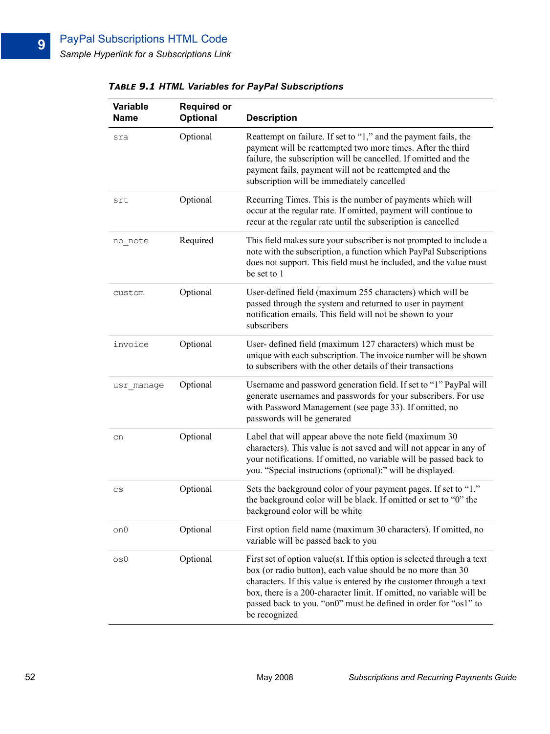**TABLE 9.1 HTML Variables for PayPal Subscriptions**

| Variable Name | Required or Optional | Description |
|---|---|---|
| sra | Optional | Reattempt on failure. If set to "1," and the payment fails, the payment will be reattempted two more times. After the third failure, the subscription will be cancelled. If omitted and the payment fails, payment will not be reattempted and the subscription will be immediately cancelled |
| srt | Optional | Recurring Times. This is the number of payments which will occur at the regular rate. If omitted, payment will continue to recur at the regular rate until the subscription is cancelled |
| no_note | Required | This field makes sure your subscriber is not prompted to include a note with the subscription, a function which PayPal Subscriptions does not support. This field must be included, and the value must be set to 1 |
| custom | Optional | User-defined field (maximum 255 characters) which will be passed through the system and returned to user in payment notification emails. This field will not be shown to your subscribers |
| invoice | Optional | User- defined field (maximum 127 characters) which must be unique with each subscription. The invoice number will be shown to subscribers with the other details of their transactions |
| usr_manage | Optional | Username and password generation field. If set to "1" PayPal will generate usernames and passwords for your subscribers. For use with Password Management (see page 33). If omitted, no passwords will be generated |
| cn | Optional | Label that will appear above the note field (maximum 30 characters). This value is not saved and will not appear in any of your notifications. If omitted, no variable will be passed back to you. "Special instructions (optional):" will be displayed. |
| cs | Optional | Sets the background color of your payment pages. If set to "1," the background color will be black. If omitted or set to "0" the background color will be white |
| on0 | Optional | First option field name (maximum 30 characters). If omitted, no variable will be passed back to you |
| os0 | Optional | First set of option value(s). If this option is selected through a text box (or radio button), each value should be no more than 30 characters. If this value is entered by the customer through a text box, there is a 200-character limit. If omitted, no variable will be passed back to you. "on0" must be defined in order for "os1" to be recognized |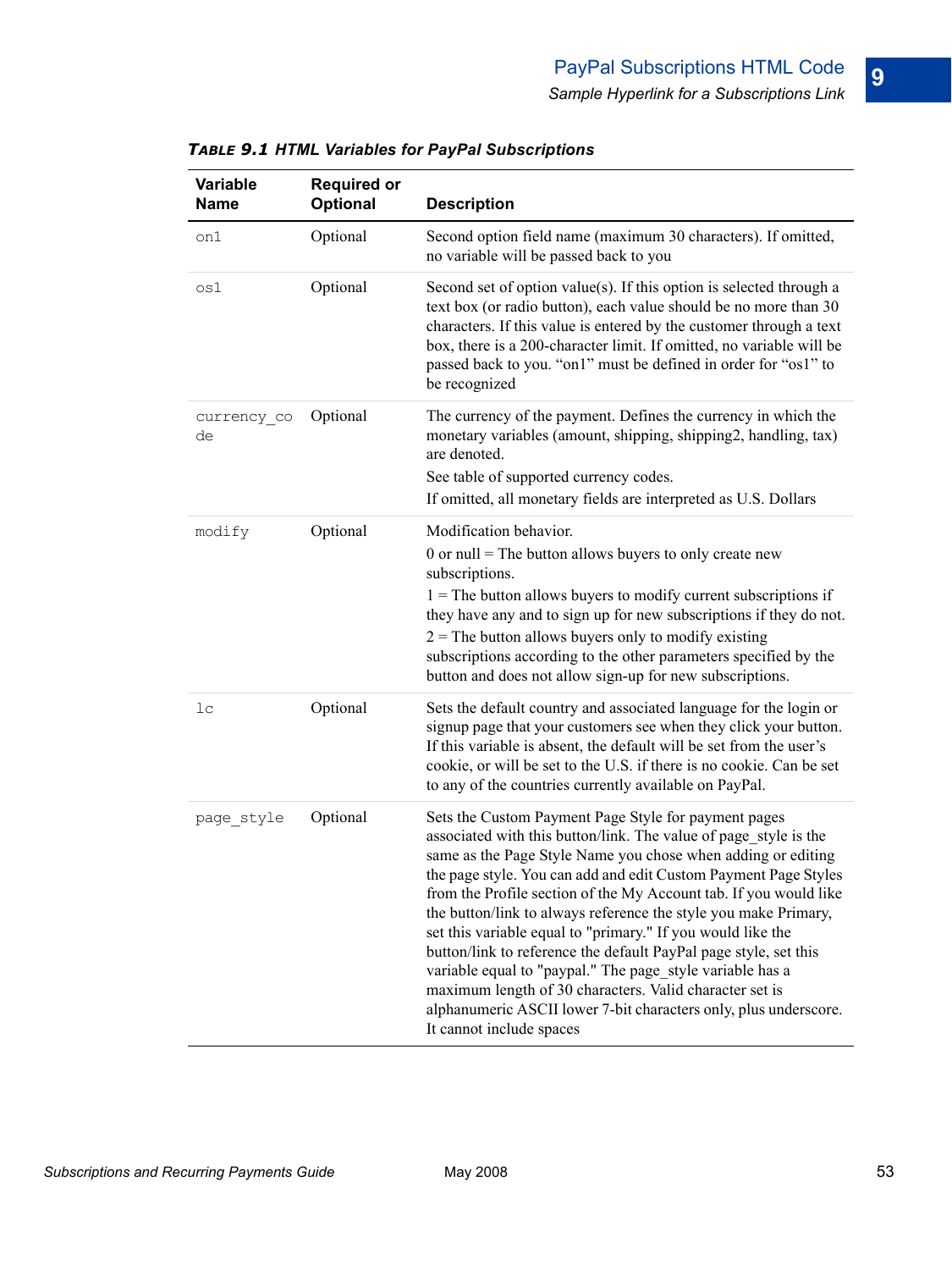**TABLE 9.1 HTML Variables for PayPal Subscriptions**

| Variable Name | Required or Optional | Description |
|---|---|---|
| on1 | Optional | Second option field name (maximum 30 characters). If omitted, no variable will be passed back to you |
| os1 | Optional | Second set of option value(s). If this option is selected through a text box (or radio button), each value should be no more than 30 characters. If this value is entered by the customer through a text box, there is a 200-character limit. If omitted, no variable will be passed back to you. "on1" must be defined in order for "os1" to be recognized |
| currency_code | Optional | The currency of the payment. Defines the currency in which the monetary variables (amount, shipping, shipping2, handling, tax) are denoted.<br>See table of supported currency codes.<br>If omitted, all monetary fields are interpreted as U.S. Dollars |
| modify | Optional | Modification behavior.<br>0 or null = The button allows buyers to only create new subscriptions.<br>1 = The button allows buyers to modify current subscriptions if they have any and to sign up for new subscriptions if they do not.<br>2 = The button allows buyers only to modify existing subscriptions according to the other parameters specified by the button and does not allow sign-up for new subscriptions. |
| lc | Optional | Sets the default country and associated language for the login or signup page that your customers see when they click your button. If this variable is absent, the default will be set from the user's cookie, or will be set to the U.S. if there is no cookie. Can be set to any of the countries currently available on PayPal. |
| page_style | Optional | Sets the Custom Payment Page Style for payment pages associated with this button/link. The value of page_style is the same as the Page Style Name you chose when adding or editing the page style. You can add and edit Custom Payment Page Styles from the Profile section of the My Account tab. If you would like the button/link to always reference the style you make Primary, set this variable equal to "primary." If you would like the button/link to reference the default PayPal page style, set this variable equal to "paypal." The page_style variable has a maximum length of 30 characters. Valid character set is alphanumeric ASCII lower 7-bit characters only, plus underscore. It cannot include spaces |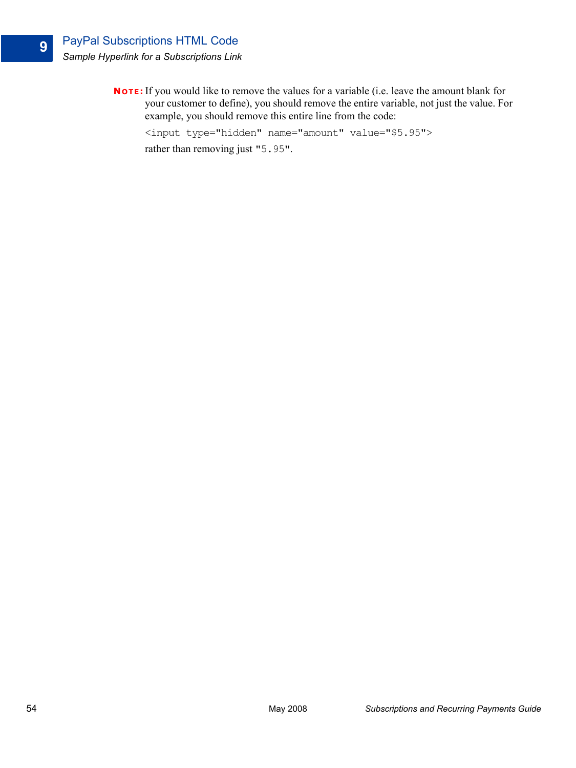**NOTE:** If you would like to remove the values for a variable (i.e. leave the amount blank for your customer to define), you should remove the entire variable, not just the value. For example, you should remove this entire line from the code:

```
<input type="hidden" name="amount" value="$5.95">
```

rather than removing just "`5.95`".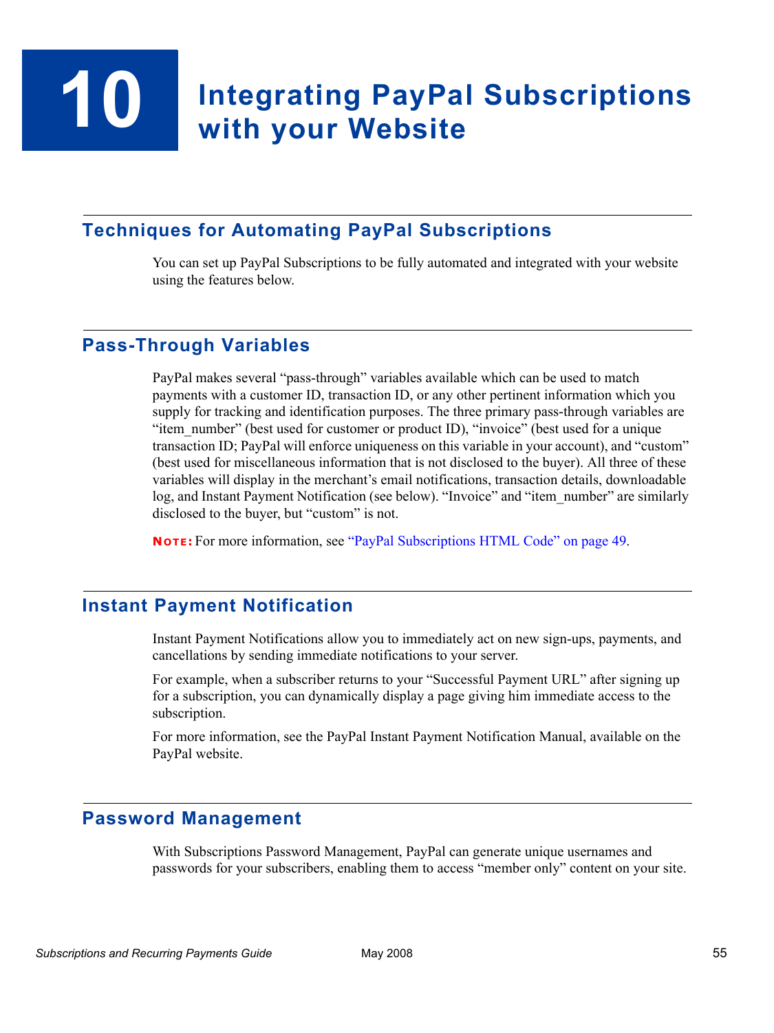# 10 Integrating PayPal Subscriptions with your Website

## Techniques for Automating PayPal Subscriptions

You can set up PayPal Subscriptions to be fully automated and integrated with your website using the features below.

## Pass-Through Variables

PayPal makes several "pass-through" variables available which can be used to match payments with a customer ID, transaction ID, or any other pertinent information which you supply for tracking and identification purposes. The three primary pass-through variables are "item_number" (best used for customer or product ID), "invoice" (best used for a unique transaction ID; PayPal will enforce uniqueness on this variable in your account), and "custom" (best used for miscellaneous information that is not disclosed to the buyer). All three of these variables will display in the merchant's email notifications, transaction details, downloadable log, and Instant Payment Notification (see below). "Invoice" and "item_number" are similarly disclosed to the buyer, but "custom" is not.

**NOTE:** For more information, see "PayPal Subscriptions HTML Code" on page 49.

## Instant Payment Notification

Instant Payment Notifications allow you to immediately act on new sign-ups, payments, and cancellations by sending immediate notifications to your server.

For example, when a subscriber returns to your "Successful Payment URL" after signing up for a subscription, you can dynamically display a page giving him immediate access to the subscription.

For more information, see the PayPal Instant Payment Notification Manual, available on the PayPal website.

## Password Management

With Subscriptions Password Management, PayPal can generate unique usernames and passwords for your subscribers, enabling them to access "member only" content on your site.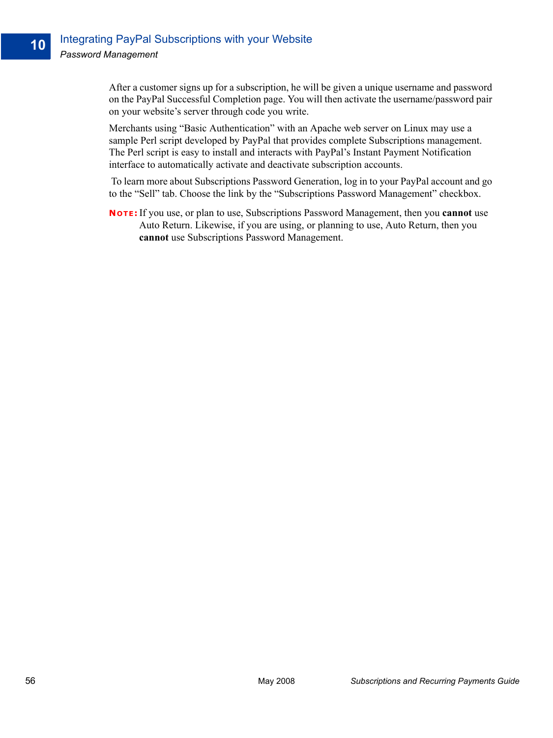After a customer signs up for a subscription, he will be given a unique username and password on the PayPal Successful Completion page. You will then activate the username/password pair on your website's server through code you write.

Merchants using "Basic Authentication" with an Apache web server on Linux may use a sample Perl script developed by PayPal that provides complete Subscriptions management. The Perl script is easy to install and interacts with PayPal's Instant Payment Notification interface to automatically activate and deactivate subscription accounts.

To learn more about Subscriptions Password Generation, log in to your PayPal account and go to the "Sell" tab. Choose the link by the "Subscriptions Password Management" checkbox.

**NOTE:** If you use, or plan to use, Subscriptions Password Management, then you **cannot** use Auto Return. Likewise, if you are using, or planning to use, Auto Return, then you **cannot** use Subscriptions Password Management.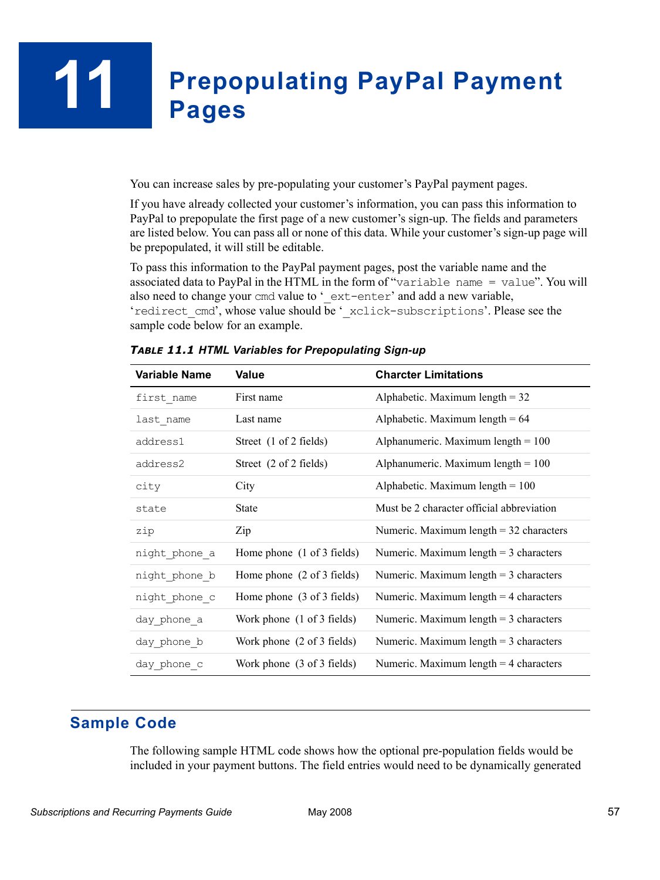# 11 Prepopulating PayPal Payment Pages

You can increase sales by pre-populating your customer's PayPal payment pages.

If you have already collected your customer's information, you can pass this information to PayPal to prepopulate the first page of a new customer's sign-up. The fields and parameters are listed below. You can pass all or none of this data. While your customer's sign-up page will be prepopulated, it will still be editable.

To pass this information to the PayPal payment pages, post the variable name and the associated data to PayPal in the HTML in the form of "`variable name = value`". You will also need to change your `cmd` value to '`_ext-enter`' and add a new variable, '`redirect_cmd`', whose value should be '`_xclick-subscriptions`'. Please see the sample code below for an example.

***TABLE 11.1 HTML Variables for Prepopulating Sign-up***

| Variable Name | Value | Charcter Limitations |
|---|---|---|
| `first_name` | First name | Alphabetic. Maximum length = 32 |
| `last_name` | Last name | Alphabetic. Maximum length = 64 |
| `address1` | Street (1 of 2 fields) | Alphanumeric. Maximum length = 100 |
| `address2` | Street (2 of 2 fields) | Alphanumeric. Maximum length = 100 |
| `city` | City | Alphabetic. Maximum length = 100 |
| `state` | State | Must be 2 character official abbreviation |
| `zip` | Zip | Numeric. Maximum length = 32 characters |
| `night_phone_a` | Home phone (1 of 3 fields) | Numeric. Maximum length = 3 characters |
| `night_phone_b` | Home phone (2 of 3 fields) | Numeric. Maximum length = 3 characters |
| `night_phone_c` | Home phone (3 of 3 fields) | Numeric. Maximum length = 4 characters |
| `day_phone_a` | Work phone (1 of 3 fields) | Numeric. Maximum length = 3 characters |
| `day_phone_b` | Work phone (2 of 3 fields) | Numeric. Maximum length = 3 characters |
| `day_phone_c` | Work phone (3 of 3 fields) | Numeric. Maximum length = 4 characters |

## Sample Code

The following sample HTML code shows how the optional pre-population fields would be included in your payment buttons. The field entries would need to be dynamically generated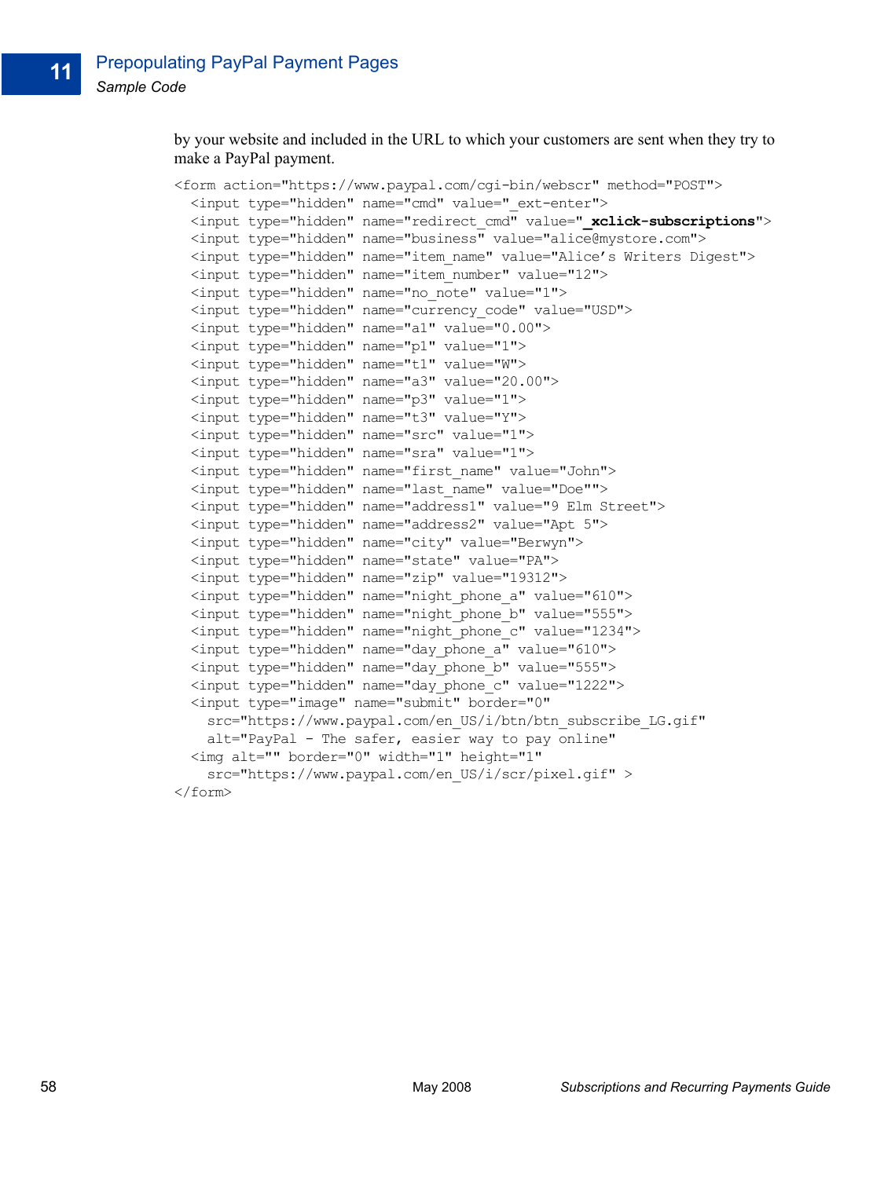by your website and included in the URL to which your customers are sent when they try to make a PayPal payment.

```
<form action="https://www.paypal.com/cgi-bin/webscr" method="POST">
  <input type="hidden" name="cmd" value="_ext-enter">
  <input type="hidden" name="redirect_cmd" value="_xclick-subscriptions">
  <input type="hidden" name="business" value="alice@mystore.com">
  <input type="hidden" name="item_name" value="Alice’s Writers Digest">
  <input type="hidden" name="item_number" value="12">
  <input type="hidden" name="no_note" value="1">
  <input type="hidden" name="currency_code" value="USD">
  <input type="hidden" name="a1" value="0.00">
  <input type="hidden" name="p1" value="1">
  <input type="hidden" name="t1" value="W">
  <input type="hidden" name="a3" value="20.00">
  <input type="hidden" name="p3" value="1">
  <input type="hidden" name="t3" value="Y">
  <input type="hidden" name="src" value="1">
  <input type="hidden" name="sra" value="1">
  <input type="hidden" name="first_name" value="John">
  <input type="hidden" name="last_name" value="Doe"">
  <input type="hidden" name="address1" value="9 Elm Street">
  <input type="hidden" name="address2" value="Apt 5">
  <input type="hidden" name="city" value="Berwyn">
  <input type="hidden" name="state" value="PA">
  <input type="hidden" name="zip" value="19312">
  <input type="hidden" name="night_phone_a" value="610">
  <input type="hidden" name="night_phone_b" value="555">
  <input type="hidden" name="night_phone_c" value="1234">
  <input type="hidden" name="day_phone_a" value="610">
  <input type="hidden" name="day_phone_b" value="555">
  <input type="hidden" name="day_phone_c" value="1222">
  <input type="image" name="submit" border="0"
    src="https://www.paypal.com/en_US/i/btn/btn_subscribe_LG.gif"
    alt="PayPal - The safer, easier way to pay online"
  <img alt="" border="0" width="1" height="1"
    src="https://www.paypal.com/en_US/i/scr/pixel.gif" >
</form>
```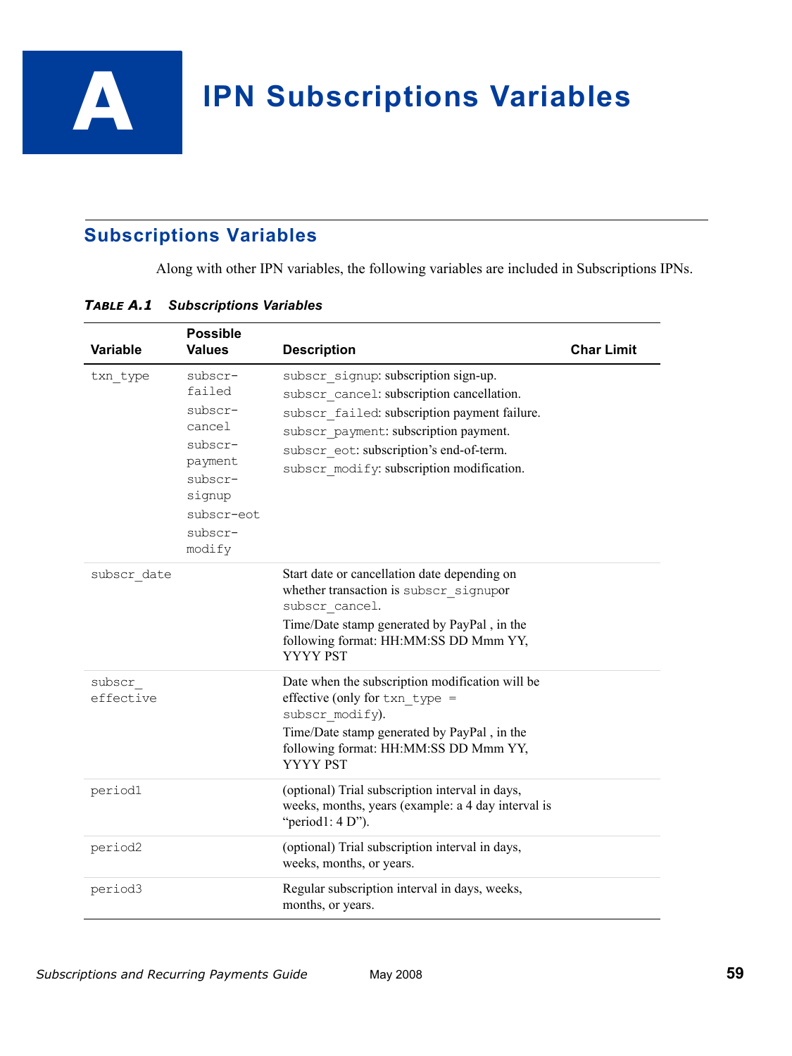# A IPN Subscriptions Variables

## Subscriptions Variables

Along with other IPN variables, the following variables are included in Subscriptions IPNs.

***TABLE A.1 Subscriptions Variables***

| Variable | Possible Values | Description | Char Limit |
|---|---|---|---|
| txn_type | subscr-failed<br>subscr-cancel<br>subscr-payment<br>subscr-signup<br>subscr-eot<br>subscr-modify | subscr_signup: subscription sign-up.<br>subscr_cancel: subscription cancellation.<br>subscr_failed: subscription payment failure.<br>subscr_payment: subscription payment.<br>subscr_eot: subscription's end-of-term.<br>subscr_modify: subscription modification. | |
| subscr_date | | Start date or cancellation date depending on whether transaction is subscr_signupor subscr_cancel.<br>Time/Date stamp generated by PayPal , in the following format: HH:MM:SS DD Mmm YY, YYYY PST | |
| subscr_effective | | Date when the subscription modification will be effective (only for txn_type = subscr_modify).<br>Time/Date stamp generated by PayPal , in the following format: HH:MM:SS DD Mmm YY, YYYY PST | |
| period1 | | (optional) Trial subscription interval in days, weeks, months, years (example: a 4 day interval is "period1: 4 D"). | |
| period2 | | (optional) Trial subscription interval in days, weeks, months, or years. | |
| period3 | | Regular subscription interval in days, weeks, months, or years. | |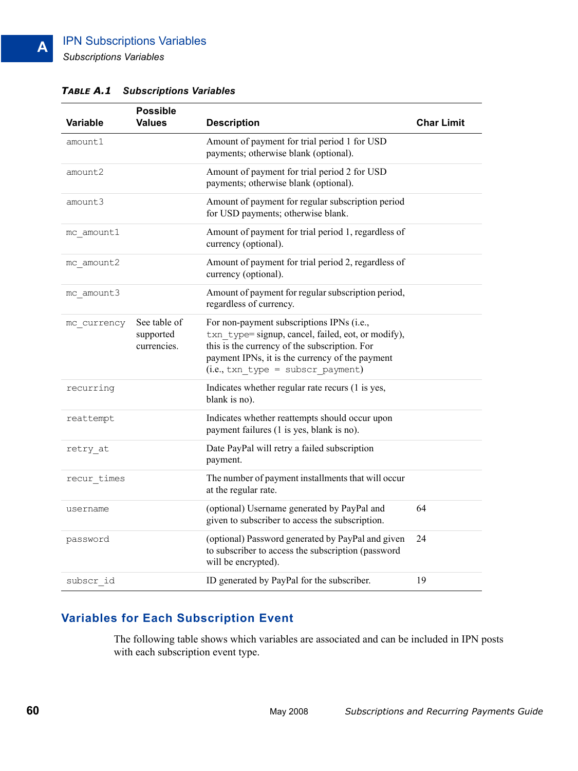**TABLE A.1 Subscriptions Variables**

| Variable | Possible Values | Description | Char Limit |
|---|---|---|---|
| amount1 | | Amount of payment for trial period 1 for USD payments; otherwise blank (optional). | |
| amount2 | | Amount of payment for trial period 2 for USD payments; otherwise blank (optional). | |
| amount3 | | Amount of payment for regular subscription period for USD payments; otherwise blank. | |
| mc_amount1 | | Amount of payment for trial period 1, regardless of currency (optional). | |
| mc_amount2 | | Amount of payment for trial period 2, regardless of currency (optional). | |
| mc_amount3 | | Amount of payment for regular subscription period, regardless of currency. | |
| mc_currency | See table of supported currencies. | For non-payment subscriptions IPNs (i.e., txn_type= signup, cancel, failed, eot, or modify), this is the currency of the subscription. For payment IPNs, it is the currency of the payment (i.e., txn_type = subscr_payment) | |
| recurring | | Indicates whether regular rate recurs (1 is yes, blank is no). | |
| reattempt | | Indicates whether reattempts should occur upon payment failures (1 is yes, blank is no). | |
| retry_at | | Date PayPal will retry a failed subscription payment. | |
| recur_times | | The number of payment installments that will occur at the regular rate. | |
| username | | (optional) Username generated by PayPal and given to subscriber to access the subscription. | 64 |
| password | | (optional) Password generated by PayPal and given to subscriber to access the subscription (password will be encrypted). | 24 |
| subscr_id | | ID generated by PayPal for the subscriber. | 19 |

## Variables for Each Subscription Event

The following table shows which variables are associated and can be included in IPN posts with each subscription event type.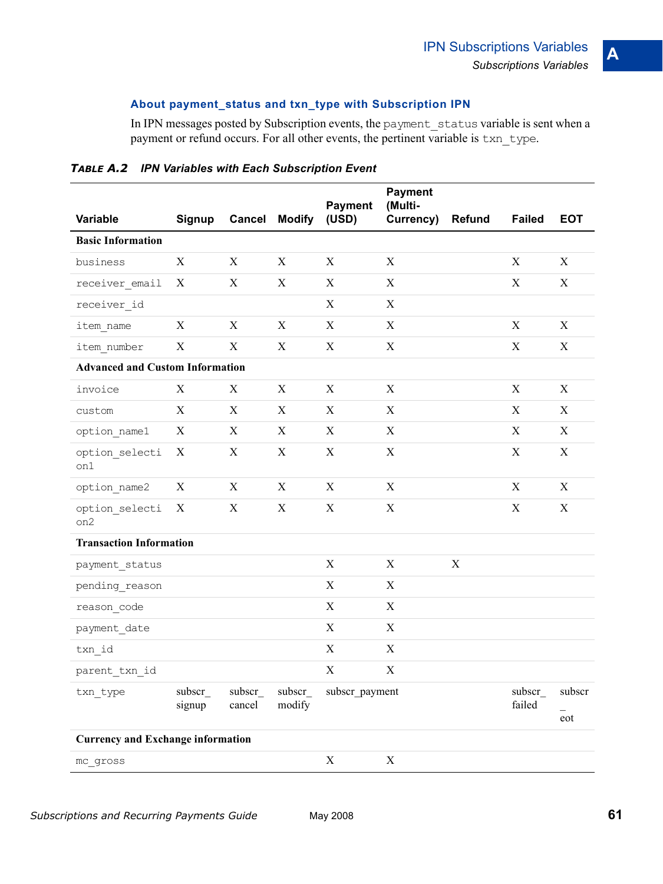### About payment_status and txn_type with Subscription IPN

In IPN messages posted by Subscription events, the `payment_status` variable is sent when a payment or refund occurs. For all other events, the pertinent variable is `txn_type`.

**TABLE A.2 IPN Variables with Each Subscription Event**

| Variable | Signup | Cancel | Modify | Payment (USD) | Payment (Multi-Currency) | Refund | Failed | EOT |
|---|---|---|---|---|---|---|---|---|
| **Basic Information** | | | | | | | | |
| business | X | X | X | X | X | | X | X |
| receiver_email | X | X | X | X | X | | X | X |
| receiver_id | | | | X | X | | | |
| item_name | X | X | X | X | X | | X | X |
| item_number | X | X | X | X | X | | X | X |
| **Advanced and Custom Information** | | | | | | | | |
| invoice | X | X | X | X | X | | X | X |
| custom | X | X | X | X | X | | X | X |
| option_name1 | X | X | X | X | X | | X | X |
| option_selection1 | X | X | X | X | X | | X | X |
| option_name2 | X | X | X | X | X | | X | X |
| option_selection2 | X | X | X | X | X | | X | X |
| **Transaction Information** | | | | | | | | |
| payment_status | | | | X | X | X | | |
| pending_reason | | | | X | X | | | |
| reason_code | | | | X | X | | | |
| payment_date | | | | X | X | | | |
| txn_id | | | | X | X | | | |
| parent_txn_id | | | | X | X | | | |
| txn_type | subscr_signup | subscr_cancel | subscr_modify | subscr_payment | | | subscr_failed | subscr_eot |
| **Currency and Exchange information** | | | | | | | | |
| mc_gross | | | | X | X | | | |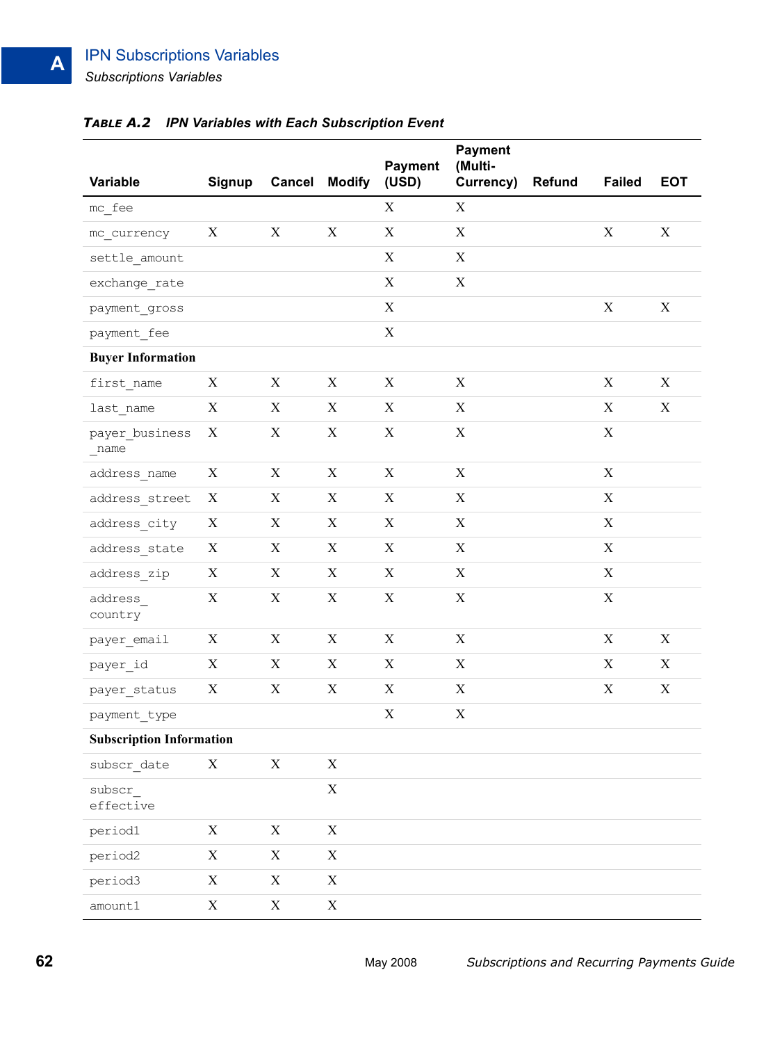**TABLE A.2 IPN Variables with Each Subscription Event**

| Variable | Signup | Cancel | Modify | Payment (USD) | Payment (Multi-Currency) | Refund | Failed | EOT |
|---|---|---|---|---|---|---|---|---|
| mc_fee | | | | X | X | | | |
| mc_currency | X | X | X | X | X | | X | X |
| settle_amount | | | | X | X | | | |
| exchange_rate | | | | X | X | | | |
| payment_gross | | | | X | | | X | X |
| payment_fee | | | | X | | | | |
| **Buyer Information** | | | | | | | | |
| first_name | X | X | X | X | X | | X | X |
| last_name | X | X | X | X | X | | X | X |
| payer_business_name | X | X | X | X | X | | X | |
| address_name | X | X | X | X | X | | X | |
| address_street | X | X | X | X | X | | X | |
| address_city | X | X | X | X | X | | X | |
| address_state | X | X | X | X | X | | X | |
| address_zip | X | X | X | X | X | | X | |
| address_country | X | X | X | X | X | | X | |
| payer_email | X | X | X | X | X | | X | X |
| payer_id | X | X | X | X | X | | X | X |
| payer_status | X | X | X | X | X | | X | X |
| payment_type | | | | X | X | | | |
| **Subscription Information** | | | | | | | | |
| subscr_date | X | X | X | | | | | |
| subscr_effective | | | X | | | | | |
| period1 | X | X | X | | | | | |
| period2 | X | X | X | | | | | |
| period3 | X | X | X | | | | | |
| amount1 | X | X | X | | | | | |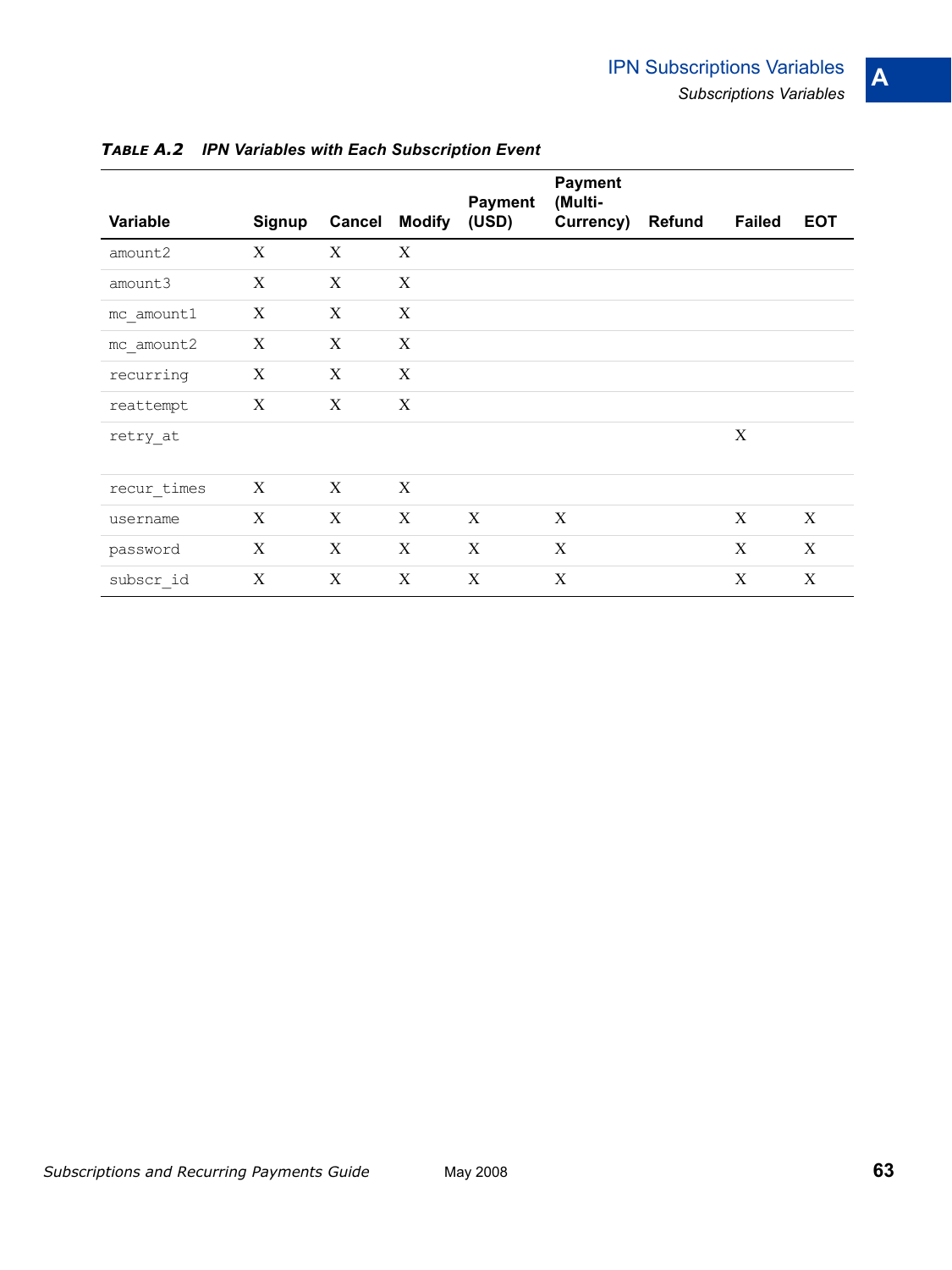**TABLE A.2 IPN Variables with Each Subscription Event**

| Variable | Signup | Cancel | Modify | Payment (USD) | Payment (Multi-Currency) | Refund | Failed | EOT |
|---|---|---|---|---|---|---|---|---|
| amount2 | X | X | X | | | | | |
| amount3 | X | X | X | | | | | |
| mc_amount1 | X | X | X | | | | | |
| mc_amount2 | X | X | X | | | | | |
| recurring | X | X | X | | | | | |
| reattempt | X | X | X | | | | | |
| retry_at | | | | | | | X | |
| recur_times | X | X | X | | | | | |
| username | X | X | X | X | X | | X | X |
| password | X | X | X | X | X | | X | X |
| subscr_id | X | X | X | X | X | | X | X |